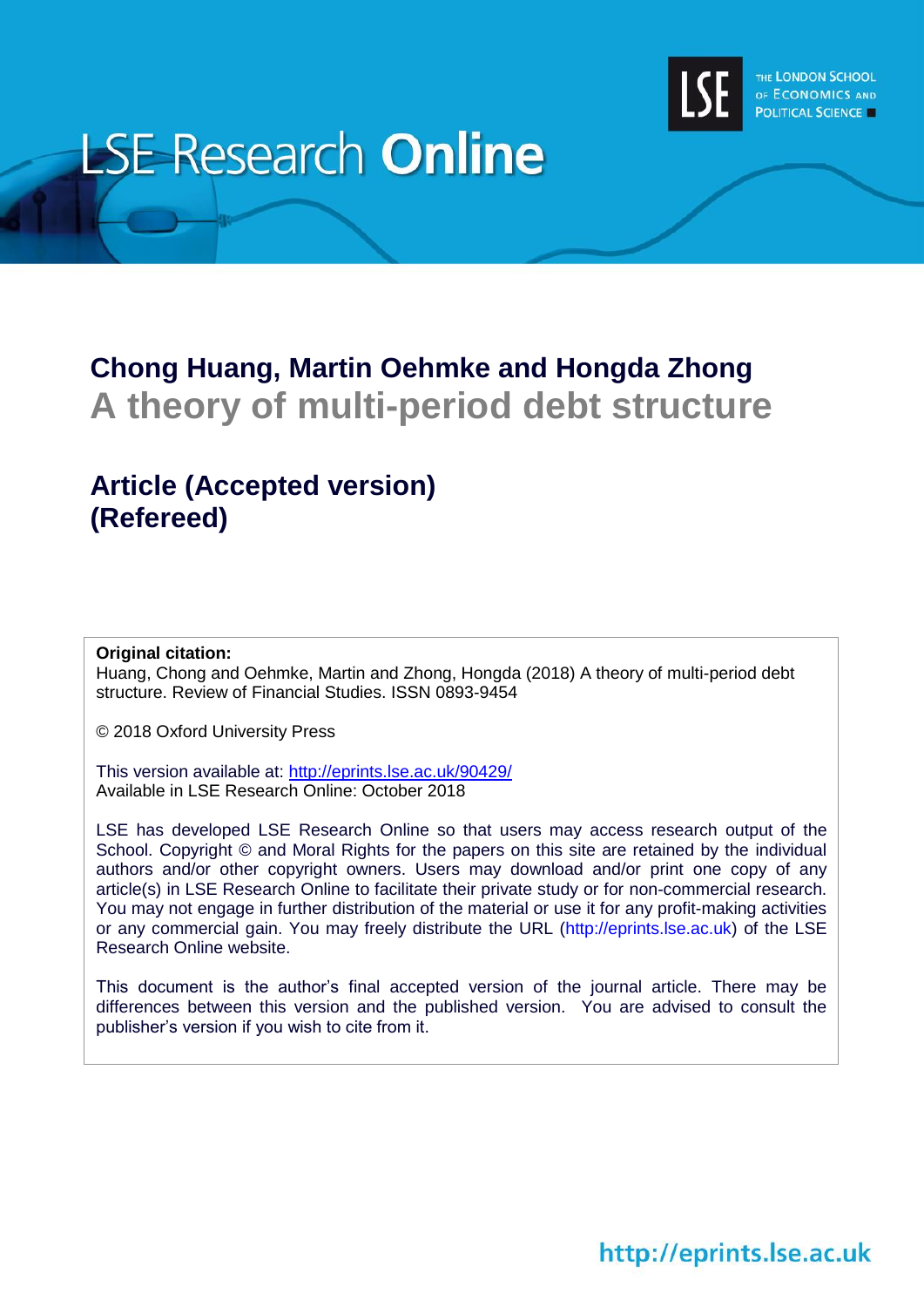# LSE Research Online

THE LONDON SCHOOL OF ECONOMICS AND POLITICAL SCIENCE

## Chong Huang, Martin Oehmke and Hongda Zhong

## A theory of multi-period debt structure

### Article (Accepted version)
### (Refereed)

**Original citation:**
Huang, Chong and Oehmke, Martin and Zhong, Hongda (2018) A theory of multi-period debt structure. Review of Financial Studies. ISSN 0893-9454

© 2018 Oxford University Press

This version available at: http://eprints.lse.ac.uk/90429/
Available in LSE Research Online: October 2018

LSE has developed LSE Research Online so that users may access research output of the School. Copyright © and Moral Rights for the papers on this site are retained by the individual authors and/or other copyright owners. Users may download and/or print one copy of any article(s) in LSE Research Online to facilitate their private study or for non-commercial research. You may not engage in further distribution of the material or use it for any profit-making activities or any commercial gain. You may freely distribute the URL (http://eprints.lse.ac.uk) of the LSE Research Online website.

This document is the author's final accepted version of the journal article. There may be differences between this version and the published version. You are advised to consult the publisher's version if you wish to cite from it.

http://eprints.lse.ac.uk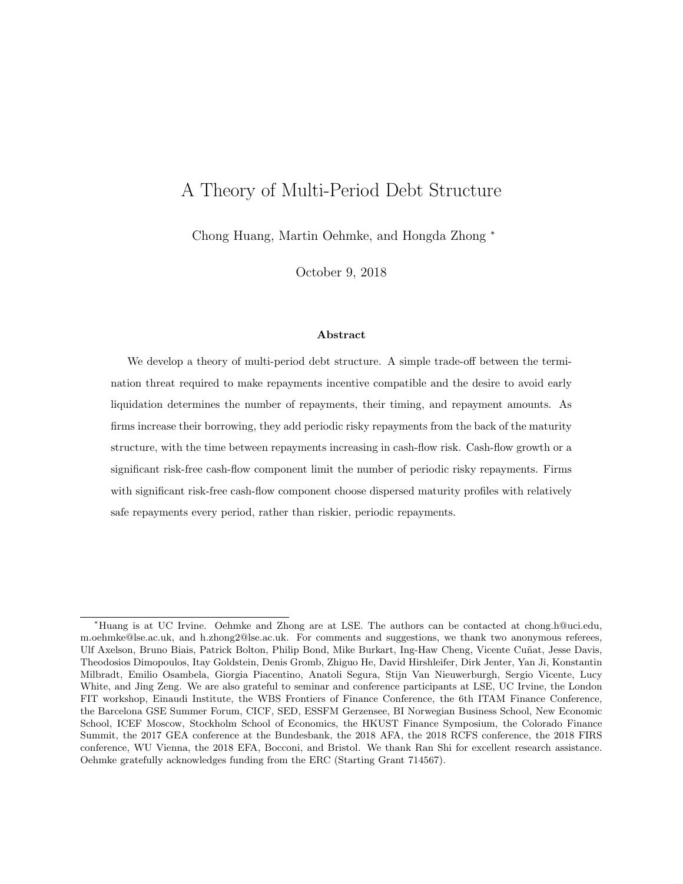# A Theory of Multi-Period Debt Structure

Chong Huang, Martin Oehmke, and Hongda Zhong *

October 9, 2018

## Abstract

We develop a theory of multi-period debt structure. A simple trade-off between the termination threat required to make repayments incentive compatible and the desire to avoid early liquidation determines the number of repayments, their timing, and repayment amounts. As firms increase their borrowing, they add periodic risky repayments from the back of the maturity structure, with the time between repayments increasing in cash-flow risk. Cash-flow growth or a significant risk-free cash-flow component limit the number of periodic risky repayments. Firms with significant risk-free cash-flow component choose dispersed maturity profiles with relatively safe repayments every period, rather than riskier, periodic repayments.

---

*Huang is at UC Irvine. Oehmke and Zhong are at LSE. The authors can be contacted at chong.h@uci.edu, m.oehmke@lse.ac.uk, and h.zhong2@lse.ac.uk. For comments and suggestions, we thank two anonymous referees, Ulf Axelson, Bruno Biais, Patrick Bolton, Philip Bond, Mike Burkart, Ing-Haw Cheng, Vicente Cuñat, Jesse Davis, Theodosios Dimopoulos, Itay Goldstein, Denis Gromb, Zhiguo He, David Hirshleifer, Dirk Jenter, Yan Ji, Konstantin Milbradt, Emilio Osambela, Giorgia Piacentino, Anatoli Segura, Stijn Van Nieuwerburgh, Sergio Vicente, Lucy White, and Jing Zeng. We are also grateful to seminar and conference participants at LSE, UC Irvine, the London FIT workshop, Einaudi Institute, the WBS Frontiers of Finance Conference, the 6th ITAM Finance Conference, the Barcelona GSE Summer Forum, CICF, SED, ESSFM Gerzensee, BI Norwegian Business School, New Economic School, ICEF Moscow, Stockholm School of Economics, the HKUST Finance Symposium, the Colorado Finance Summit, the 2017 GEA conference at the Bundesbank, the 2018 AFA, the 2018 RCFS conference, the 2018 FIRS conference, WU Vienna, the 2018 EFA, Bocconi, and Bristol. We thank Ran Shi for excellent research assistance. Oehmke gratefully acknowledges funding from the ERC (Starting Grant 714567).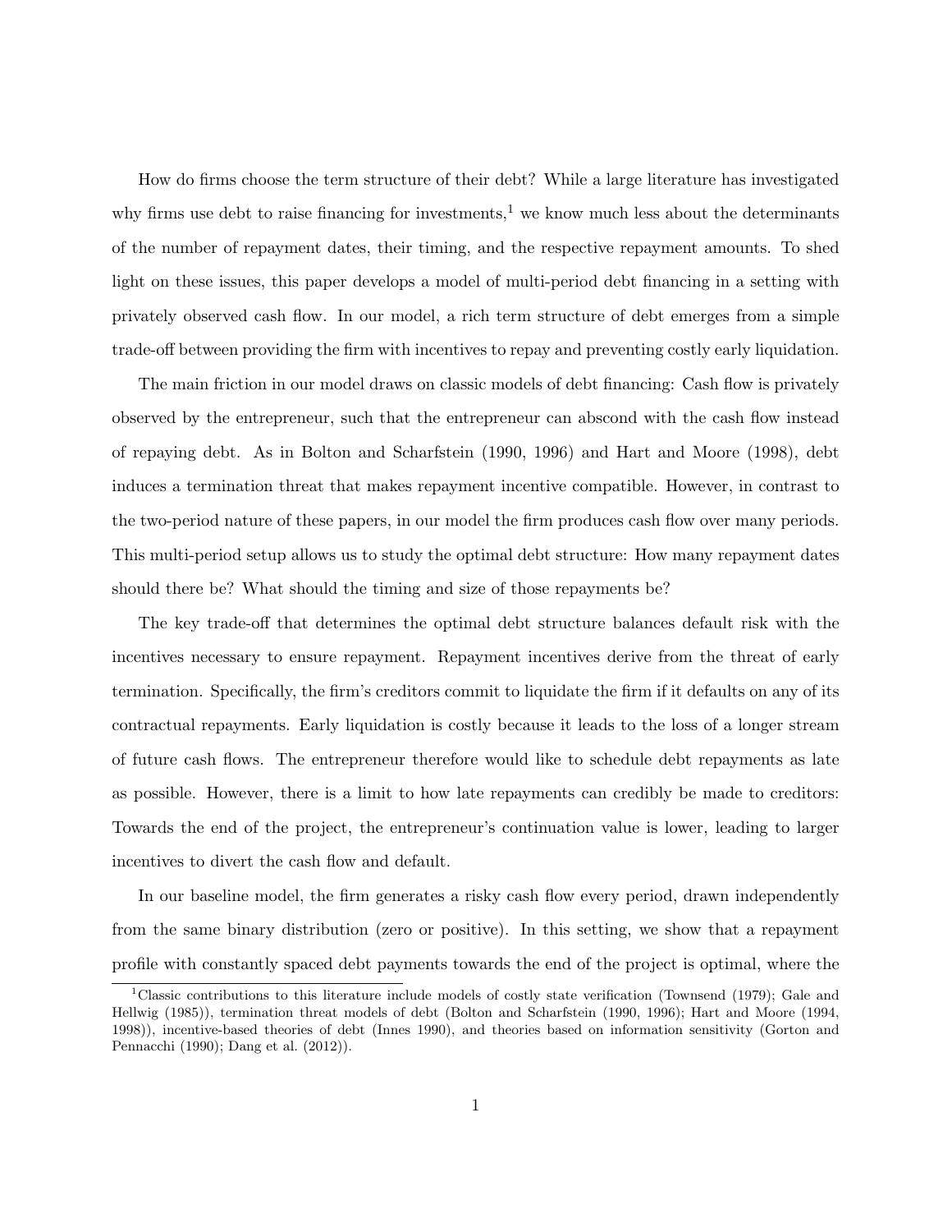How do firms choose the term structure of their debt? While a large literature has investigated why firms use debt to raise financing for investments,[1] we know much less about the determinants of the number of repayment dates, their timing, and the respective repayment amounts. To shed light on these issues, this paper develops a model of multi-period debt financing in a setting with privately observed cash flow. In our model, a rich term structure of debt emerges from a simple trade-off between providing the firm with incentives to repay and preventing costly early liquidation.

The main friction in our model draws on classic models of debt financing: Cash flow is privately observed by the entrepreneur, such that the entrepreneur can abscond with the cash flow instead of repaying debt. As in Bolton and Scharfstein (1990, 1996) and Hart and Moore (1998), debt induces a termination threat that makes repayment incentive compatible. However, in contrast to the two-period nature of these papers, in our model the firm produces cash flow over many periods. This multi-period setup allows us to study the optimal debt structure: How many repayment dates should there be? What should the timing and size of those repayments be?

The key trade-off that determines the optimal debt structure balances default risk with the incentives necessary to ensure repayment. Repayment incentives derive from the threat of early termination. Specifically, the firm's creditors commit to liquidate the firm if it defaults on any of its contractual repayments. Early liquidation is costly because it leads to the loss of a longer stream of future cash flows. The entrepreneur therefore would like to schedule debt repayments as late as possible. However, there is a limit to how late repayments can credibly be made to creditors: Towards the end of the project, the entrepreneur's continuation value is lower, leading to larger incentives to divert the cash flow and default.

In our baseline model, the firm generates a risky cash flow every period, drawn independently from the same binary distribution (zero or positive). In this setting, we show that a repayment profile with constantly spaced debt payments towards the end of the project is optimal, where the

[1] Classic contributions to this literature include models of costly state verification (Townsend (1979); Gale and Hellwig (1985)), termination threat models of debt (Bolton and Scharfstein (1990, 1996); Hart and Moore (1994, 1998)), incentive-based theories of debt (Innes 1990), and theories based on information sensitivity (Gorton and Pennacchi (1990); Dang et al. (2012)).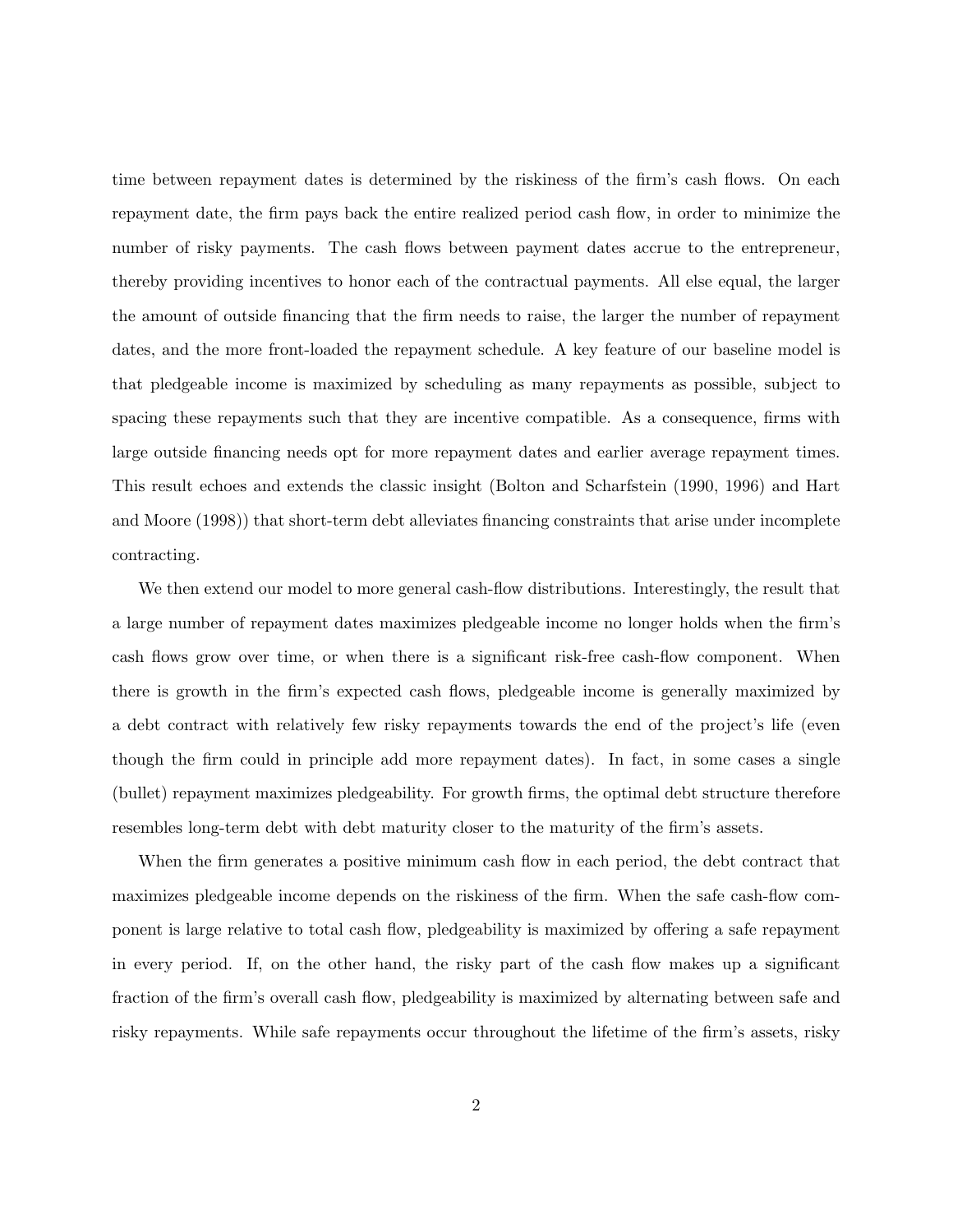time between repayment dates is determined by the riskiness of the firm's cash flows. On each repayment date, the firm pays back the entire realized period cash flow, in order to minimize the number of risky payments. The cash flows between payment dates accrue to the entrepreneur, thereby providing incentives to honor each of the contractual payments. All else equal, the larger the amount of outside financing that the firm needs to raise, the larger the number of repayment dates, and the more front-loaded the repayment schedule. A key feature of our baseline model is that pledgeable income is maximized by scheduling as many repayments as possible, subject to spacing these repayments such that they are incentive compatible. As a consequence, firms with large outside financing needs opt for more repayment dates and earlier average repayment times. This result echoes and extends the classic insight (Bolton and Scharfstein (1990, 1996) and Hart and Moore (1998)) that short-term debt alleviates financing constraints that arise under incomplete contracting.

We then extend our model to more general cash-flow distributions. Interestingly, the result that a large number of repayment dates maximizes pledgeable income no longer holds when the firm's cash flows grow over time, or when there is a significant risk-free cash-flow component. When there is growth in the firm's expected cash flows, pledgeable income is generally maximized by a debt contract with relatively few risky repayments towards the end of the project's life (even though the firm could in principle add more repayment dates). In fact, in some cases a single (bullet) repayment maximizes pledgeability. For growth firms, the optimal debt structure therefore resembles long-term debt with debt maturity closer to the maturity of the firm's assets.

When the firm generates a positive minimum cash flow in each period, the debt contract that maximizes pledgeable income depends on the riskiness of the firm. When the safe cash-flow component is large relative to total cash flow, pledgeability is maximized by offering a safe repayment in every period. If, on the other hand, the risky part of the cash flow makes up a significant fraction of the firm's overall cash flow, pledgeability is maximized by alternating between safe and risky repayments. While safe repayments occur throughout the lifetime of the firm's assets, risky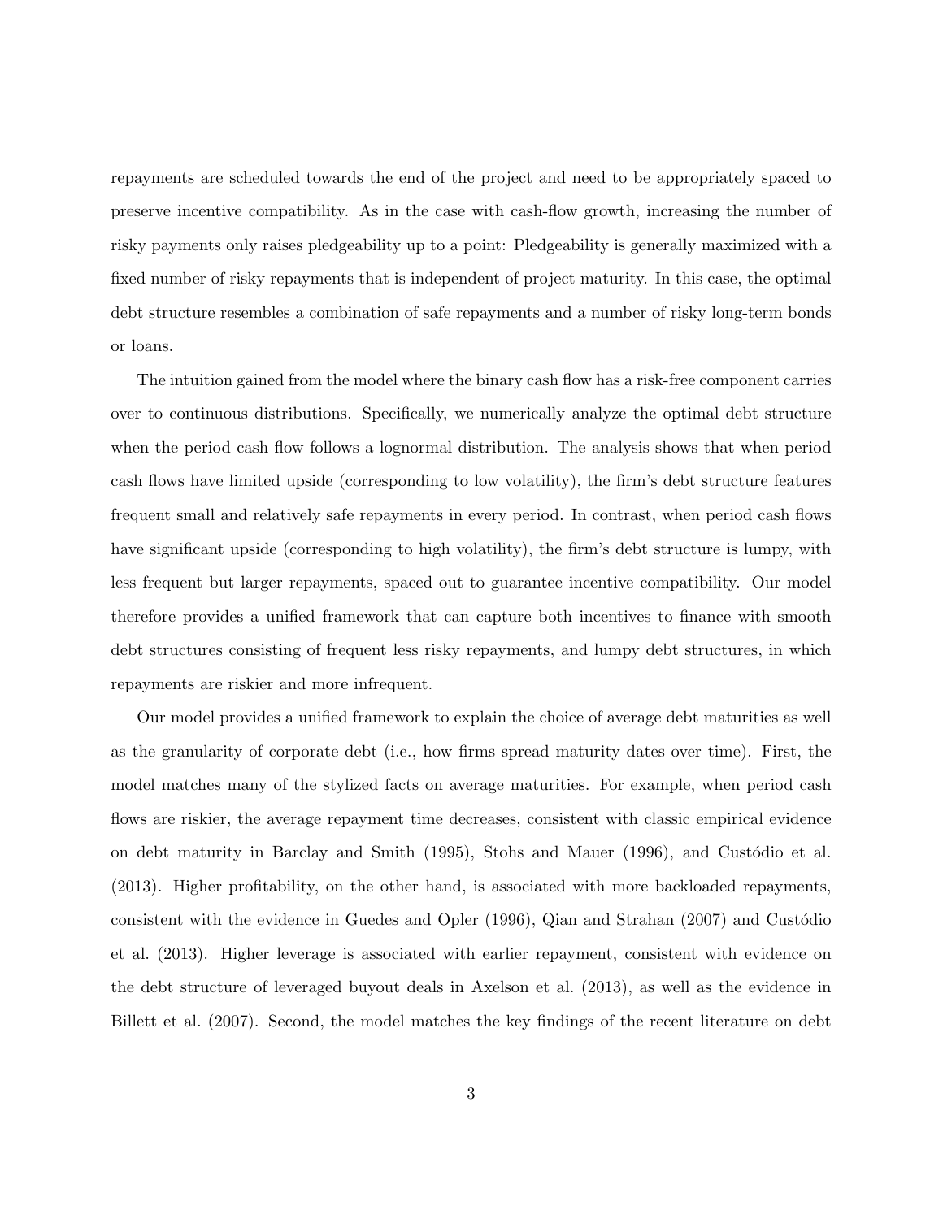repayments are scheduled towards the end of the project and need to be appropriately spaced to preserve incentive compatibility. As in the case with cash-flow growth, increasing the number of risky payments only raises pledgeability up to a point: Pledgeability is generally maximized with a fixed number of risky repayments that is independent of project maturity. In this case, the optimal debt structure resembles a combination of safe repayments and a number of risky long-term bonds or loans.

The intuition gained from the model where the binary cash flow has a risk-free component carries over to continuous distributions. Specifically, we numerically analyze the optimal debt structure when the period cash flow follows a lognormal distribution. The analysis shows that when period cash flows have limited upside (corresponding to low volatility), the firm's debt structure features frequent small and relatively safe repayments in every period. In contrast, when period cash flows have significant upside (corresponding to high volatility), the firm's debt structure is lumpy, with less frequent but larger repayments, spaced out to guarantee incentive compatibility. Our model therefore provides a unified framework that can capture both incentives to finance with smooth debt structures consisting of frequent less risky repayments, and lumpy debt structures, in which repayments are riskier and more infrequent.

Our model provides a unified framework to explain the choice of average debt maturities as well as the granularity of corporate debt (i.e., how firms spread maturity dates over time). First, the model matches many of the stylized facts on average maturities. For example, when period cash flows are riskier, the average repayment time decreases, consistent with classic empirical evidence on debt maturity in Barclay and Smith (1995), Stohs and Mauer (1996), and Custódio et al. (2013). Higher profitability, on the other hand, is associated with more backloaded repayments, consistent with the evidence in Guedes and Opler (1996), Qian and Strahan (2007) and Custódio et al. (2013). Higher leverage is associated with earlier repayment, consistent with evidence on the debt structure of leveraged buyout deals in Axelson et al. (2013), as well as the evidence in Billett et al. (2007). Second, the model matches the key findings of the recent literature on debt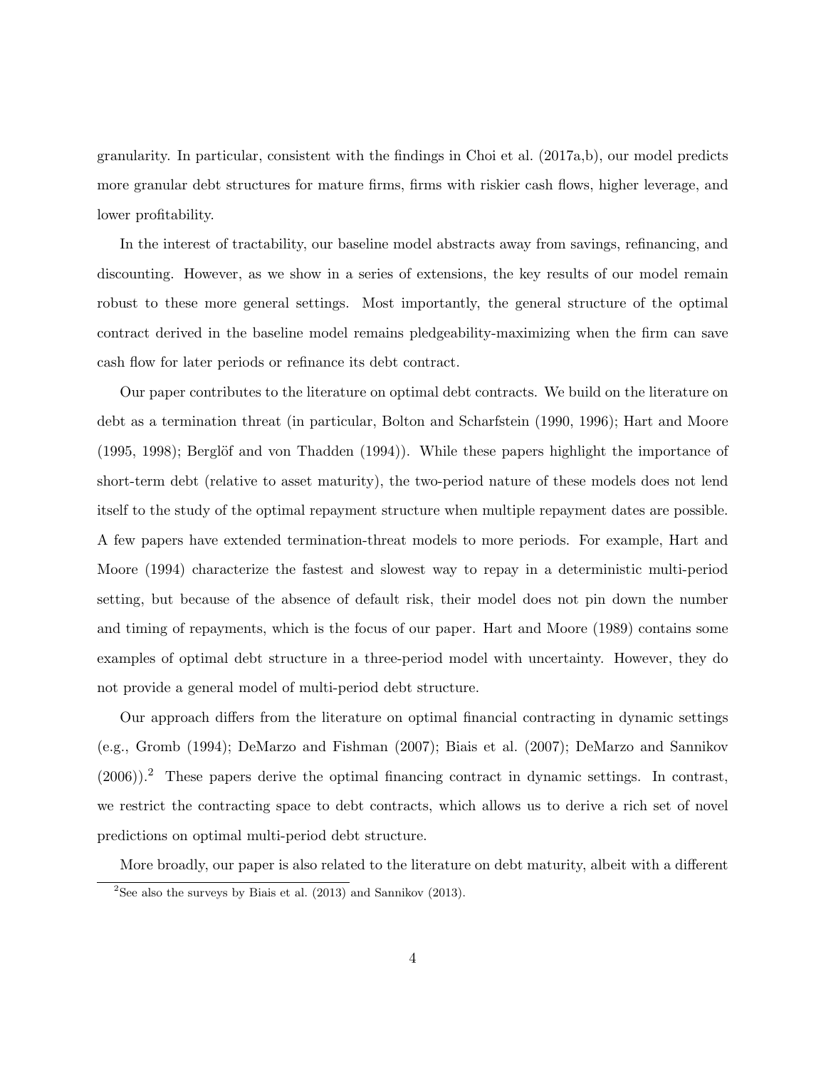granularity. In particular, consistent with the findings in Choi et al. (2017a,b), our model predicts more granular debt structures for mature firms, firms with riskier cash flows, higher leverage, and lower profitability.

In the interest of tractability, our baseline model abstracts away from savings, refinancing, and discounting. However, as we show in a series of extensions, the key results of our model remain robust to these more general settings. Most importantly, the general structure of the optimal contract derived in the baseline model remains pledgeability-maximizing when the firm can save cash flow for later periods or refinance its debt contract.

Our paper contributes to the literature on optimal debt contracts. We build on the literature on debt as a termination threat (in particular, Bolton and Scharfstein (1990, 1996); Hart and Moore (1995, 1998); Berglöf and von Thadden (1994)). While these papers highlight the importance of short-term debt (relative to asset maturity), the two-period nature of these models does not lend itself to the study of the optimal repayment structure when multiple repayment dates are possible. A few papers have extended termination-threat models to more periods. For example, Hart and Moore (1994) characterize the fastest and slowest way to repay in a deterministic multi-period setting, but because of the absence of default risk, their model does not pin down the number and timing of repayments, which is the focus of our paper. Hart and Moore (1989) contains some examples of optimal debt structure in a three-period model with uncertainty. However, they do not provide a general model of multi-period debt structure.

Our approach differs from the literature on optimal financial contracting in dynamic settings (e.g., Gromb (1994); DeMarzo and Fishman (2007); Biais et al. (2007); DeMarzo and Sannikov (2006)).[2] These papers derive the optimal financing contract in dynamic settings. In contrast, we restrict the contracting space to debt contracts, which allows us to derive a rich set of novel predictions on optimal multi-period debt structure.

More broadly, our paper is also related to the literature on debt maturity, albeit with a different

[2]See also the surveys by Biais et al. (2013) and Sannikov (2013).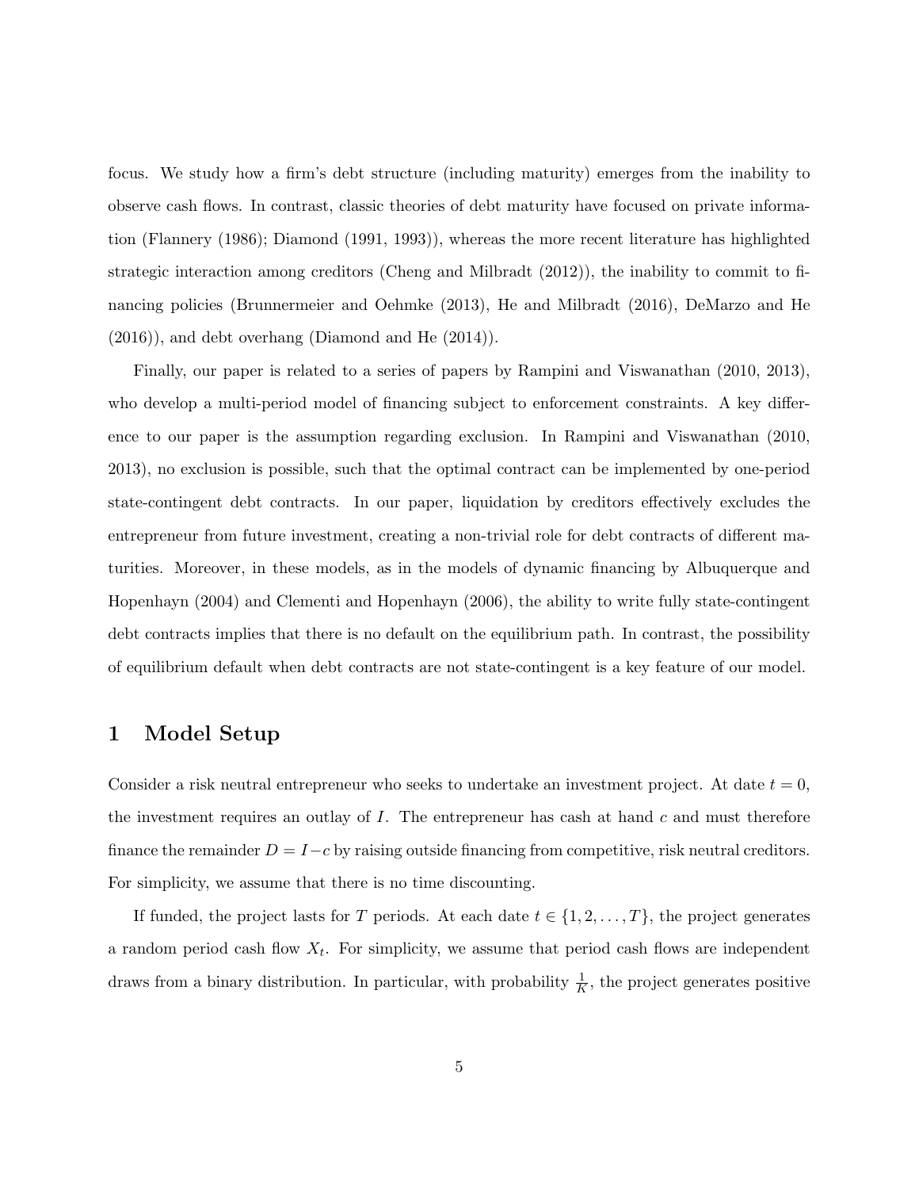focus. We study how a firm's debt structure (including maturity) emerges from the inability to observe cash flows. In contrast, classic theories of debt maturity have focused on private information (Flannery (1986); Diamond (1991, 1993)), whereas the more recent literature has highlighted strategic interaction among creditors (Cheng and Milbradt (2012)), the inability to commit to financing policies (Brunnermeier and Oehmke (2013), He and Milbradt (2016), DeMarzo and He (2016)), and debt overhang (Diamond and He (2014)).

Finally, our paper is related to a series of papers by Rampini and Viswanathan (2010, 2013), who develop a multi-period model of financing subject to enforcement constraints. A key difference to our paper is the assumption regarding exclusion. In Rampini and Viswanathan (2010, 2013), no exclusion is possible, such that the optimal contract can be implemented by one-period state-contingent debt contracts. In our paper, liquidation by creditors effectively excludes the entrepreneur from future investment, creating a non-trivial role for debt contracts of different maturities. Moreover, in these models, as in the models of dynamic financing by Albuquerque and Hopenhayn (2004) and Clementi and Hopenhayn (2006), the ability to write fully state-contingent debt contracts implies that there is no default on the equilibrium path. In contrast, the possibility of equilibrium default when debt contracts are not state-contingent is a key feature of our model.

# 1 Model Setup

Consider a risk neutral entrepreneur who seeks to undertake an investment project. At date $t = 0$, the investment requires an outlay of $I$. The entrepreneur has cash at hand $c$ and must therefore finance the remainder $D = I - c$ by raising outside financing from competitive, risk neutral creditors. For simplicity, we assume that there is no time discounting.

If funded, the project lasts for $T$ periods. At each date $t \in \{1, 2, \ldots, T\}$, the project generates a random period cash flow $X_t$. For simplicity, we assume that period cash flows are independent draws from a binary distribution. In particular, with probability $\frac{1}{K}$, the project generates positive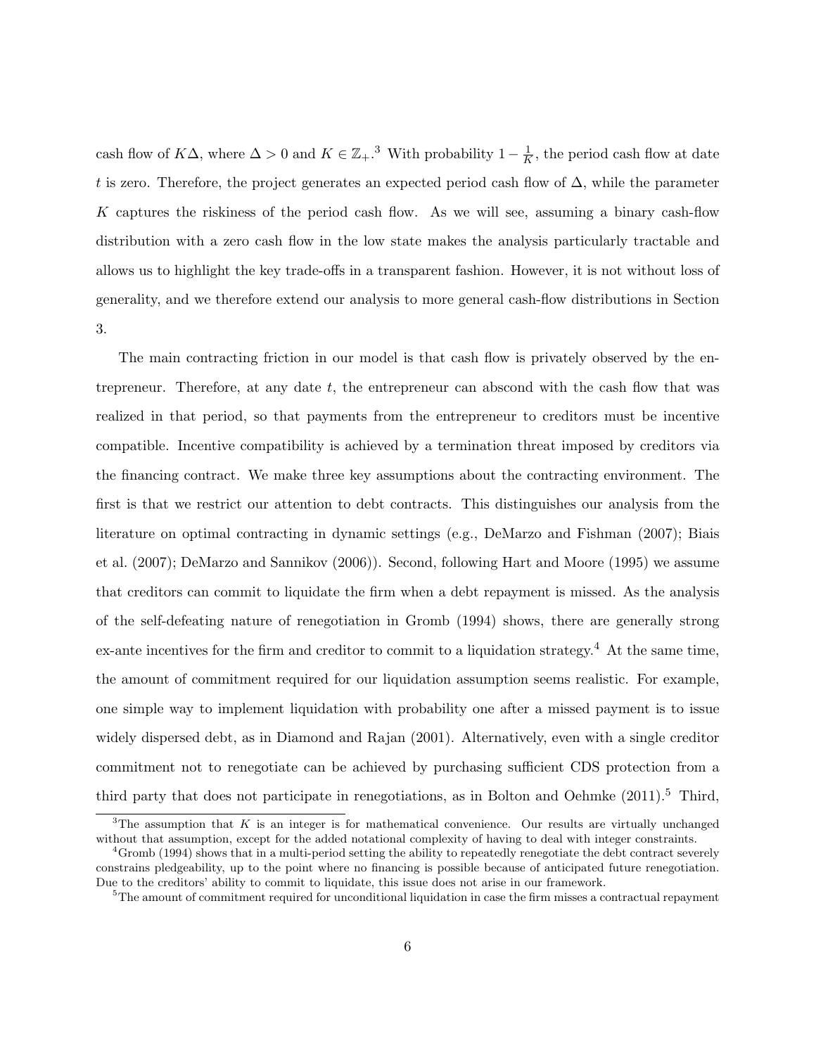cash flow of $K\Delta$, where $\Delta > 0$ and $K \in \mathbb{Z}_+$.[3] With probability $1 - \frac{1}{K}$, the period cash flow at date $t$ is zero. Therefore, the project generates an expected period cash flow of $\Delta$, while the parameter $K$ captures the riskiness of the period cash flow. As we will see, assuming a binary cash-flow distribution with a zero cash flow in the low state makes the analysis particularly tractable and allows us to highlight the key trade-offs in a transparent fashion. However, it is not without loss of generality, and we therefore extend our analysis to more general cash-flow distributions in Section 3.

The main contracting friction in our model is that cash flow is privately observed by the entrepreneur. Therefore, at any date $t$, the entrepreneur can abscond with the cash flow that was realized in that period, so that payments from the entrepreneur to creditors must be incentive compatible. Incentive compatibility is achieved by a termination threat imposed by creditors via the financing contract. We make three key assumptions about the contracting environment. The first is that we restrict our attention to debt contracts. This distinguishes our analysis from the literature on optimal contracting in dynamic settings (e.g., DeMarzo and Fishman (2007); Biais et al. (2007); DeMarzo and Sannikov (2006)). Second, following Hart and Moore (1995) we assume that creditors can commit to liquidate the firm when a debt repayment is missed. As the analysis of the self-defeating nature of renegotiation in Gromb (1994) shows, there are generally strong ex-ante incentives for the firm and creditor to commit to a liquidation strategy.[4] At the same time, the amount of commitment required for our liquidation assumption seems realistic. For example, one simple way to implement liquidation with probability one after a missed payment is to issue widely dispersed debt, as in Diamond and Rajan (2001). Alternatively, even with a single creditor commitment not to renegotiate can be achieved by purchasing sufficient CDS protection from a third party that does not participate in renegotiations, as in Bolton and Oehmke (2011).[5] Third,

[3] The assumption that $K$ is an integer is for mathematical convenience. Our results are virtually unchanged without that assumption, except for the added notational complexity of having to deal with integer constraints.

[4] Gromb (1994) shows that in a multi-period setting the ability to repeatedly renegotiate the debt contract severely constrains pledgeability, up to the point where no financing is possible because of anticipated future renegotiation. Due to the creditors' ability to commit to liquidate, this issue does not arise in our framework.

[5] The amount of commitment required for unconditional liquidation in case the firm misses a contractual repayment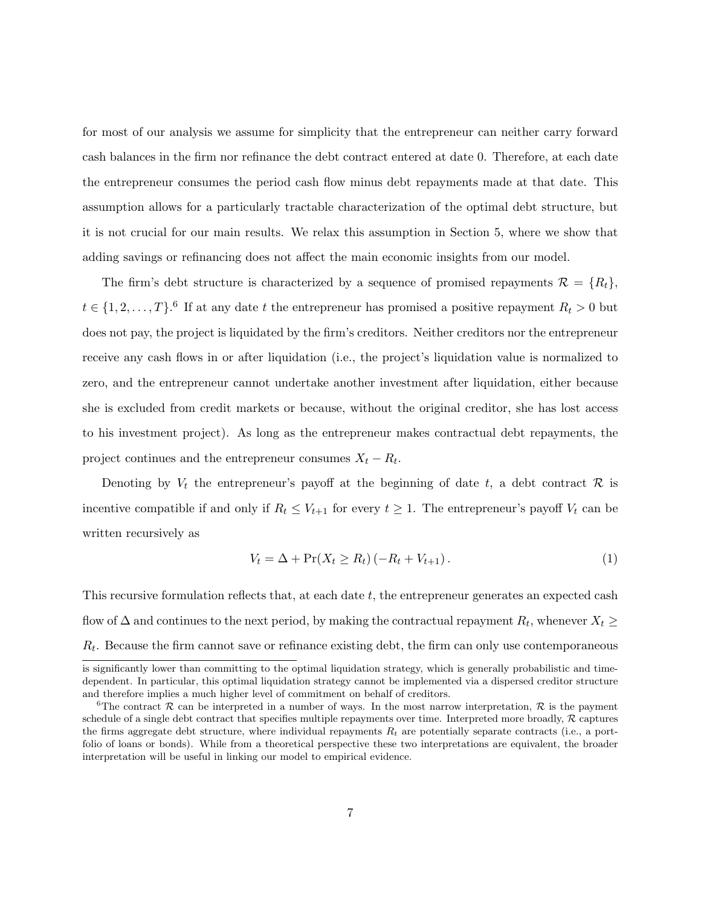for most of our analysis we assume for simplicity that the entrepreneur can neither carry forward cash balances in the firm nor refinance the debt contract entered at date 0. Therefore, at each date the entrepreneur consumes the period cash flow minus debt repayments made at that date. This assumption allows for a particularly tractable characterization of the optimal debt structure, but it is not crucial for our main results. We relax this assumption in Section 5, where we show that adding savings or refinancing does not affect the main economic insights from our model.

The firm's debt structure is characterized by a sequence of promised repayments $\mathcal{R} = \{R_t\}$, $t \in \{1, 2, \ldots, T\}$.[6] If at any date $t$ the entrepreneur has promised a positive repayment $R_t > 0$ but does not pay, the project is liquidated by the firm's creditors. Neither creditors nor the entrepreneur receive any cash flows in or after liquidation (i.e., the project's liquidation value is normalized to zero, and the entrepreneur cannot undertake another investment after liquidation, either because she is excluded from credit markets or because, without the original creditor, she has lost access to his investment project). As long as the entrepreneur makes contractual debt repayments, the project continues and the entrepreneur consumes $X_t - R_t$.

Denoting by $V_t$ the entrepreneur's payoff at the beginning of date $t$, a debt contract $\mathcal{R}$ is incentive compatible if and only if $R_t \leq V_{t+1}$ for every $t \geq 1$. The entrepreneur's payoff $V_t$ can be written recursively as

$$V_t = \Delta + \Pr(X_t \geq R_t)\left(-R_t + V_{t+1}\right). \tag{1}$$

This recursive formulation reflects that, at each date $t$, the entrepreneur generates an expected cash flow of $\Delta$ and continues to the next period, by making the contractual repayment $R_t$, whenever $X_t \geq R_t$. Because the firm cannot save or refinance existing debt, the firm can only use contemporaneous

is significantly lower than committing to the optimal liquidation strategy, which is generally probabilistic and time-dependent. In particular, this optimal liquidation strategy cannot be implemented via a dispersed creditor structure and therefore implies a much higher level of commitment on behalf of creditors.

[6]The contract $\mathcal{R}$ can be interpreted in a number of ways. In the most narrow interpretation, $\mathcal{R}$ is the payment schedule of a single debt contract that specifies multiple repayments over time. Interpreted more broadly, $\mathcal{R}$ captures the firms aggregate debt structure, where individual repayments $R_t$ are potentially separate contracts (i.e., a portfolio of loans or bonds). While from a theoretical perspective these two interpretations are equivalent, the broader interpretation will be useful in linking our model to empirical evidence.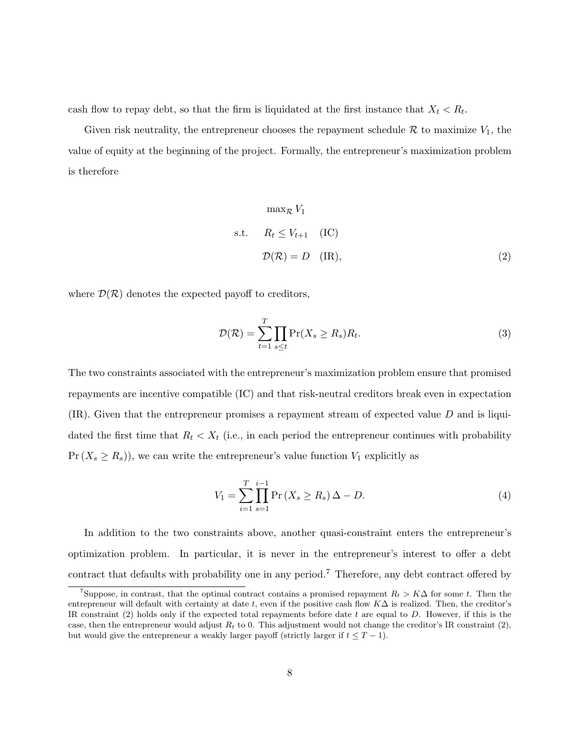cash flow to repay debt, so that the firm is liquidated at the first instance that $X_t < R_t$.

Given risk neutrality, the entrepreneur chooses the repayment schedule $\mathcal{R}$ to maximize $V_1$, the value of equity at the beginning of the project. Formally, the entrepreneur's maximization problem is therefore

$$
\begin{aligned}
& \max_{\mathcal{R}} V_1 \\
\text{s.t.} \quad & R_t \leq V_{t+1} \quad \text{(IC)} \\
& \mathcal{D}(\mathcal{R}) = D \quad \text{(IR)},
\end{aligned}
\tag{2}
$$

where $\mathcal{D}(\mathcal{R})$ denotes the expected payoff to creditors,

$$
\mathcal{D}(\mathcal{R}) = \sum_{t=1}^{T} \prod_{s \leq t} \Pr(X_s \geq R_s) R_t. \tag{3}
$$

The two constraints associated with the entrepreneur's maximization problem ensure that promised repayments are incentive compatible (IC) and that risk-neutral creditors break even in expectation (IR). Given that the entrepreneur promises a repayment stream of expected value $D$ and is liquidated the first time that $R_t < X_t$ (i.e., in each period the entrepreneur continues with probability $\Pr(X_s \geq R_s)$), we can write the entrepreneur's value function $V_1$ explicitly as

$$
V_1 = \sum_{i=1}^{T} \prod_{s=1}^{i-1} \Pr(X_s \geq R_s) \Delta - D. \tag{4}
$$

In addition to the two constraints above, another quasi-constraint enters the entrepreneur's optimization problem. In particular, it is never in the entrepreneur's interest to offer a debt contract that defaults with probability one in any period.[7] Therefore, any debt contract offered by

[7] Suppose, in contrast, that the optimal contract contains a promised repayment $R_t > K\Delta$ for some $t$. Then the entrepreneur will default with certainty at date $t$, even if the positive cash flow $K\Delta$ is realized. Then, the creditor's IR constraint (2) holds only if the expected total repayments before date $t$ are equal to $D$. However, if this is the case, then the entrepreneur would adjust $R_t$ to 0. This adjustment would not change the creditor's IR constraint (2), but would give the entrepreneur a weakly larger payoff (strictly larger if $t \leq T - 1$).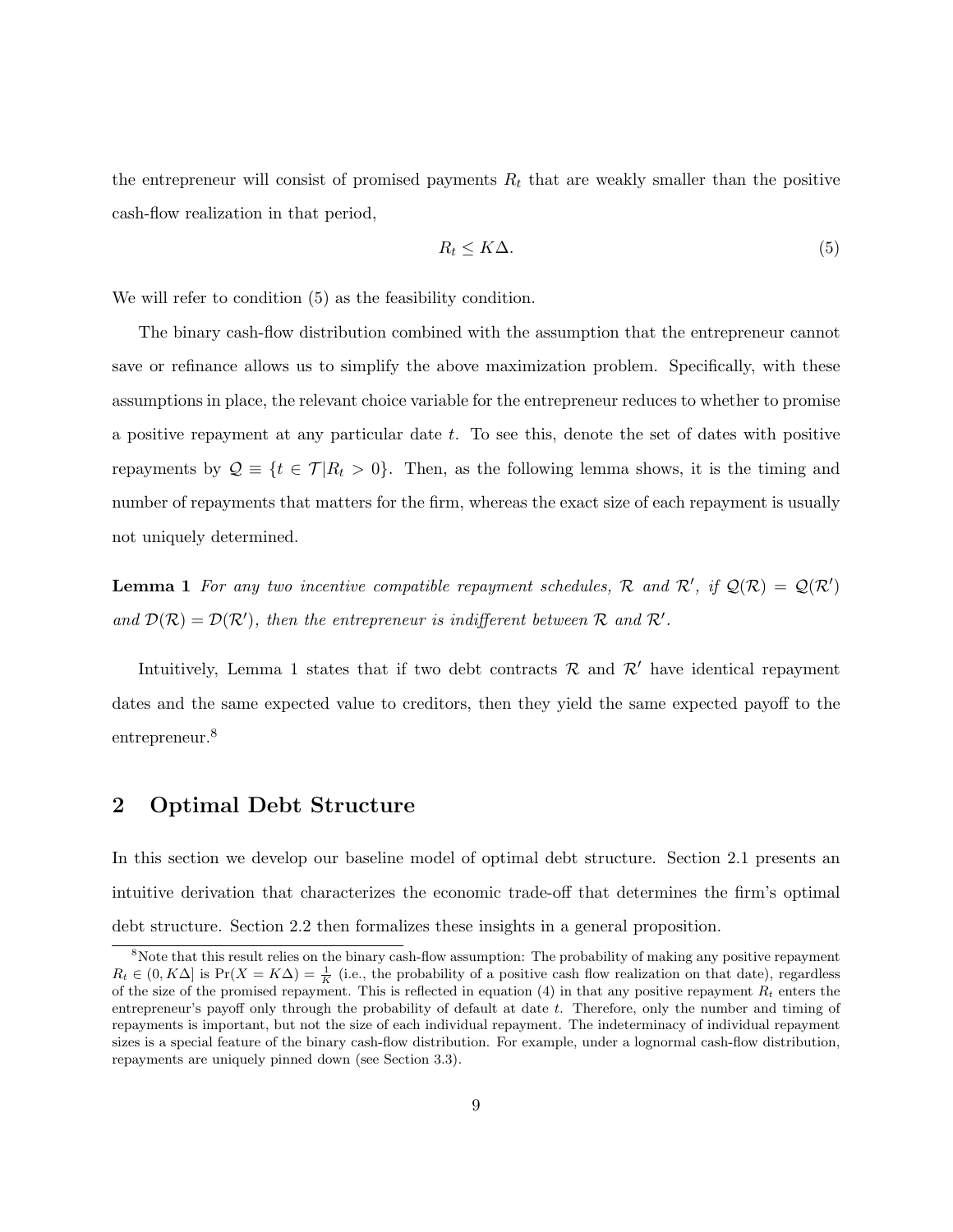the entrepreneur will consist of promised payments $R_t$ that are weakly smaller than the positive cash-flow realization in that period,

$$R_t \leq K\Delta. \tag{5}$$

We will refer to condition (5) as the feasibility condition.

The binary cash-flow distribution combined with the assumption that the entrepreneur cannot save or refinance allows us to simplify the above maximization problem. Specifically, with these assumptions in place, the relevant choice variable for the entrepreneur reduces to whether to promise a positive repayment at any particular date $t$. To see this, denote the set of dates with positive repayments by $\mathcal{Q} \equiv \{t \in \mathcal{T} | R_t > 0\}$. Then, as the following lemma shows, it is the timing and number of repayments that matters for the firm, whereas the exact size of each repayment is usually not uniquely determined.

**Lemma 1** *For any two incentive compatible repayment schedules, $\mathcal{R}$ and $\mathcal{R}'$, if $\mathcal{Q}(\mathcal{R}) = \mathcal{Q}(\mathcal{R}')$ and $\mathcal{D}(\mathcal{R}) = \mathcal{D}(\mathcal{R}')$, then the entrepreneur is indifferent between $\mathcal{R}$ and $\mathcal{R}'$.*

Intuitively, Lemma 1 states that if two debt contracts $\mathcal{R}$ and $\mathcal{R}'$ have identical repayment dates and the same expected value to creditors, then they yield the same expected payoff to the entrepreneur.[8]

## 2 Optimal Debt Structure

In this section we develop our baseline model of optimal debt structure. Section 2.1 presents an intuitive derivation that characterizes the economic trade-off that determines the firm's optimal debt structure. Section 2.2 then formalizes these insights in a general proposition.

[8] Note that this result relies on the binary cash-flow assumption: The probability of making any positive repayment $R_t \in (0, K\Delta]$ is $\Pr(X = K\Delta) = \frac{1}{K}$ (i.e., the probability of a positive cash flow realization on that date), regardless of the size of the promised repayment. This is reflected in equation (4) in that any positive repayment $R_t$ enters the entrepreneur's payoff only through the probability of default at date $t$. Therefore, only the number and timing of repayments is important, but not the size of each individual repayment. The indeterminacy of individual repayment sizes is a special feature of the binary cash-flow distribution. For example, under a lognormal cash-flow distribution, repayments are uniquely pinned down (see Section 3.3).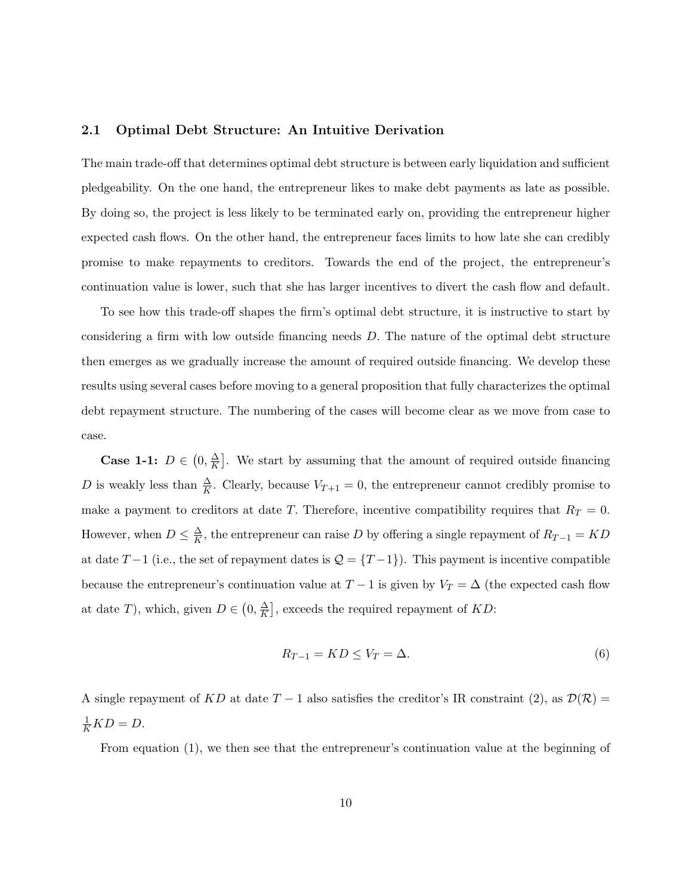## 2.1 Optimal Debt Structure: An Intuitive Derivation

The main trade-off that determines optimal debt structure is between early liquidation and sufficient pledgeability. On the one hand, the entrepreneur likes to make debt payments as late as possible. By doing so, the project is less likely to be terminated early on, providing the entrepreneur higher expected cash flows. On the other hand, the entrepreneur faces limits to how late she can credibly promise to make repayments to creditors. Towards the end of the project, the entrepreneur's continuation value is lower, such that she has larger incentives to divert the cash flow and default.

To see how this trade-off shapes the firm's optimal debt structure, it is instructive to start by considering a firm with low outside financing needs $D$. The nature of the optimal debt structure then emerges as we gradually increase the amount of required outside financing. We develop these results using several cases before moving to a general proposition that fully characterizes the optimal debt repayment structure. The numbering of the cases will become clear as we move from case to case.

**Case 1-1:** $D \in \left(0, \frac{\Delta}{K}\right]$. We start by assuming that the amount of required outside financing $D$ is weakly less than $\frac{\Delta}{K}$. Clearly, because $V_{T+1} = 0$, the entrepreneur cannot credibly promise to make a payment to creditors at date $T$. Therefore, incentive compatibility requires that $R_T = 0$. However, when $D \leq \frac{\Delta}{K}$, the entrepreneur can raise $D$ by offering a single repayment of $R_{T-1} = KD$ at date $T-1$ (i.e., the set of repayment dates is $\mathcal{Q} = \{T-1\}$). This payment is incentive compatible because the entrepreneur's continuation value at $T-1$ is given by $V_T = \Delta$ (the expected cash flow at date $T$), which, given $D \in \left(0, \frac{\Delta}{K}\right]$, exceeds the required repayment of $KD$:

$$R_{T-1} = KD \leq V_T = \Delta. \tag{6}$$

A single repayment of $KD$ at date $T-1$ also satisfies the creditor's IR constraint (2), as $\mathcal{D}(\mathcal{R}) = \frac{1}{K}KD = D$.

From equation (1), we then see that the entrepreneur's continuation value at the beginning of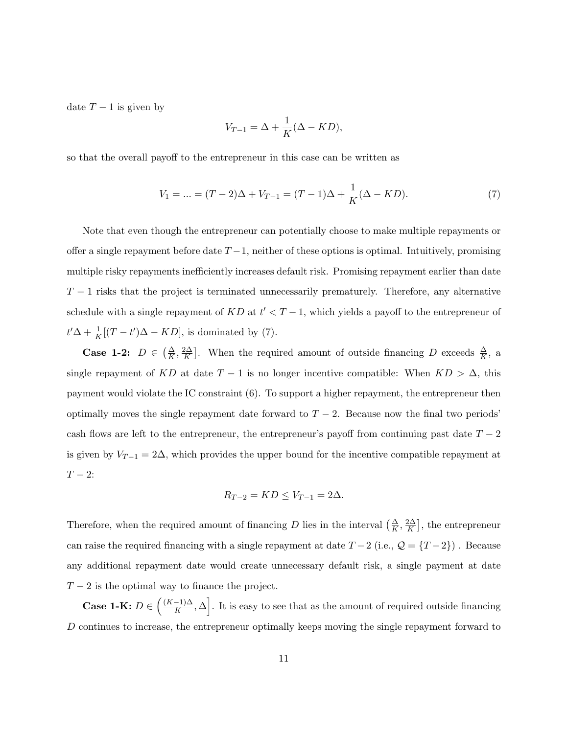date $T-1$ is given by

$$V_{T-1} = \Delta + \frac{1}{K}(\Delta - KD),$$

so that the overall payoff to the entrepreneur in this case can be written as

$$V_1 = ... = (T-2)\Delta + V_{T-1} = (T-1)\Delta + \frac{1}{K}(\Delta - KD). \tag{7}$$

Note that even though the entrepreneur can potentially choose to make multiple repayments or offer a single repayment before date $T-1$, neither of these options is optimal. Intuitively, promising multiple risky repayments inefficiently increases default risk. Promising repayment earlier than date $T-1$ risks that the project is terminated unnecessarily prematurely. Therefore, any alternative schedule with a single repayment of $KD$ at $t' < T-1$, which yields a payoff to the entrepreneur of $t'\Delta + \frac{1}{K}[(T-t')\Delta - KD]$, is dominated by (7).

**Case 1-2:** $D \in \left(\frac{\Delta}{K}, \frac{2\Delta}{K}\right]$. When the required amount of outside financing $D$ exceeds $\frac{\Delta}{K}$, a single repayment of $KD$ at date $T-1$ is no longer incentive compatible: When $KD > \Delta$, this payment would violate the IC constraint (6). To support a higher repayment, the entrepreneur then optimally moves the single repayment date forward to $T-2$. Because now the final two periods' cash flows are left to the entrepreneur, the entrepreneur's payoff from continuing past date $T-2$ is given by $V_{T-1} = 2\Delta$, which provides the upper bound for the incentive compatible repayment at $T-2$:

$$R_{T-2} = KD \leq V_{T-1} = 2\Delta.$$

Therefore, when the required amount of financing $D$ lies in the interval $\left(\frac{\Delta}{K}, \frac{2\Delta}{K}\right]$, the entrepreneur can raise the required financing with a single repayment at date $T-2$ (i.e., $\mathcal{Q} = \{T-2\}$) . Because any additional repayment date would create unnecessary default risk, a single payment at date $T-2$ is the optimal way to finance the project.

**Case 1-K:** $D \in \left(\frac{(K-1)\Delta}{K}, \Delta\right]$. It is easy to see that as the amount of required outside financing $D$ continues to increase, the entrepreneur optimally keeps moving the single repayment forward to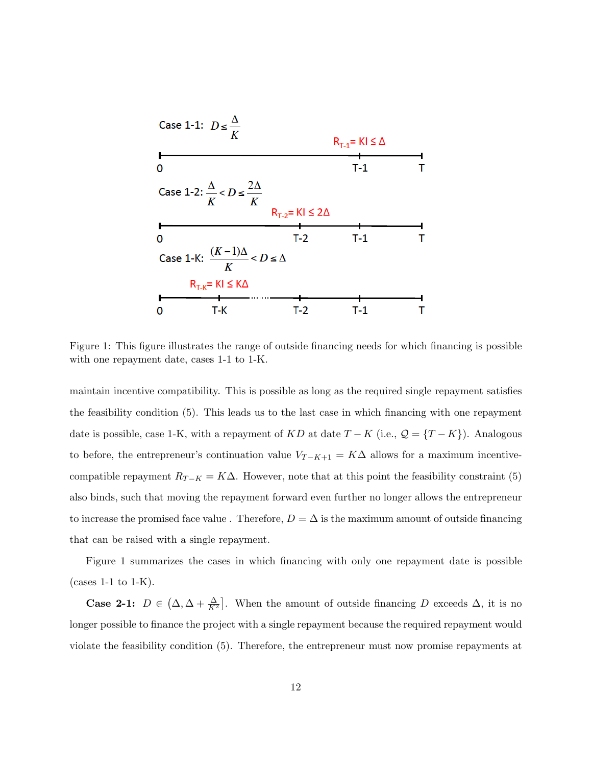Case 1-1: $D \leq \frac{\Delta}{K}$

$R_{T-1} = KI \leq \Delta$

0 ——— T-1 ——— T

Case 1-2: $\frac{\Delta}{K} < D \leq \frac{2\Delta}{K}$

$R_{T-2} = KI \leq 2\Delta$

0 ——— T-2 ——— T-1 ——— T

Case 1-K: $\frac{(K-1)\Delta}{K} < D \leq \Delta$

$R_{T-K} = KI \leq K\Delta$

0 ——— T-K ······ T-2 ——— T-1 ——— T

Figure 1: This figure illustrates the range of outside financing needs for which financing is possible with one repayment date, cases 1-1 to 1-K.

maintain incentive compatibility. This is possible as long as the required single repayment satisfies the feasibility condition (5). This leads us to the last case in which financing with one repayment date is possible, case 1-K, with a repayment of $KD$ at date $T-K$ (i.e., $\mathcal{Q} = \{T-K\}$). Analogous to before, the entrepreneur's continuation value $V_{T-K+1} = K\Delta$ allows for a maximum incentive-compatible repayment $R_{T-K} = K\Delta$. However, note that at this point the feasibility constraint (5) also binds, such that moving the repayment forward even further no longer allows the entrepreneur to increase the promised face value . Therefore, $D = \Delta$ is the maximum amount of outside financing that can be raised with a single repayment.

Figure 1 summarizes the cases in which financing with only one repayment date is possible (cases 1-1 to 1-K).

**Case 2-1:** $D \in \left(\Delta, \Delta + \frac{\Delta}{K^2}\right]$. When the amount of outside financing $D$ exceeds $\Delta$, it is no longer possible to finance the project with a single repayment because the required repayment would violate the feasibility condition (5). Therefore, the entrepreneur must now promise repayments at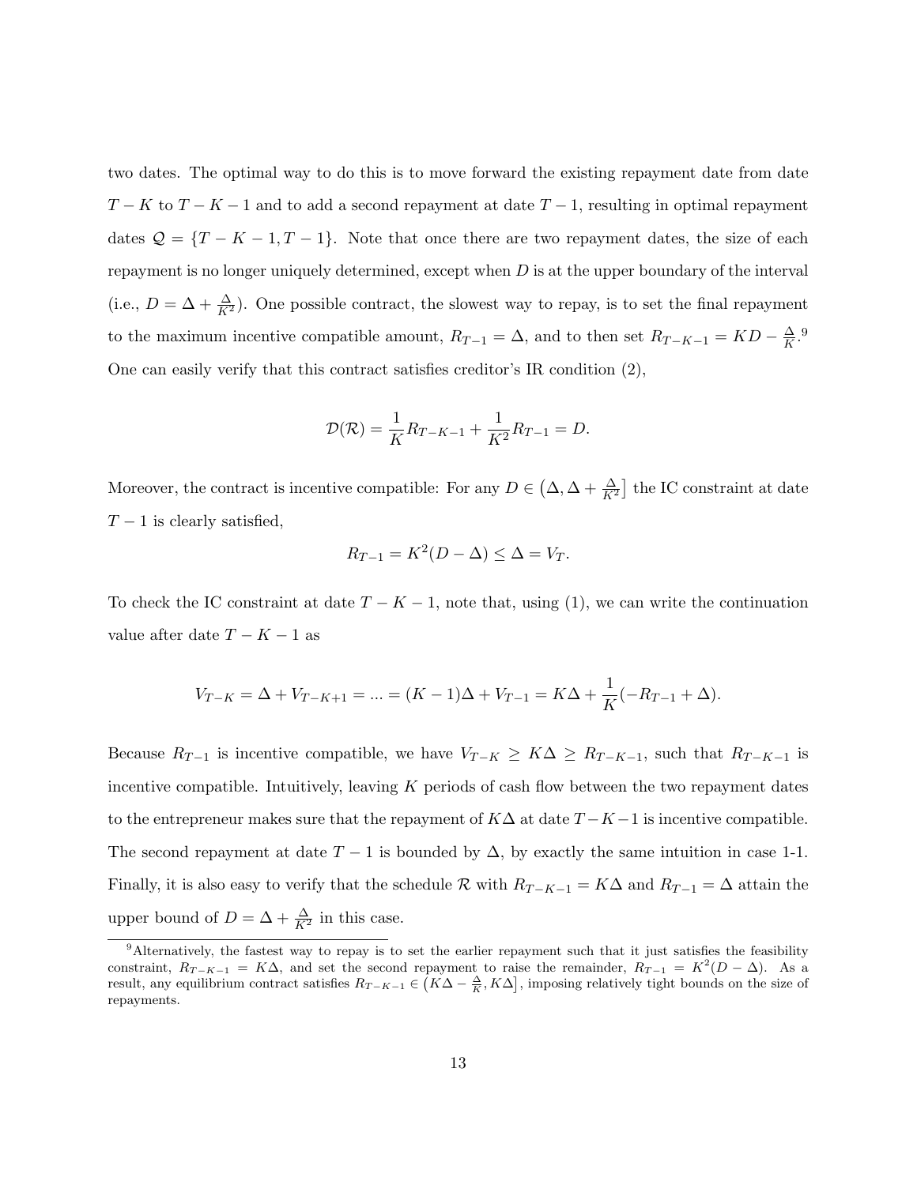two dates. The optimal way to do this is to move forward the existing repayment date from date $T - K$ to $T - K - 1$ and to add a second repayment at date $T - 1$, resulting in optimal repayment dates $\mathcal{Q} = \{T - K - 1, T - 1\}$. Note that once there are two repayment dates, the size of each repayment is no longer uniquely determined, except when $D$ is at the upper boundary of the interval (i.e., $D = \Delta + \frac{\Delta}{K^2}$). One possible contract, the slowest way to repay, is to set the final repayment to the maximum incentive compatible amount, $R_{T-1} = \Delta$, and to then set $R_{T-K-1} = KD - \frac{\Delta}{K}$.[9] One can easily verify that this contract satisfies creditor's IR condition (2),

$$\mathcal{D}(\mathcal{R}) = \frac{1}{K} R_{T-K-1} + \frac{1}{K^2} R_{T-1} = D.$$

Moreover, the contract is incentive compatible: For any $D \in \left(\Delta, \Delta + \frac{\Delta}{K^2}\right]$ the IC constraint at date $T - 1$ is clearly satisfied,

$$R_{T-1} = K^2(D - \Delta) \leq \Delta = V_T.$$

To check the IC constraint at date $T - K - 1$, note that, using (1), we can write the continuation value after date $T - K - 1$ as

$$V_{T-K} = \Delta + V_{T-K+1} = ... = (K-1)\Delta + V_{T-1} = K\Delta + \frac{1}{K}(-R_{T-1} + \Delta).$$

Because $R_{T-1}$ is incentive compatible, we have $V_{T-K} \geq K\Delta \geq R_{T-K-1}$, such that $R_{T-K-1}$ is incentive compatible. Intuitively, leaving $K$ periods of cash flow between the two repayment dates to the entrepreneur makes sure that the repayment of $K\Delta$ at date $T-K-1$ is incentive compatible. The second repayment at date $T - 1$ is bounded by $\Delta$, by exactly the same intuition in case 1-1. Finally, it is also easy to verify that the schedule $\mathcal{R}$ with $R_{T-K-1} = K\Delta$ and $R_{T-1} = \Delta$ attain the upper bound of $D = \Delta + \frac{\Delta}{K^2}$ in this case.

[9] Alternatively, the fastest way to repay is to set the earlier repayment such that it just satisfies the feasibility constraint, $R_{T-K-1} = K\Delta$, and set the second repayment to raise the remainder, $R_{T-1} = K^2(D - \Delta)$. As a result, any equilibrium contract satisfies $R_{T-K-1} \in \left(K\Delta - \frac{\Delta}{K}, K\Delta\right]$, imposing relatively tight bounds on the size of repayments.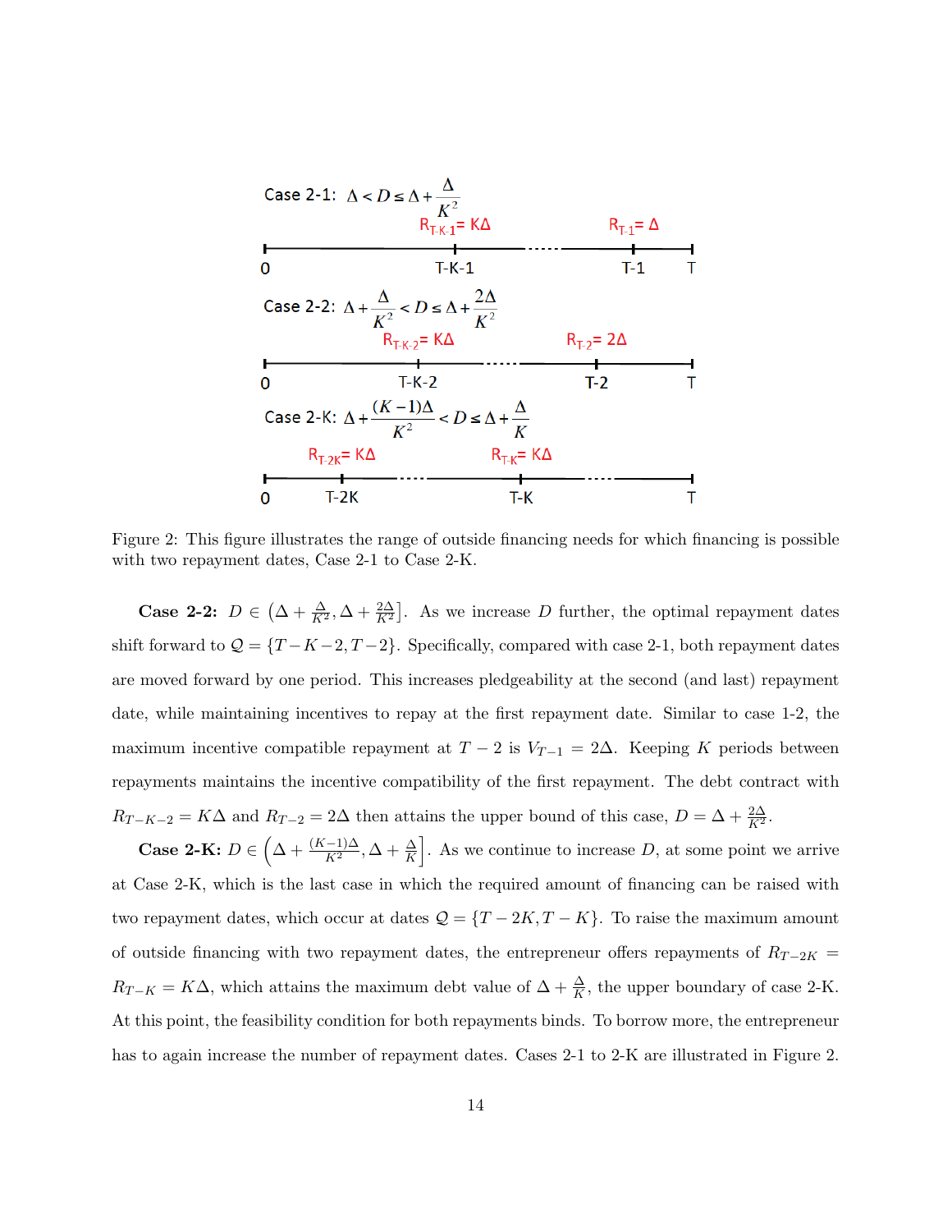Case 2-1: $\Delta < D \leq \Delta + \frac{\Delta}{K^2}$

$R_{T-K-1} = K\Delta$ $\quad R_{T-1} = \Delta$

0 T-K-1 T-1 T

Case 2-2: $\Delta + \frac{\Delta}{K^2} < D \leq \Delta + \frac{2\Delta}{K^2}$

$R_{T-K-2} = K\Delta$ $\quad R_{T-2} = 2\Delta$

0 T-K-2 T-2 T

Case 2-K: $\Delta + \frac{(K-1)\Delta}{K^2} < D \leq \Delta + \frac{\Delta}{K}$

$R_{T-2K} = K\Delta$ $\quad R_{T-K} = K\Delta$

0 T-2K T-K T

Figure 2: This figure illustrates the range of outside financing needs for which financing is possible with two repayment dates, Case 2-1 to Case 2-K.

**Case 2-2:** $D \in \left(\Delta + \frac{\Delta}{K^2}, \Delta + \frac{2\Delta}{K^2}\right]$. As we increase $D$ further, the optimal repayment dates shift forward to $\mathcal{Q} = \{T-K-2, T-2\}$. Specifically, compared with case 2-1, both repayment dates are moved forward by one period. This increases pledgeability at the second (and last) repayment date, while maintaining incentives to repay at the first repayment date. Similar to case 1-2, the maximum incentive compatible repayment at $T-2$ is $V_{T-1} = 2\Delta$. Keeping $K$ periods between repayments maintains the incentive compatibility of the first repayment. The debt contract with $R_{T-K-2} = K\Delta$ and $R_{T-2} = 2\Delta$ then attains the upper bound of this case, $D = \Delta + \frac{2\Delta}{K^2}$.

**Case 2-K:** $D \in \left(\Delta + \frac{(K-1)\Delta}{K^2}, \Delta + \frac{\Delta}{K}\right]$. As we continue to increase $D$, at some point we arrive at Case 2-K, which is the last case in which the required amount of financing can be raised with two repayment dates, which occur at dates $\mathcal{Q} = \{T-2K, T-K\}$. To raise the maximum amount of outside financing with two repayment dates, the entrepreneur offers repayments of $R_{T-2K} = R_{T-K} = K\Delta$, which attains the maximum debt value of $\Delta + \frac{\Delta}{K}$, the upper boundary of case 2-K. At this point, the feasibility condition for both repayments binds. To borrow more, the entrepreneur has to again increase the number of repayment dates. Cases 2-1 to 2-K are illustrated in Figure 2.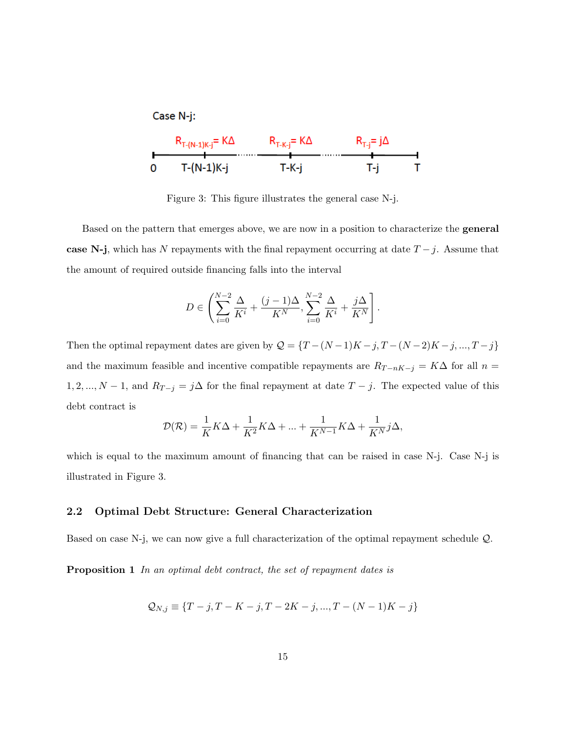Case N-j:

Figure 3: This figure illustrates the general case N-j.

Based on the pattern that emerges above, we are now in a position to characterize the **general case N-j**, which has $N$ repayments with the final repayment occurring at date $T-j$. Assume that the amount of required outside financing falls into the interval

$$D \in \left( \sum_{i=0}^{N-2} \frac{\Delta}{K^i} + \frac{(j-1)\Delta}{K^N}, \sum_{i=0}^{N-2} \frac{\Delta}{K^i} + \frac{j\Delta}{K^N} \right].$$

Then the optimal repayment dates are given by $\mathcal{Q} = \{T-(N-1)K-j, T-(N-2)K-j, ..., T-j\}$ and the maximum feasible and incentive compatible repayments are $R_{T-nK-j} = K\Delta$ for all $n = 1, 2, ..., N-1$, and $R_{T-j} = j\Delta$ for the final repayment at date $T-j$. The expected value of this debt contract is

$$\mathcal{D}(\mathcal{R}) = \frac{1}{K}K\Delta + \frac{1}{K^2}K\Delta + ... + \frac{1}{K^{N-1}}K\Delta + \frac{1}{K^N}j\Delta,$$

which is equal to the maximum amount of financing that can be raised in case N-j. Case N-j is illustrated in Figure 3.

## 2.2 Optimal Debt Structure: General Characterization

Based on case N-j, we can now give a full characterization of the optimal repayment schedule $\mathcal{Q}$.

**Proposition 1** *In an optimal debt contract, the set of repayment dates is*

$$\mathcal{Q}_{N,j} \equiv \{T-j, T-K-j, T-2K-j, ..., T-(N-1)K-j\}$$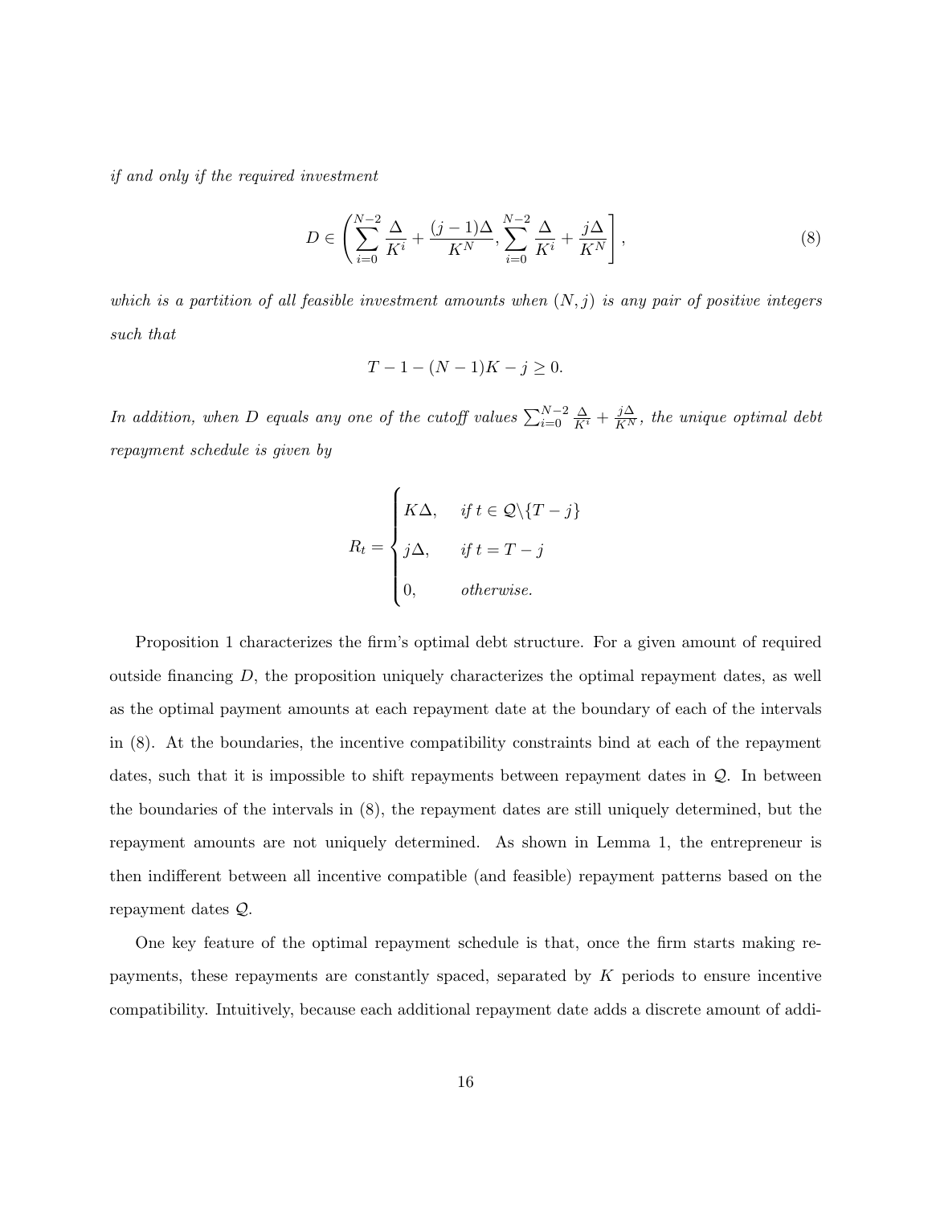*if and only if the required investment*

$$D \in \left( \sum_{i=0}^{N-2} \frac{\Delta}{K^i} + \frac{(j-1)\Delta}{K^N}, \sum_{i=0}^{N-2} \frac{\Delta}{K^i} + \frac{j\Delta}{K^N} \right], \tag{8}$$

*which is a partition of all feasible investment amounts when $(N, j)$ is any pair of positive integers such that*

$$T - 1 - (N-1)K - j \geq 0.$$

*In addition, when $D$ equals any one of the cutoff values $\sum_{i=0}^{N-2} \frac{\Delta}{K^i} + \frac{j\Delta}{K^N}$, the unique optimal debt repayment schedule is given by*

$$R_t = \begin{cases} K\Delta, & \text{if } t \in \mathcal{Q} \backslash \{T - j\} \\ j\Delta, & \text{if } t = T - j \\ 0, & \text{otherwise.} \end{cases}$$

Proposition 1 characterizes the firm's optimal debt structure. For a given amount of required outside financing $D$, the proposition uniquely characterizes the optimal repayment dates, as well as the optimal payment amounts at each repayment date at the boundary of each of the intervals in (8). At the boundaries, the incentive compatibility constraints bind at each of the repayment dates, such that it is impossible to shift repayments between repayment dates in $\mathcal{Q}$. In between the boundaries of the intervals in (8), the repayment dates are still uniquely determined, but the repayment amounts are not uniquely determined. As shown in Lemma 1, the entrepreneur is then indifferent between all incentive compatible (and feasible) repayment patterns based on the repayment dates $\mathcal{Q}$.

One key feature of the optimal repayment schedule is that, once the firm starts making repayments, these repayments are constantly spaced, separated by $K$ periods to ensure incentive compatibility. Intuitively, because each additional repayment date adds a discrete amount of addi-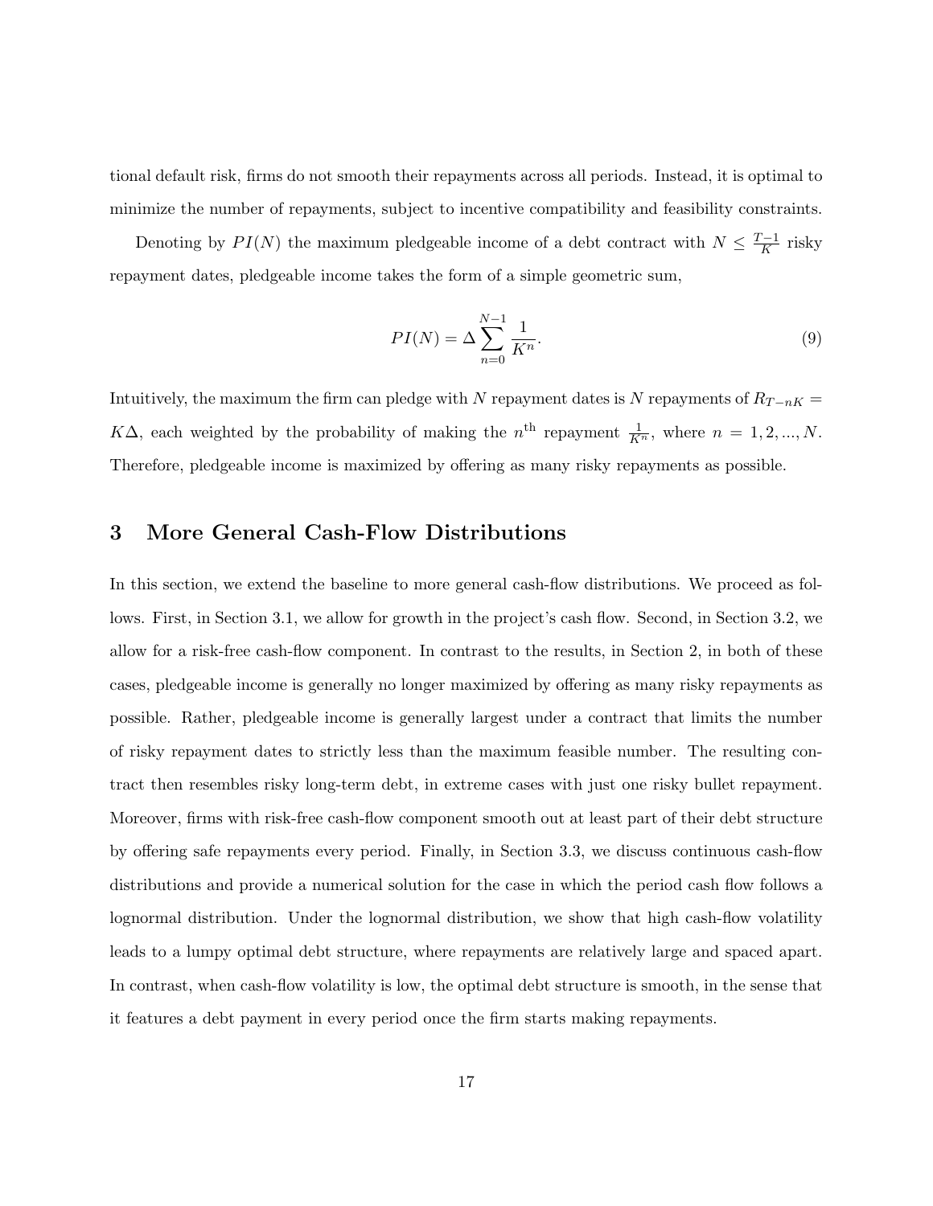tional default risk, firms do not smooth their repayments across all periods. Instead, it is optimal to minimize the number of repayments, subject to incentive compatibility and feasibility constraints.

Denoting by $PI(N)$ the maximum pledgeable income of a debt contract with $N \leq \frac{T-1}{K}$ risky repayment dates, pledgeable income takes the form of a simple geometric sum,

$$PI(N) = \Delta \sum_{n=0}^{N-1} \frac{1}{K^n}. \tag{9}$$

Intuitively, the maximum the firm can pledge with $N$ repayment dates is $N$ repayments of $R_{T-nK} = K\Delta$, each weighted by the probability of making the $n^{\text{th}}$ repayment $\frac{1}{K^n}$, where $n = 1, 2, ..., N$. Therefore, pledgeable income is maximized by offering as many risky repayments as possible.

## 3 More General Cash-Flow Distributions

In this section, we extend the baseline to more general cash-flow distributions. We proceed as follows. First, in Section 3.1, we allow for growth in the project's cash flow. Second, in Section 3.2, we allow for a risk-free cash-flow component. In contrast to the results, in Section 2, in both of these cases, pledgeable income is generally no longer maximized by offering as many risky repayments as possible. Rather, pledgeable income is generally largest under a contract that limits the number of risky repayment dates to strictly less than the maximum feasible number. The resulting contract then resembles risky long-term debt, in extreme cases with just one risky bullet repayment. Moreover, firms with risk-free cash-flow component smooth out at least part of their debt structure by offering safe repayments every period. Finally, in Section 3.3, we discuss continuous cash-flow distributions and provide a numerical solution for the case in which the period cash flow follows a lognormal distribution. Under the lognormal distribution, we show that high cash-flow volatility leads to a lumpy optimal debt structure, where repayments are relatively large and spaced apart. In contrast, when cash-flow volatility is low, the optimal debt structure is smooth, in the sense that it features a debt payment in every period once the firm starts making repayments.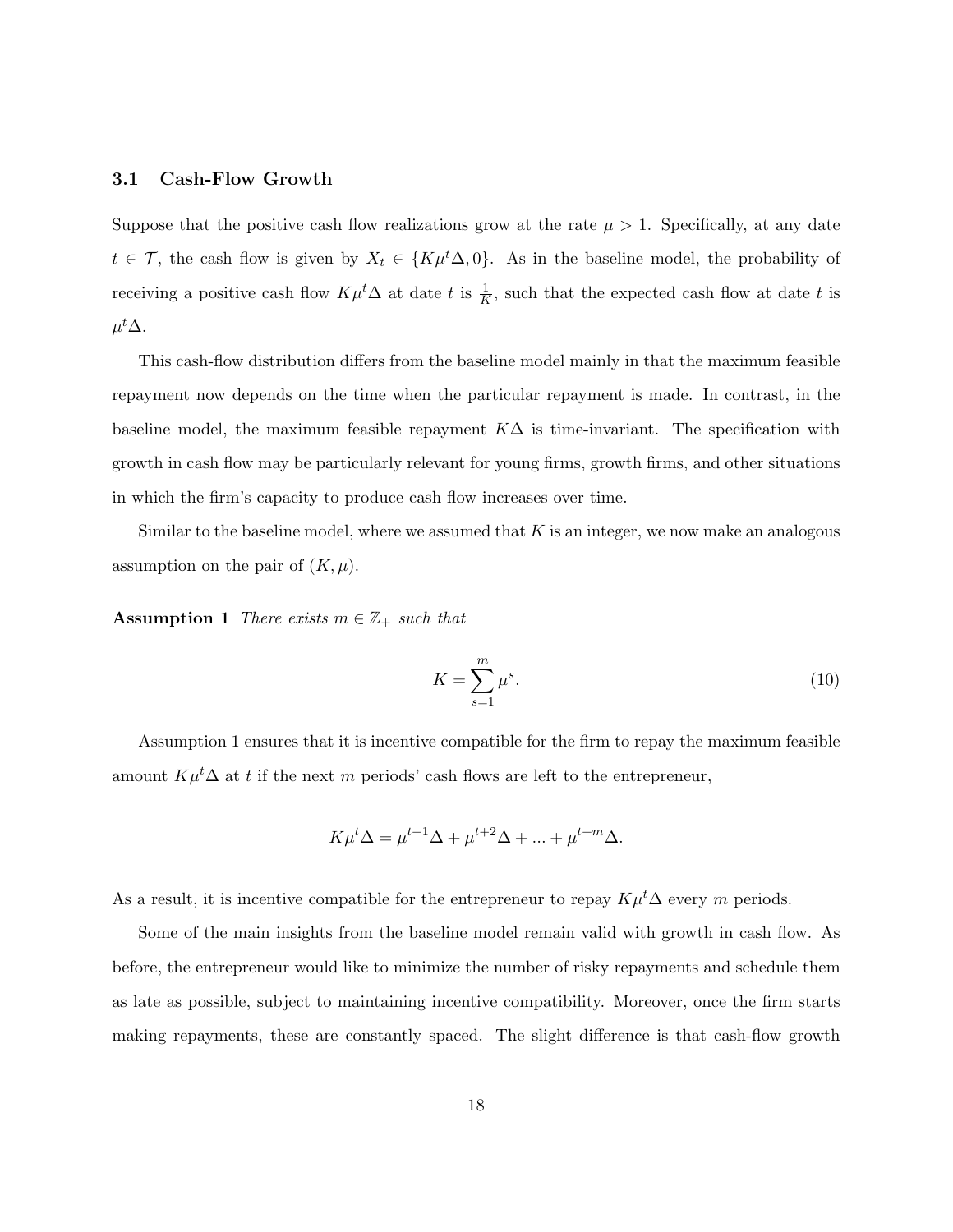### 3.1 Cash-Flow Growth

Suppose that the positive cash flow realizations grow at the rate $\mu > 1$. Specifically, at any date $t \in \mathcal{T}$, the cash flow is given by $X_t \in \{K\mu^t\Delta, 0\}$. As in the baseline model, the probability of receiving a positive cash flow $K\mu^t\Delta$ at date $t$ is $\frac{1}{K}$, such that the expected cash flow at date $t$ is $\mu^t\Delta$.

This cash-flow distribution differs from the baseline model mainly in that the maximum feasible repayment now depends on the time when the particular repayment is made. In contrast, in the baseline model, the maximum feasible repayment $K\Delta$ is time-invariant. The specification with growth in cash flow may be particularly relevant for young firms, growth firms, and other situations in which the firm's capacity to produce cash flow increases over time.

Similar to the baseline model, where we assumed that $K$ is an integer, we now make an analogous assumption on the pair of $(K, \mu)$.

**Assumption 1** *There exists $m \in \mathbb{Z}_+$ such that*

$$K = \sum_{s=1}^{m} \mu^s. \tag{10}$$

Assumption 1 ensures that it is incentive compatible for the firm to repay the maximum feasible amount $K\mu^t\Delta$ at $t$ if the next $m$ periods' cash flows are left to the entrepreneur,

$$K\mu^t\Delta = \mu^{t+1}\Delta + \mu^{t+2}\Delta + ... + \mu^{t+m}\Delta.$$

As a result, it is incentive compatible for the entrepreneur to repay $K\mu^t\Delta$ every $m$ periods.

Some of the main insights from the baseline model remain valid with growth in cash flow. As before, the entrepreneur would like to minimize the number of risky repayments and schedule them as late as possible, subject to maintaining incentive compatibility. Moreover, once the firm starts making repayments, these are constantly spaced. The slight difference is that cash-flow growth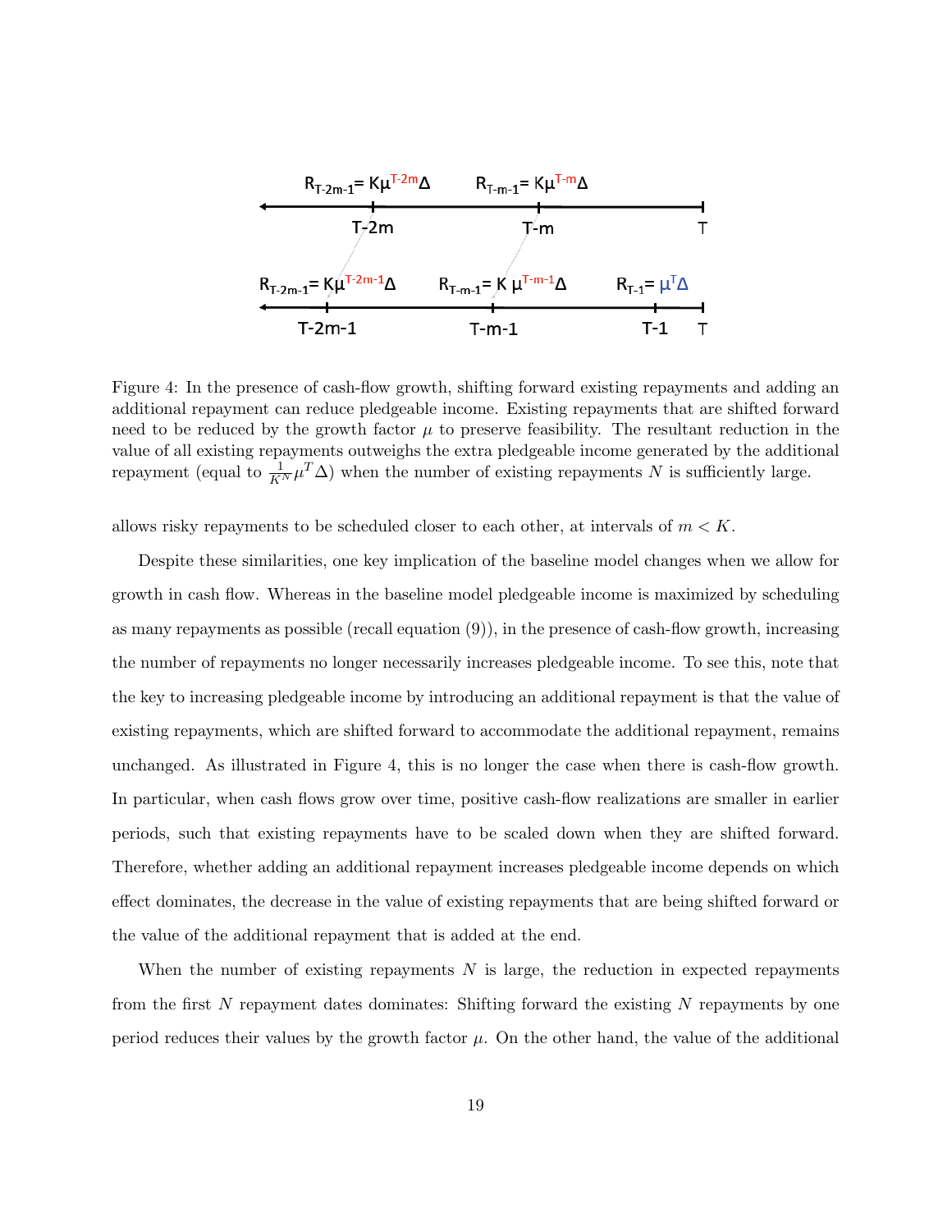Figure 4: In the presence of cash-flow growth, shifting forward existing repayments and adding an additional repayment can reduce pledgeable income. Existing repayments that are shifted forward need to be reduced by the growth factor $\mu$ to preserve feasibility. The resultant reduction in the value of all existing repayments outweighs the extra pledgeable income generated by the additional repayment (equal to $\frac{1}{K^N}\mu^T\Delta$) when the number of existing repayments $N$ is sufficiently large.

allows risky repayments to be scheduled closer to each other, at intervals of $m < K$.

Despite these similarities, one key implication of the baseline model changes when we allow for growth in cash flow. Whereas in the baseline model pledgeable income is maximized by scheduling as many repayments as possible (recall equation (9)), in the presence of cash-flow growth, increasing the number of repayments no longer necessarily increases pledgeable income. To see this, note that the key to increasing pledgeable income by introducing an additional repayment is that the value of existing repayments, which are shifted forward to accommodate the additional repayment, remains unchanged. As illustrated in Figure 4, this is no longer the case when there is cash-flow growth. In particular, when cash flows grow over time, positive cash-flow realizations are smaller in earlier periods, such that existing repayments have to be scaled down when they are shifted forward. Therefore, whether adding an additional repayment increases pledgeable income depends on which effect dominates, the decrease in the value of existing repayments that are being shifted forward or the value of the additional repayment that is added at the end.

When the number of existing repayments $N$ is large, the reduction in expected repayments from the first $N$ repayment dates dominates: Shifting forward the existing $N$ repayments by one period reduces their values by the growth factor $\mu$. On the other hand, the value of the additional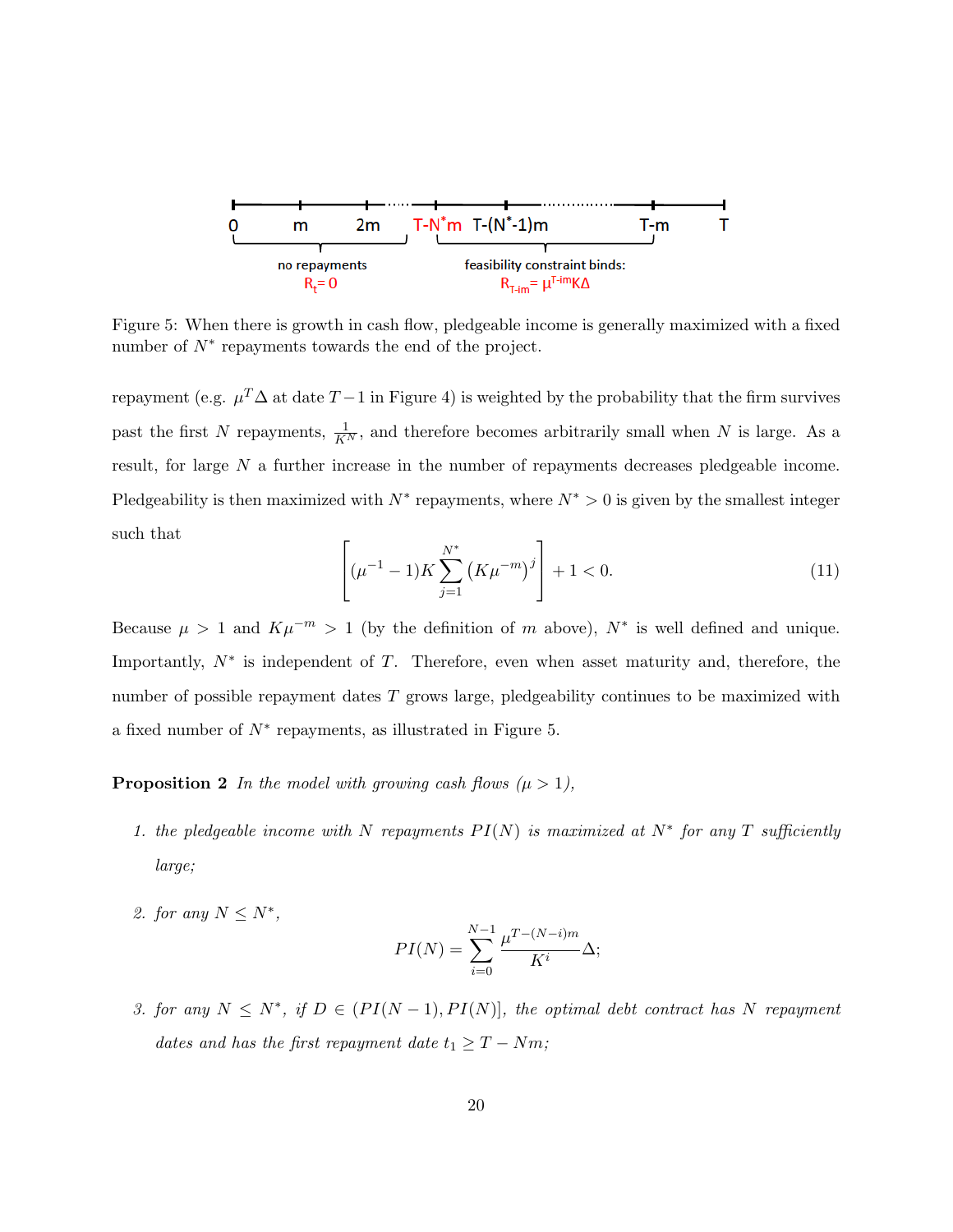Figure 5: When there is growth in cash flow, pledgeable income is generally maximized with a fixed number of $N^*$ repayments towards the end of the project.

repayment (e.g. $\mu^T \Delta$ at date $T-1$ in Figure 4) is weighted by the probability that the firm survives past the first $N$ repayments, $\frac{1}{K^N}$, and therefore becomes arbitrarily small when $N$ is large. As a result, for large $N$ a further increase in the number of repayments decreases pledgeable income. Pledgeability is then maximized with $N^*$ repayments, where $N^* > 0$ is given by the smallest integer such that

$$\left[ (\mu^{-1} - 1) K \sum_{j=1}^{N^*} \left( K \mu^{-m} \right)^j \right] + 1 < 0. \tag{11}$$

Because $\mu > 1$ and $K\mu^{-m} > 1$ (by the definition of $m$ above), $N^*$ is well defined and unique. Importantly, $N^*$ is independent of $T$. Therefore, even when asset maturity and, therefore, the number of possible repayment dates $T$ grows large, pledgeability continues to be maximized with a fixed number of $N^*$ repayments, as illustrated in Figure 5.

**Proposition 2** *In the model with growing cash flows ($\mu > 1$),*

1. *the pledgeable income with $N$ repayments $PI(N)$ is maximized at $N^*$ for any $T$ sufficiently large;*

2. *for any $N \leq N^*$,*
$$PI(N) = \sum_{i=0}^{N-1} \frac{\mu^{T-(N-i)m}}{K^i} \Delta;$$

3. *for any $N \leq N^*$, if $D \in (PI(N-1), PI(N)]$, the optimal debt contract has $N$ repayment dates and has the first repayment date $t_1 \geq T - Nm$;*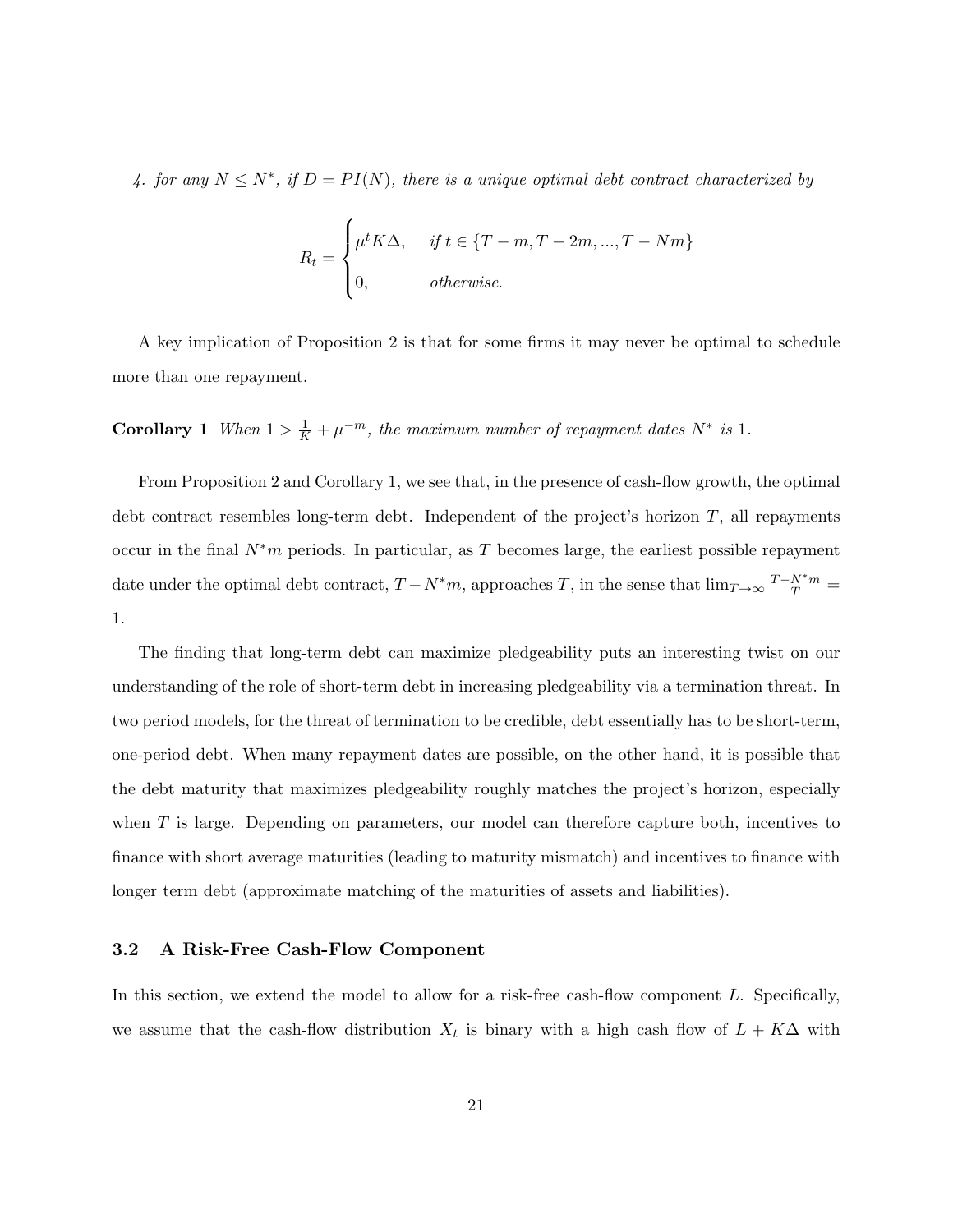*4. for any $N \leq N^*$, if $D = PI(N)$, there is a unique optimal debt contract characterized by*

$$R_t = \begin{cases} \mu^t K\Delta, & \text{if } t \in \{T-m, T-2m, ..., T-Nm\} \\ 0, & \text{otherwise.} \end{cases}$$

A key implication of Proposition 2 is that for some firms it may never be optimal to schedule more than one repayment.

**Corollary 1** *When $1 > \frac{1}{K} + \mu^{-m}$, the maximum number of repayment dates $N^*$ is 1.*

From Proposition 2 and Corollary 1, we see that, in the presence of cash-flow growth, the optimal debt contract resembles long-term debt. Independent of the project's horizon $T$, all repayments occur in the final $N^*m$ periods. In particular, as $T$ becomes large, the earliest possible repayment date under the optimal debt contract, $T - N^*m$, approaches $T$, in the sense that $\lim_{T\to\infty} \frac{T-N^*m}{T} = 1$.

The finding that long-term debt can maximize pledgeability puts an interesting twist on our understanding of the role of short-term debt in increasing pledgeability via a termination threat. In two period models, for the threat of termination to be credible, debt essentially has to be short-term, one-period debt. When many repayment dates are possible, on the other hand, it is possible that the debt maturity that maximizes pledgeability roughly matches the project's horizon, especially when $T$ is large. Depending on parameters, our model can therefore capture both, incentives to finance with short average maturities (leading to maturity mismatch) and incentives to finance with longer term debt (approximate matching of the maturities of assets and liabilities).

### 3.2 A Risk-Free Cash-Flow Component

In this section, we extend the model to allow for a risk-free cash-flow component $L$. Specifically, we assume that the cash-flow distribution $X_t$ is binary with a high cash flow of $L + K\Delta$ with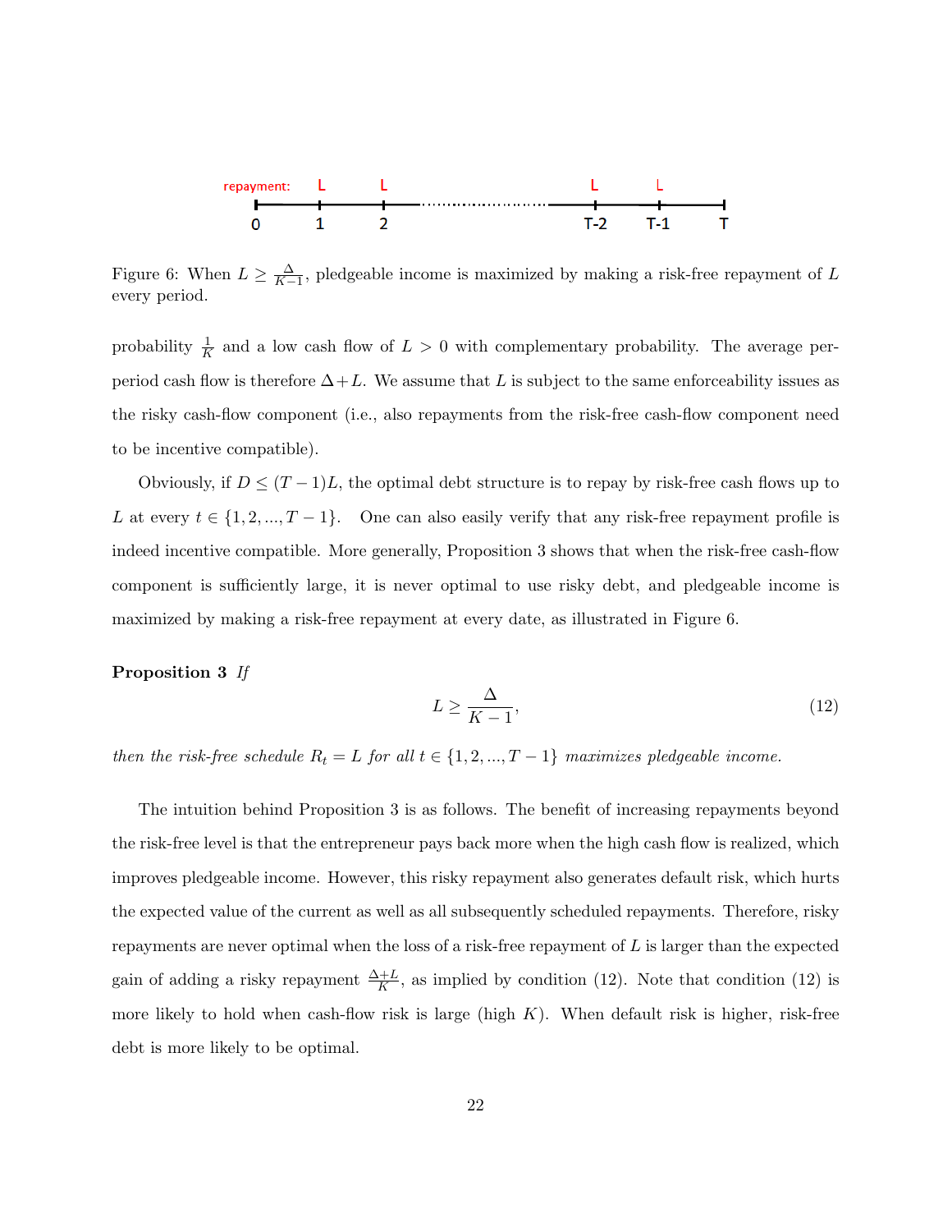Figure 6: When $L \geq \frac{\Delta}{K-1}$, pledgeable income is maximized by making a risk-free repayment of $L$ every period.

probability $\frac{1}{K}$ and a low cash flow of $L > 0$ with complementary probability. The average per-period cash flow is therefore $\Delta + L$. We assume that $L$ is subject to the same enforceability issues as the risky cash-flow component (i.e., also repayments from the risk-free cash-flow component need to be incentive compatible).

Obviously, if $D \leq (T-1)L$, the optimal debt structure is to repay by risk-free cash flows up to $L$ at every $t \in \{1, 2, ..., T-1\}$. One can also easily verify that any risk-free repayment profile is indeed incentive compatible. More generally, Proposition 3 shows that when the risk-free cash-flow component is sufficiently large, it is never optimal to use risky debt, and pledgeable income is maximized by making a risk-free repayment at every date, as illustrated in Figure 6.

**Proposition 3** *If*

$$L \geq \frac{\Delta}{K-1}, \tag{12}$$

*then the risk-free schedule $R_t = L$ for all $t \in \{1, 2, ..., T-1\}$ maximizes pledgeable income.*

The intuition behind Proposition 3 is as follows. The benefit of increasing repayments beyond the risk-free level is that the entrepreneur pays back more when the high cash flow is realized, which improves pledgeable income. However, this risky repayment also generates default risk, which hurts the expected value of the current as well as all subsequently scheduled repayments. Therefore, risky repayments are never optimal when the loss of a risk-free repayment of $L$ is larger than the expected gain of adding a risky repayment $\frac{\Delta+L}{K}$, as implied by condition (12). Note that condition (12) is more likely to hold when cash-flow risk is large (high $K$). When default risk is higher, risk-free debt is more likely to be optimal.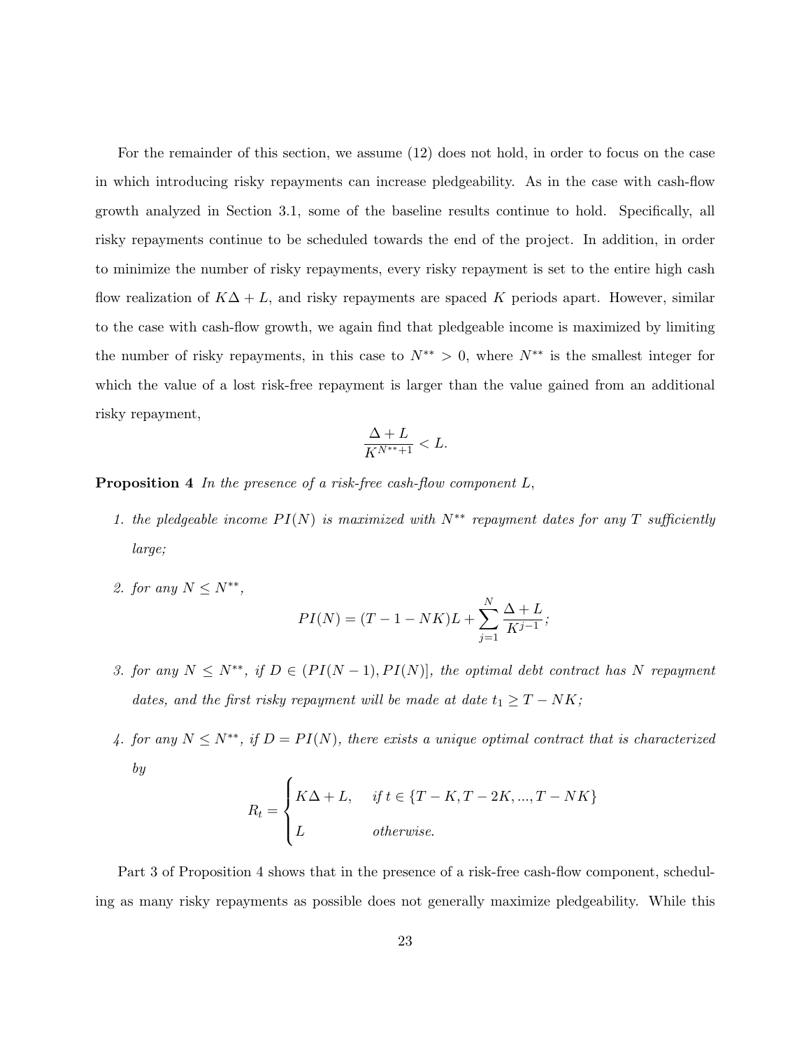For the remainder of this section, we assume (12) does not hold, in order to focus on the case in which introducing risky repayments can increase pledgeability. As in the case with cash-flow growth analyzed in Section 3.1, some of the baseline results continue to hold. Specifically, all risky repayments continue to be scheduled towards the end of the project. In addition, in order to minimize the number of risky repayments, every risky repayment is set to the entire high cash flow realization of $K\Delta + L$, and risky repayments are spaced $K$ periods apart. However, similar to the case with cash-flow growth, we again find that pledgeable income is maximized by limiting the number of risky repayments, in this case to $N^{**} > 0$, where $N^{**}$ is the smallest integer for which the value of a lost risk-free repayment is larger than the value gained from an additional risky repayment,

$$\frac{\Delta + L}{K^{N^{**}+1}} < L.$$

**Proposition 4** *In the presence of a risk-free cash-flow component $L$,*

1. *the pledgeable income $PI(N)$ is maximized with $N^{**}$ repayment dates for any $T$ sufficiently large;*
2. *for any $N \leq N^{**}$,*
$$PI(N) = (T - 1 - NK)L + \sum_{j=1}^{N} \frac{\Delta + L}{K^{j-1}};$$
3. *for any $N \leq N^{**}$, if $D \in (PI(N-1), PI(N)]$, the optimal debt contract has $N$ repayment dates, and the first risky repayment will be made at date $t_1 \geq T - NK$;*
4. *for any $N \leq N^{**}$, if $D = PI(N)$, there exists a unique optimal contract that is characterized by*
$$R_t = \begin{cases} K\Delta + L, & \text{if } t \in \{T-K, T-2K, ..., T-NK\} \\ L & \text{otherwise.} \end{cases}$$

Part 3 of Proposition 4 shows that in the presence of a risk-free cash-flow component, scheduling as many risky repayments as possible does not generally maximize pledgeability. While this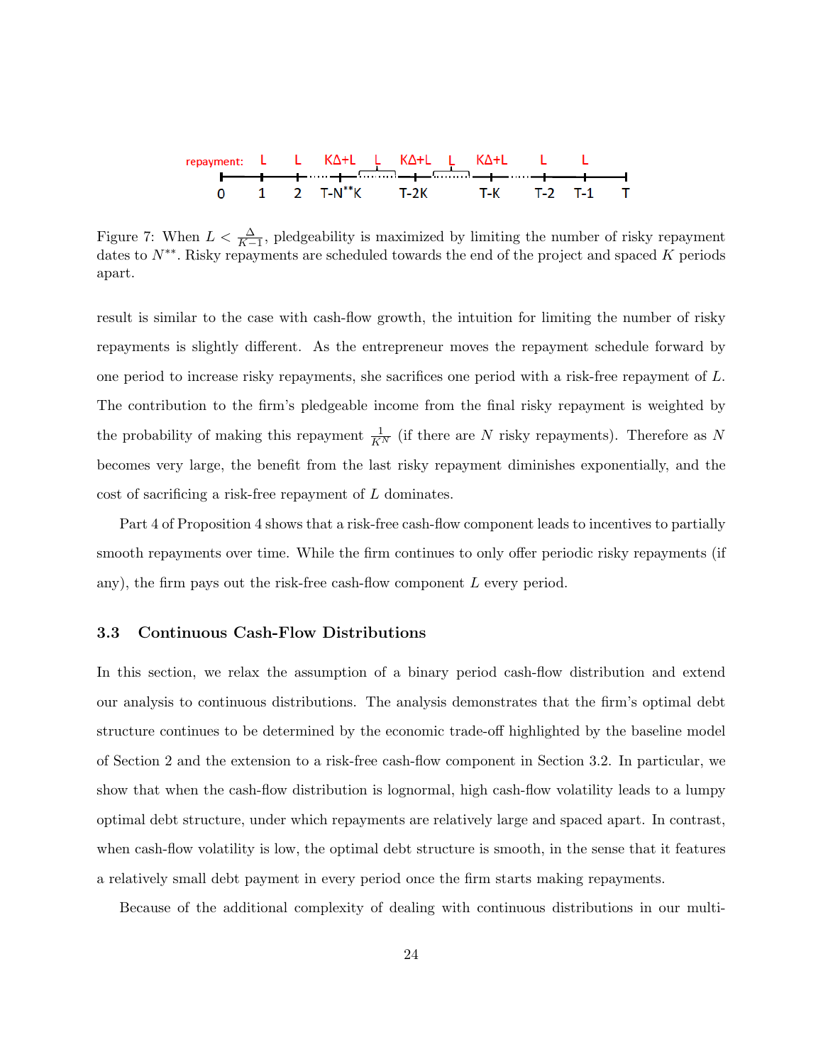repayment: L L KΔ+L L KΔ+L L KΔ+L L L

0 1 2 T-N**K T-2K T-K T-2 T-1 T

Figure 7: When $L < \frac{\Delta}{K-1}$, pledgeability is maximized by limiting the number of risky repayment dates to $N^{**}$. Risky repayments are scheduled towards the end of the project and spaced $K$ periods apart.

result is similar to the case with cash-flow growth, the intuition for limiting the number of risky repayments is slightly different. As the entrepreneur moves the repayment schedule forward by one period to increase risky repayments, she sacrifices one period with a risk-free repayment of $L$. The contribution to the firm's pledgeable income from the final risky repayment is weighted by the probability of making this repayment $\frac{1}{K^N}$ (if there are $N$ risky repayments). Therefore as $N$ becomes very large, the benefit from the last risky repayment diminishes exponentially, and the cost of sacrificing a risk-free repayment of $L$ dominates.

Part 4 of Proposition 4 shows that a risk-free cash-flow component leads to incentives to partially smooth repayments over time. While the firm continues to only offer periodic risky repayments (if any), the firm pays out the risk-free cash-flow component $L$ every period.

### 3.3 Continuous Cash-Flow Distributions

In this section, we relax the assumption of a binary period cash-flow distribution and extend our analysis to continuous distributions. The analysis demonstrates that the firm's optimal debt structure continues to be determined by the economic trade-off highlighted by the baseline model of Section 2 and the extension to a risk-free cash-flow component in Section 3.2. In particular, we show that when the cash-flow distribution is lognormal, high cash-flow volatility leads to a lumpy optimal debt structure, under which repayments are relatively large and spaced apart. In contrast, when cash-flow volatility is low, the optimal debt structure is smooth, in the sense that it features a relatively small debt payment in every period once the firm starts making repayments.

Because of the additional complexity of dealing with continuous distributions in our multi-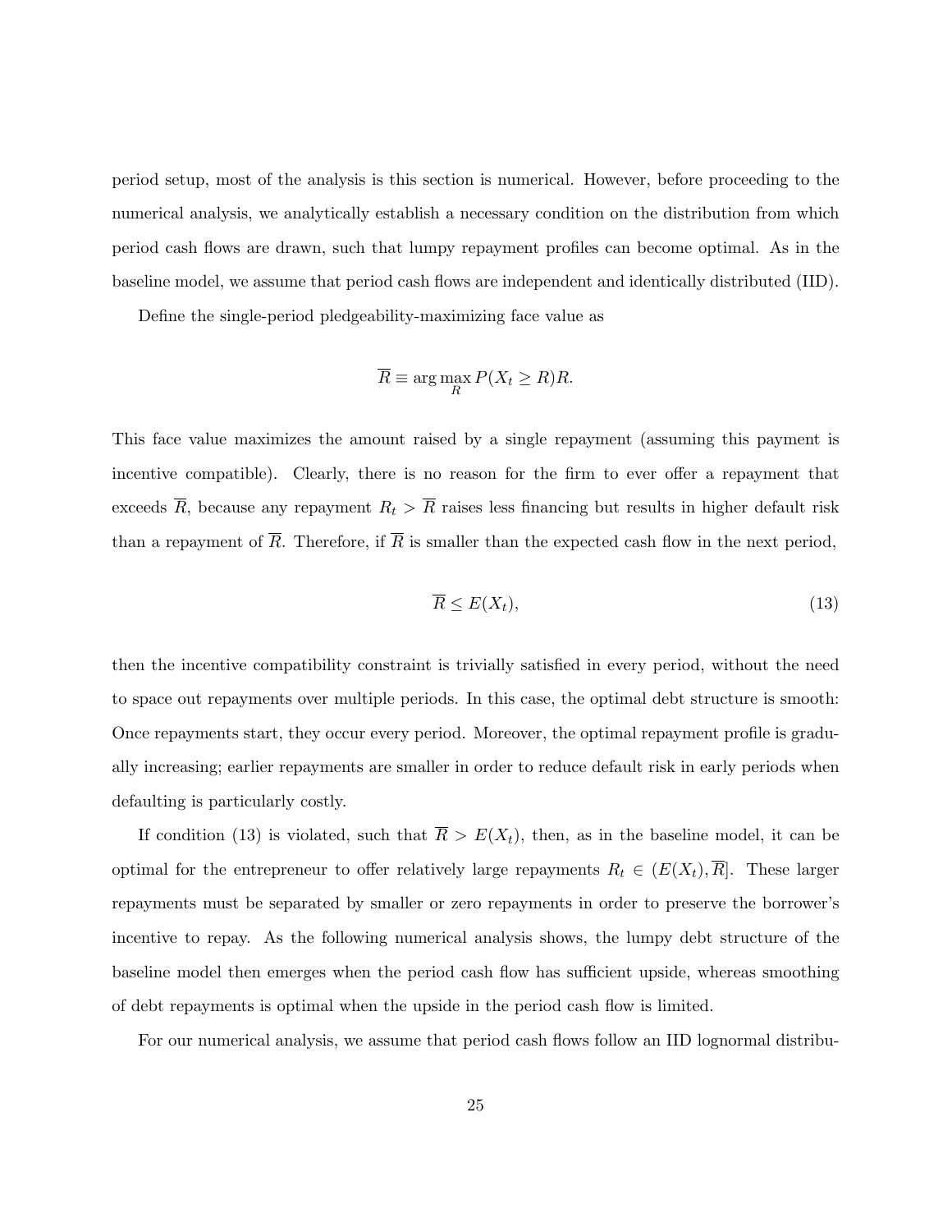period setup, most of the analysis is this section is numerical. However, before proceeding to the numerical analysis, we analytically establish a necessary condition on the distribution from which period cash flows are drawn, such that lumpy repayment profiles can become optimal. As in the baseline model, we assume that period cash flows are independent and identically distributed (IID).

Define the single-period pledgeability-maximizing face value as

$$\overline{R} \equiv \arg\max_{R} P(X_t \geq R)R.$$

This face value maximizes the amount raised by a single repayment (assuming this payment is incentive compatible). Clearly, there is no reason for the firm to ever offer a repayment that exceeds $\overline{R}$, because any repayment $R_t > \overline{R}$ raises less financing but results in higher default risk than a repayment of $\overline{R}$. Therefore, if $\overline{R}$ is smaller than the expected cash flow in the next period,

$$\overline{R} \leq E(X_t), \tag{13}$$

then the incentive compatibility constraint is trivially satisfied in every period, without the need to space out repayments over multiple periods. In this case, the optimal debt structure is smooth: Once repayments start, they occur every period. Moreover, the optimal repayment profile is gradually increasing; earlier repayments are smaller in order to reduce default risk in early periods when defaulting is particularly costly.

If condition (13) is violated, such that $\overline{R} > E(X_t)$, then, as in the baseline model, it can be optimal for the entrepreneur to offer relatively large repayments $R_t \in (E(X_t), \overline{R}]$. These larger repayments must be separated by smaller or zero repayments in order to preserve the borrower's incentive to repay. As the following numerical analysis shows, the lumpy debt structure of the baseline model then emerges when the period cash flow has sufficient upside, whereas smoothing of debt repayments is optimal when the upside in the period cash flow is limited.

For our numerical analysis, we assume that period cash flows follow an IID lognormal distribu-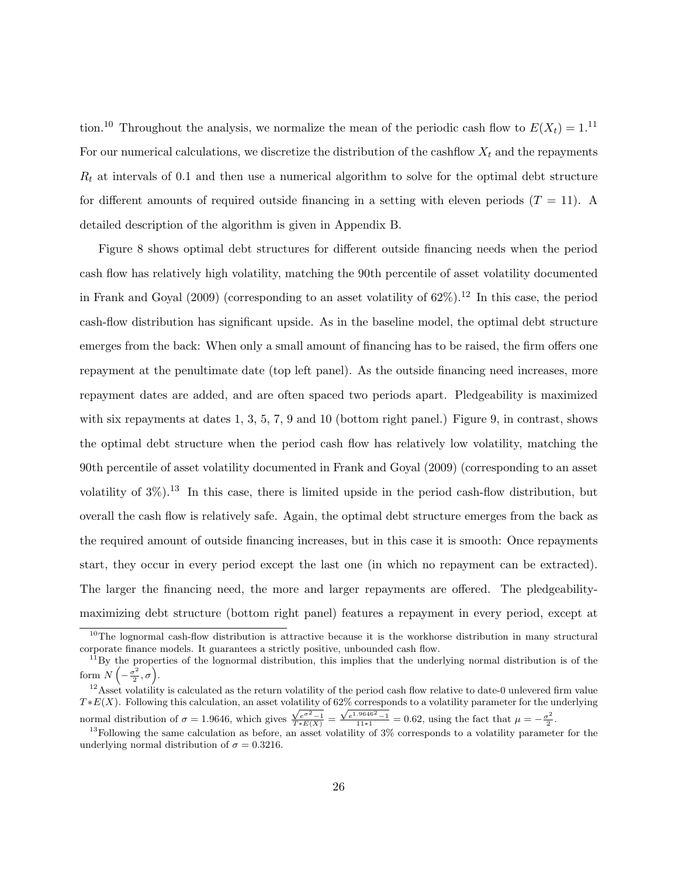tion.[10] Throughout the analysis, we normalize the mean of the periodic cash flow to $E(X_t) = 1$.[11] For our numerical calculations, we discretize the distribution of the cashflow $X_t$ and the repayments $R_t$ at intervals of 0.1 and then use a numerical algorithm to solve for the optimal debt structure for different amounts of required outside financing in a setting with eleven periods ($T = 11$). A detailed description of the algorithm is given in Appendix B.

Figure 8 shows optimal debt structures for different outside financing needs when the period cash flow has relatively high volatility, matching the 90th percentile of asset volatility documented in Frank and Goyal (2009) (corresponding to an asset volatility of 62%).[12] In this case, the period cash-flow distribution has significant upside. As in the baseline model, the optimal debt structure emerges from the back: When only a small amount of financing has to be raised, the firm offers one repayment at the penultimate date (top left panel). As the outside financing need increases, more repayment dates are added, and are often spaced two periods apart. Pledgeability is maximized with six repayments at dates 1, 3, 5, 7, 9 and 10 (bottom right panel.) Figure 9, in contrast, shows the optimal debt structure when the period cash flow has relatively low volatility, matching the 90th percentile of asset volatility documented in Frank and Goyal (2009) (corresponding to an asset volatility of 3%).[13] In this case, there is limited upside in the period cash-flow distribution, but overall the cash flow is relatively safe. Again, the optimal debt structure emerges from the back as the required amount of outside financing increases, but in this case it is smooth: Once repayments start, they occur in every period except the last one (in which no repayment can be extracted). The larger the financing need, the more and larger repayments are offered. The pledgeability-maximizing debt structure (bottom right panel) features a repayment in every period, except at

[10] The lognormal cash-flow distribution is attractive because it is the workhorse distribution in many structural corporate finance models. It guarantees a strictly positive, unbounded cash flow.

[11] By the properties of the lognormal distribution, this implies that the underlying normal distribution is of the form $N\left(-\frac{\sigma^2}{2}, \sigma\right)$.

[12] Asset volatility is calculated as the return volatility of the period cash flow relative to date-0 unlevered firm value $T * E(X)$. Following this calculation, an asset volatility of 62% corresponds to a volatility parameter for the underlying normal distribution of $\sigma = 1.9646$, which gives $\frac{\sqrt{e^{\sigma^2}-1}}{T*E(X)} = \frac{\sqrt{e^{1.9646^2}-1}}{11*1} = 0.62$, using the fact that $\mu = -\frac{\sigma^2}{2}$.

[13] Following the same calculation as before, an asset volatility of 3% corresponds to a volatility parameter for the underlying normal distribution of $\sigma = 0.3216$.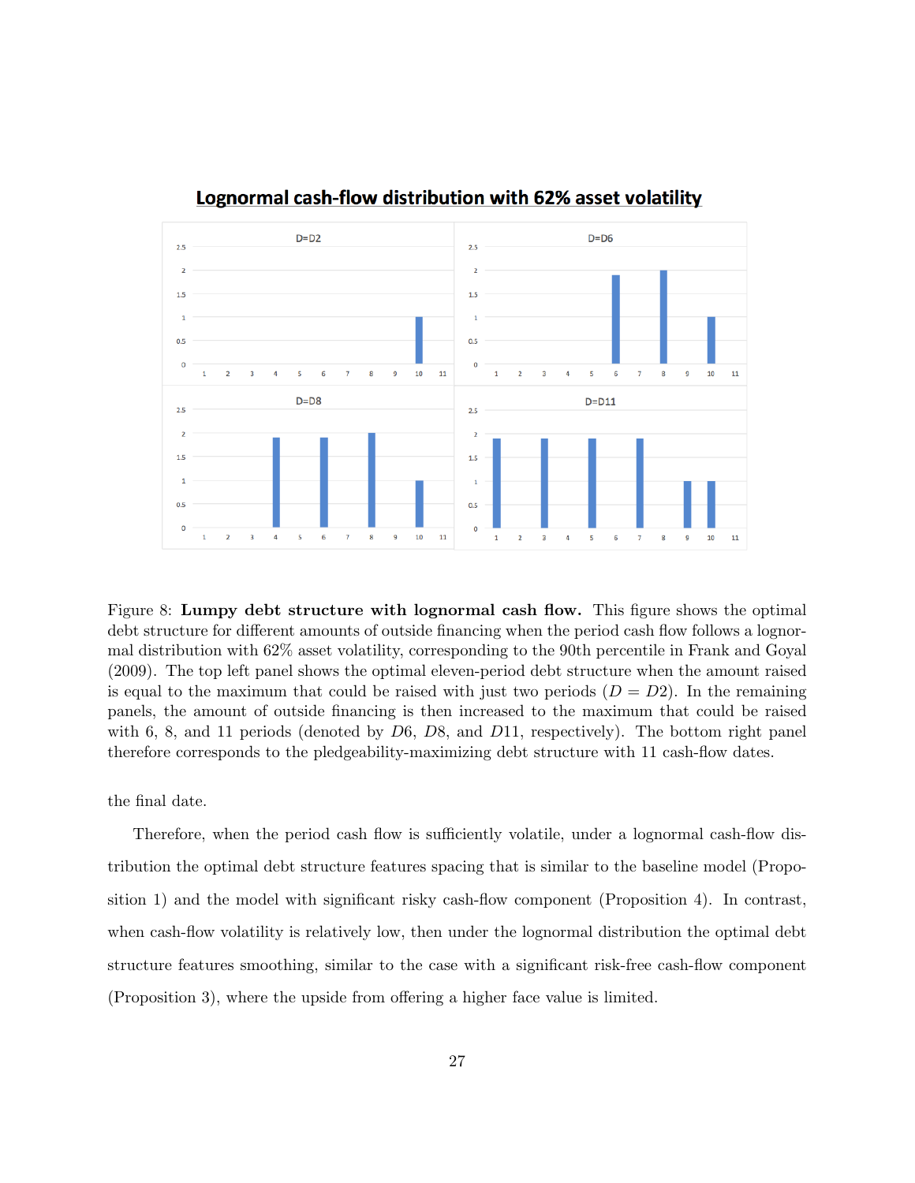**Lognormal cash-flow distribution with 62% asset volatility**

Figure 8: **Lumpy debt structure with lognormal cash flow.** This figure shows the optimal debt structure for different amounts of outside financing when the period cash flow follows a lognormal distribution with 62% asset volatility, corresponding to the 90th percentile in Frank and Goyal (2009). The top left panel shows the optimal eleven-period debt structure when the amount raised is equal to the maximum that could be raised with just two periods ($D = D2$). In the remaining panels, the amount of outside financing is then increased to the maximum that could be raised with 6, 8, and 11 periods (denoted by $D6$, $D8$, and $D11$, respectively). The bottom right panel therefore corresponds to the pledgeability-maximizing debt structure with 11 cash-flow dates.

the final date.

Therefore, when the period cash flow is sufficiently volatile, under a lognormal cash-flow distribution the optimal debt structure features spacing that is similar to the baseline model (Proposition 1) and the model with significant risky cash-flow component (Proposition 4). In contrast, when cash-flow volatility is relatively low, then under the lognormal distribution the optimal debt structure features smoothing, similar to the case with a significant risk-free cash-flow component (Proposition 3), where the upside from offering a higher face value is limited.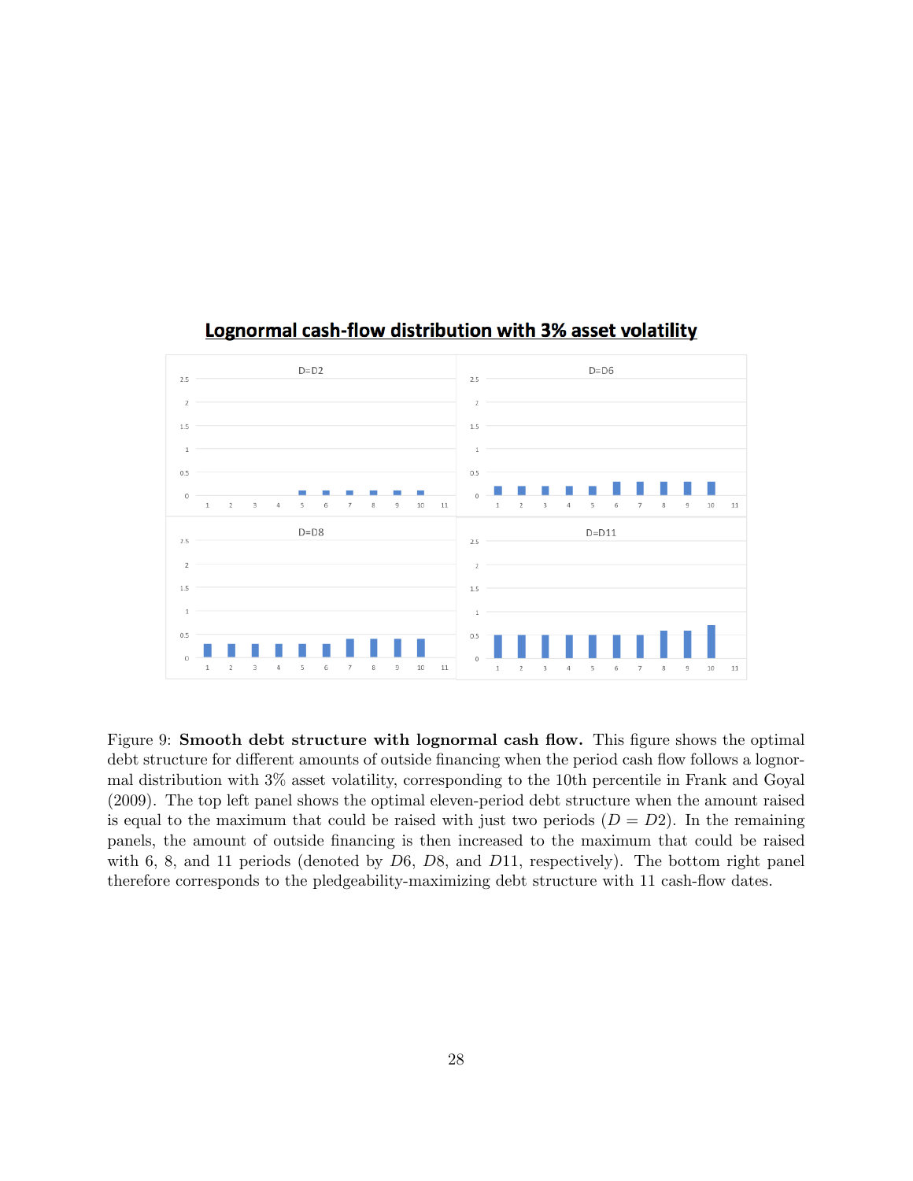**Lognormal cash-flow distribution with 3% asset volatility**

Figure 9: **Smooth debt structure with lognormal cash flow.** This figure shows the optimal debt structure for different amounts of outside financing when the period cash flow follows a lognormal distribution with 3% asset volatility, corresponding to the 10th percentile in Frank and Goyal (2009). The top left panel shows the optimal eleven-period debt structure when the amount raised is equal to the maximum that could be raised with just two periods ($D = D2$). In the remaining panels, the amount of outside financing is then increased to the maximum that could be raised with 6, 8, and 11 periods (denoted by $D6$, $D8$, and $D11$, respectively). The bottom right panel therefore corresponds to the pledgeability-maximizing debt structure with 11 cash-flow dates.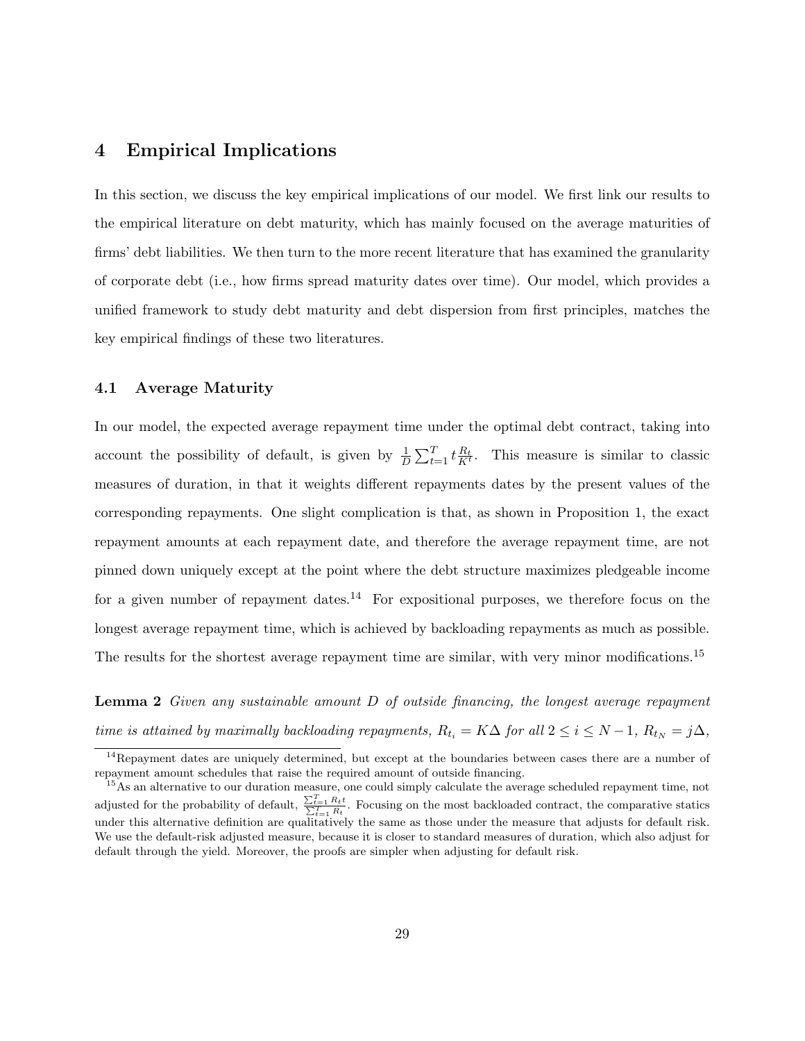# 4 Empirical Implications

In this section, we discuss the key empirical implications of our model. We first link our results to the empirical literature on debt maturity, which has mainly focused on the average maturities of firms' debt liabilities. We then turn to the more recent literature that has examined the granularity of corporate debt (i.e., how firms spread maturity dates over time). Our model, which provides a unified framework to study debt maturity and debt dispersion from first principles, matches the key empirical findings of these two literatures.

## 4.1 Average Maturity

In our model, the expected average repayment time under the optimal debt contract, taking into account the possibility of default, is given by $\frac{1}{D}\sum_{t=1}^{T} t\frac{R_t}{K^t}$. This measure is similar to classic measures of duration, in that it weights different repayments dates by the present values of the corresponding repayments. One slight complication is that, as shown in Proposition 1, the exact repayment amounts at each repayment date, and therefore the average repayment time, are not pinned down uniquely except at the point where the debt structure maximizes pledgeable income for a given number of repayment dates.[14] For expositional purposes, we therefore focus on the longest average repayment time, which is achieved by backloading repayments as much as possible. The results for the shortest average repayment time are similar, with very minor modifications.[15]

**Lemma 2** *Given any sustainable amount $D$ of outside financing, the longest average repayment time is attained by maximally backloading repayments, $R_{t_i} = K\Delta$ for all $2 \leq i \leq N-1$, $R_{t_N} = j\Delta$,*

---

[14] Repayment dates are uniquely determined, but except at the boundaries between cases there are a number of repayment amount schedules that raise the required amount of outside financing.

[15] As an alternative to our duration measure, one could simply calculate the average scheduled repayment time, not adjusted for the probability of default, $\frac{\sum_{t=1}^{T} R_t t}{\sum_{t=1}^{T} R_t}$. Focusing on the most backloaded contract, the comparative statics under this alternative definition are qualitatively the same as those under the measure that adjusts for default risk. We use the default-risk adjusted measure, because it is closer to standard measures of duration, which also adjust for default through the yield. Moreover, the proofs are simpler when adjusting for default risk.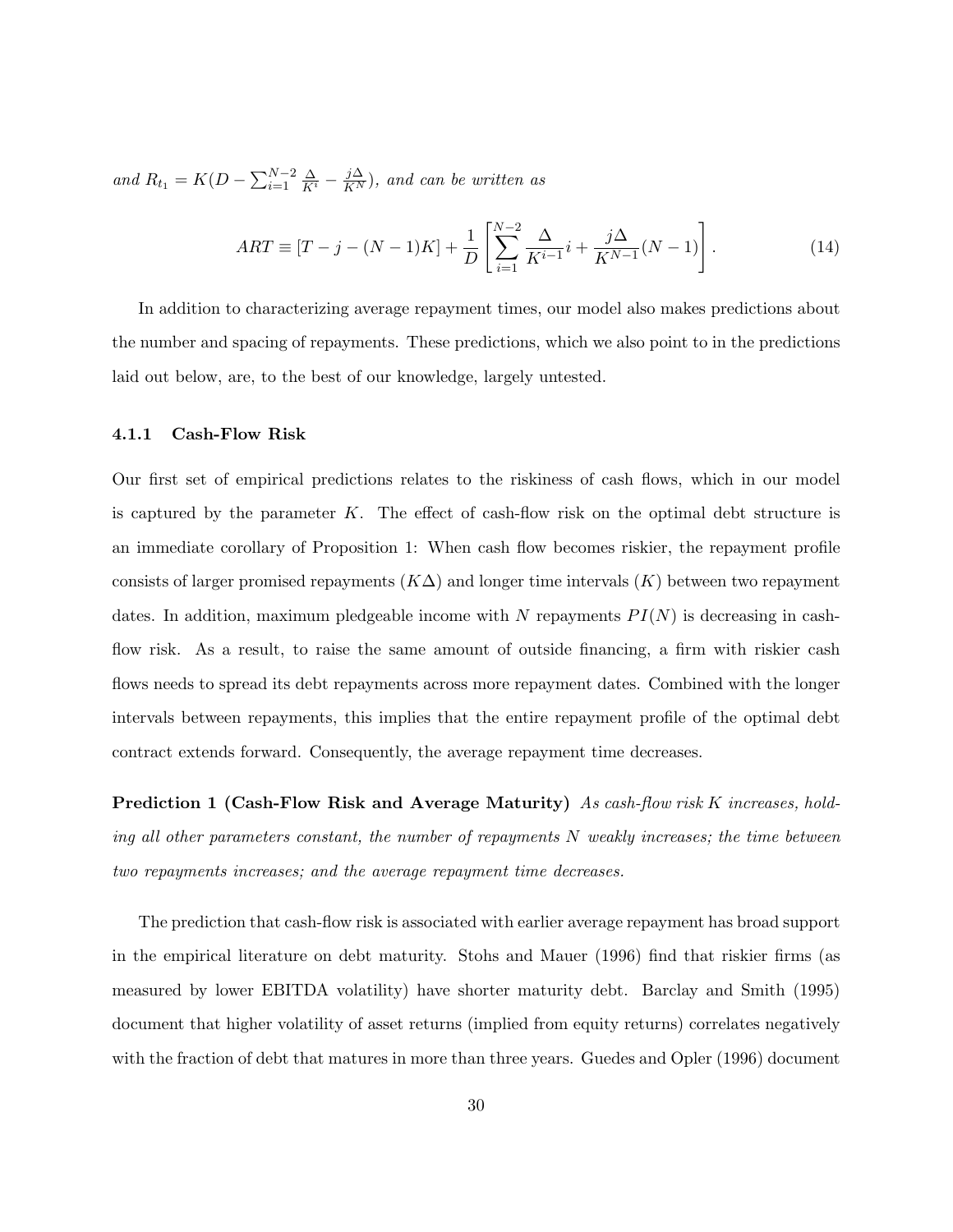*and* $R_{t_1} = K(D - \sum_{i=1}^{N-2} \frac{\Delta}{K^i} - \frac{j\Delta}{K^N})$, *and can be written as*

$$ART \equiv [T - j - (N-1)K] + \frac{1}{D}\left[\sum_{i=1}^{N-2} \frac{\Delta}{K^{i-1}} i + \frac{j\Delta}{K^{N-1}}(N-1)\right]. \tag{14}$$

In addition to characterizing average repayment times, our model also makes predictions about the number and spacing of repayments. These predictions, which we also point to in the predictions laid out below, are, to the best of our knowledge, largely untested.

#### 4.1.1 Cash-Flow Risk

Our first set of empirical predictions relates to the riskiness of cash flows, which in our model is captured by the parameter $K$. The effect of cash-flow risk on the optimal debt structure is an immediate corollary of Proposition 1: When cash flow becomes riskier, the repayment profile consists of larger promised repayments ($K\Delta$) and longer time intervals ($K$) between two repayment dates. In addition, maximum pledgeable income with $N$ repayments $PI(N)$ is decreasing in cash-flow risk. As a result, to raise the same amount of outside financing, a firm with riskier cash flows needs to spread its debt repayments across more repayment dates. Combined with the longer intervals between repayments, this implies that the entire repayment profile of the optimal debt contract extends forward. Consequently, the average repayment time decreases.

**Prediction 1 (Cash-Flow Risk and Average Maturity)** *As cash-flow risk $K$ increases, holding all other parameters constant, the number of repayments $N$ weakly increases; the time between two repayments increases; and the average repayment time decreases.*

The prediction that cash-flow risk is associated with earlier average repayment has broad support in the empirical literature on debt maturity. Stohs and Mauer (1996) find that riskier firms (as measured by lower EBITDA volatility) have shorter maturity debt. Barclay and Smith (1995) document that higher volatility of asset returns (implied from equity returns) correlates negatively with the fraction of debt that matures in more than three years. Guedes and Opler (1996) document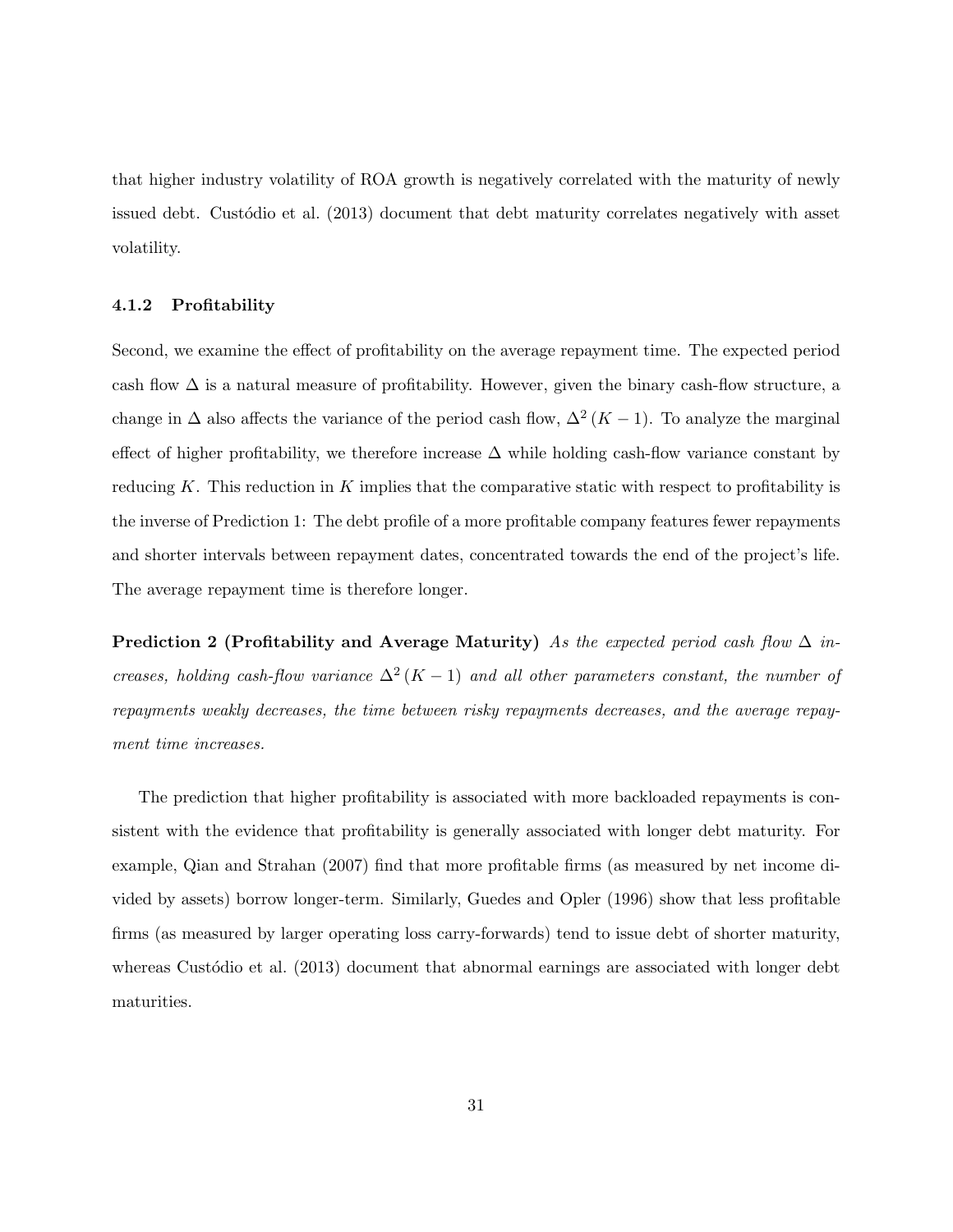that higher industry volatility of ROA growth is negatively correlated with the maturity of newly issued debt. Custódio et al. (2013) document that debt maturity correlates negatively with asset volatility.

#### 4.1.2 Profitability

Second, we examine the effect of profitability on the average repayment time. The expected period cash flow $\Delta$ is a natural measure of profitability. However, given the binary cash-flow structure, a change in $\Delta$ also affects the variance of the period cash flow, $\Delta^2 (K-1)$. To analyze the marginal effect of higher profitability, we therefore increase $\Delta$ while holding cash-flow variance constant by reducing $K$. This reduction in $K$ implies that the comparative static with respect to profitability is the inverse of Prediction 1: The debt profile of a more profitable company features fewer repayments and shorter intervals between repayment dates, concentrated towards the end of the project's life. The average repayment time is therefore longer.

**Prediction 2 (Profitability and Average Maturity)** *As the expected period cash flow $\Delta$ increases, holding cash-flow variance $\Delta^2 (K-1)$ and all other parameters constant, the number of repayments weakly decreases, the time between risky repayments decreases, and the average repayment time increases.*

The prediction that higher profitability is associated with more backloaded repayments is consistent with the evidence that profitability is generally associated with longer debt maturity. For example, Qian and Strahan (2007) find that more profitable firms (as measured by net income divided by assets) borrow longer-term. Similarly, Guedes and Opler (1996) show that less profitable firms (as measured by larger operating loss carry-forwards) tend to issue debt of shorter maturity, whereas Custódio et al. (2013) document that abnormal earnings are associated with longer debt maturities.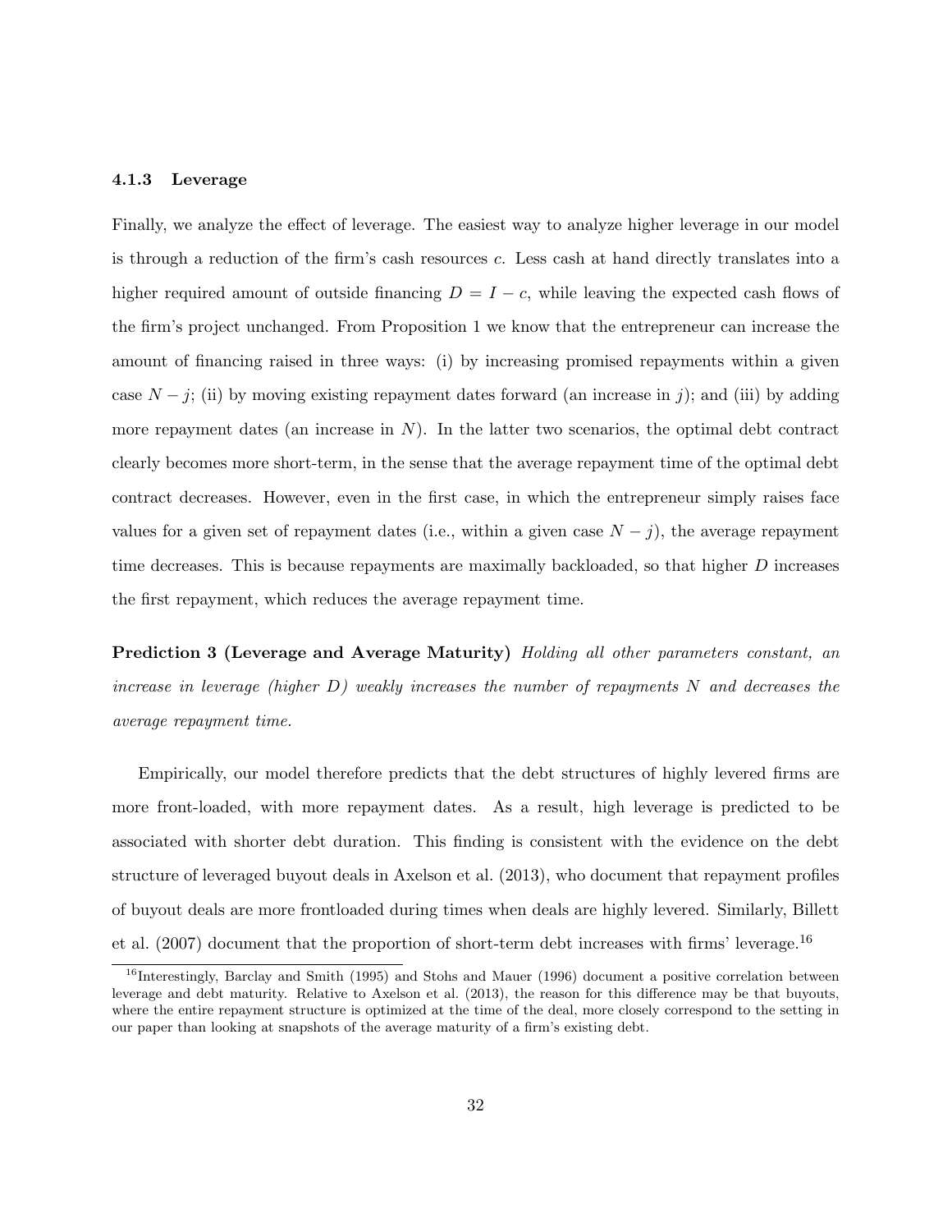#### 4.1.3 Leverage

Finally, we analyze the effect of leverage. The easiest way to analyze higher leverage in our model is through a reduction of the firm's cash resources $c$. Less cash at hand directly translates into a higher required amount of outside financing $D = I - c$, while leaving the expected cash flows of the firm's project unchanged. From Proposition 1 we know that the entrepreneur can increase the amount of financing raised in three ways: (i) by increasing promised repayments within a given case $N - j$; (ii) by moving existing repayment dates forward (an increase in $j$); and (iii) by adding more repayment dates (an increase in $N$). In the latter two scenarios, the optimal debt contract clearly becomes more short-term, in the sense that the average repayment time of the optimal debt contract decreases. However, even in the first case, in which the entrepreneur simply raises face values for a given set of repayment dates (i.e., within a given case $N - j$), the average repayment time decreases. This is because repayments are maximally backloaded, so that higher $D$ increases the first repayment, which reduces the average repayment time.

**Prediction 3 (Leverage and Average Maturity)** *Holding all other parameters constant, an increase in leverage (higher $D$) weakly increases the number of repayments $N$ and decreases the average repayment time.*

Empirically, our model therefore predicts that the debt structures of highly levered firms are more front-loaded, with more repayment dates. As a result, high leverage is predicted to be associated with shorter debt duration. This finding is consistent with the evidence on the debt structure of leveraged buyout deals in Axelson et al. (2013), who document that repayment profiles of buyout deals are more frontloaded during times when deals are highly levered. Similarly, Billett et al. (2007) document that the proportion of short-term debt increases with firms' leverage.[16]

[16] Interestingly, Barclay and Smith (1995) and Stohs and Mauer (1996) document a positive correlation between leverage and debt maturity. Relative to Axelson et al. (2013), the reason for this difference may be that buyouts, where the entire repayment structure is optimized at the time of the deal, more closely correspond to the setting in our paper than looking at snapshots of the average maturity of a firm's existing debt.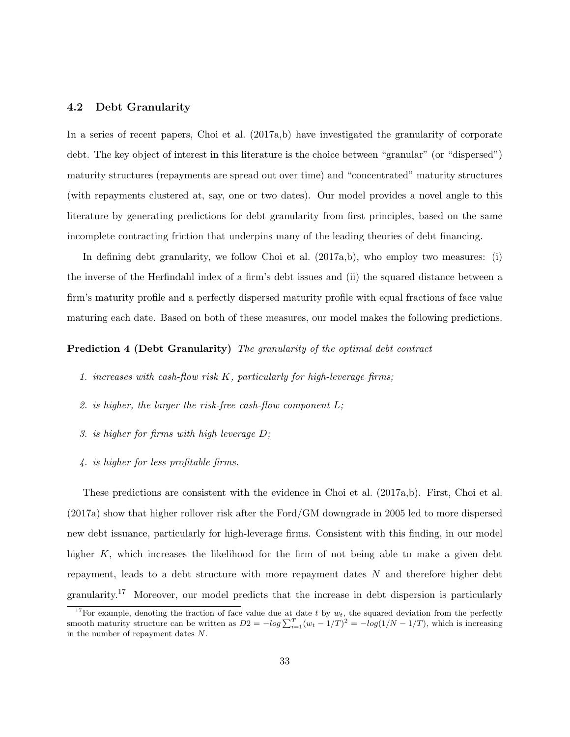### 4.2 Debt Granularity

In a series of recent papers, Choi et al. (2017a,b) have investigated the granularity of corporate debt. The key object of interest in this literature is the choice between "granular" (or "dispersed") maturity structures (repayments are spread out over time) and "concentrated" maturity structures (with repayments clustered at, say, one or two dates). Our model provides a novel angle to this literature by generating predictions for debt granularity from first principles, based on the same incomplete contracting friction that underpins many of the leading theories of debt financing.

In defining debt granularity, we follow Choi et al. (2017a,b), who employ two measures: (i) the inverse of the Herfindahl index of a firm's debt issues and (ii) the squared distance between a firm's maturity profile and a perfectly dispersed maturity profile with equal fractions of face value maturing each date. Based on both of these measures, our model makes the following predictions.

**Prediction 4 (Debt Granularity)** *The granularity of the optimal debt contract*

1. *increases with cash-flow risk $K$, particularly for high-leverage firms;*
2. *is higher, the larger the risk-free cash-flow component $L$;*
3. *is higher for firms with high leverage $D$;*
4. *is higher for less profitable firms.*

These predictions are consistent with the evidence in Choi et al. (2017a,b). First, Choi et al. (2017a) show that higher rollover risk after the Ford/GM downgrade in 2005 led to more dispersed new debt issuance, particularly for high-leverage firms. Consistent with this finding, in our model higher $K$, which increases the likelihood for the firm of not being able to make a given debt repayment, leads to a debt structure with more repayment dates $N$ and therefore higher debt granularity.[17] Moreover, our model predicts that the increase in debt dispersion is particularly

[17] For example, denoting the fraction of face value due at date $t$ by $w_t$, the squared deviation from the perfectly smooth maturity structure can be written as $D2 = -log \sum_{i=1}^{T} (w_t - 1/T)^2 = -log(1/N - 1/T)$, which is increasing in the number of repayment dates $N$.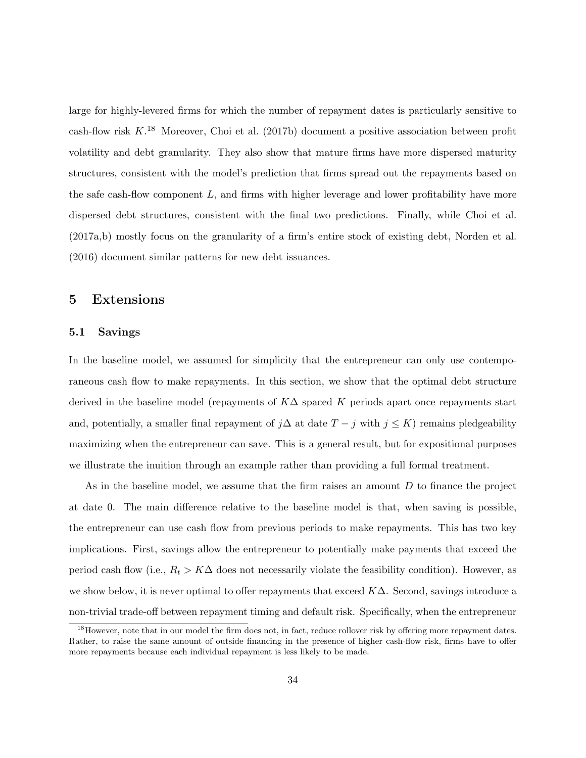large for highly-levered firms for which the number of repayment dates is particularly sensitive to cash-flow risk $K$.[18] Moreover, Choi et al. (2017b) document a positive association between profit volatility and debt granularity. They also show that mature firms have more dispersed maturity structures, consistent with the model's prediction that firms spread out the repayments based on the safe cash-flow component $L$, and firms with higher leverage and lower profitability have more dispersed debt structures, consistent with the final two predictions. Finally, while Choi et al. (2017a,b) mostly focus on the granularity of a firm's entire stock of existing debt, Norden et al. (2016) document similar patterns for new debt issuances.

# 5 Extensions

## 5.1 Savings

In the baseline model, we assumed for simplicity that the entrepreneur can only use contemporaneous cash flow to make repayments. In this section, we show that the optimal debt structure derived in the baseline model (repayments of $K\Delta$ spaced $K$ periods apart once repayments start and, potentially, a smaller final repayment of $j\Delta$ at date $T-j$ with $j \leq K$) remains pledgeability maximizing when the entrepreneur can save. This is a general result, but for expositional purposes we illustrate the inuition through an example rather than providing a full formal treatment.

As in the baseline model, we assume that the firm raises an amount $D$ to finance the project at date 0. The main difference relative to the baseline model is that, when saving is possible, the entrepreneur can use cash flow from previous periods to make repayments. This has two key implications. First, savings allow the entrepreneur to potentially make payments that exceed the period cash flow (i.e., $R_t > K\Delta$ does not necessarily violate the feasibility condition). However, as we show below, it is never optimal to offer repayments that exceed $K\Delta$. Second, savings introduce a non-trivial trade-off between repayment timing and default risk. Specifically, when the entrepreneur

[18] However, note that in our model the firm does not, in fact, reduce rollover risk by offering more repayment dates. Rather, to raise the same amount of outside financing in the presence of higher cash-flow risk, firms have to offer more repayments because each individual repayment is less likely to be made.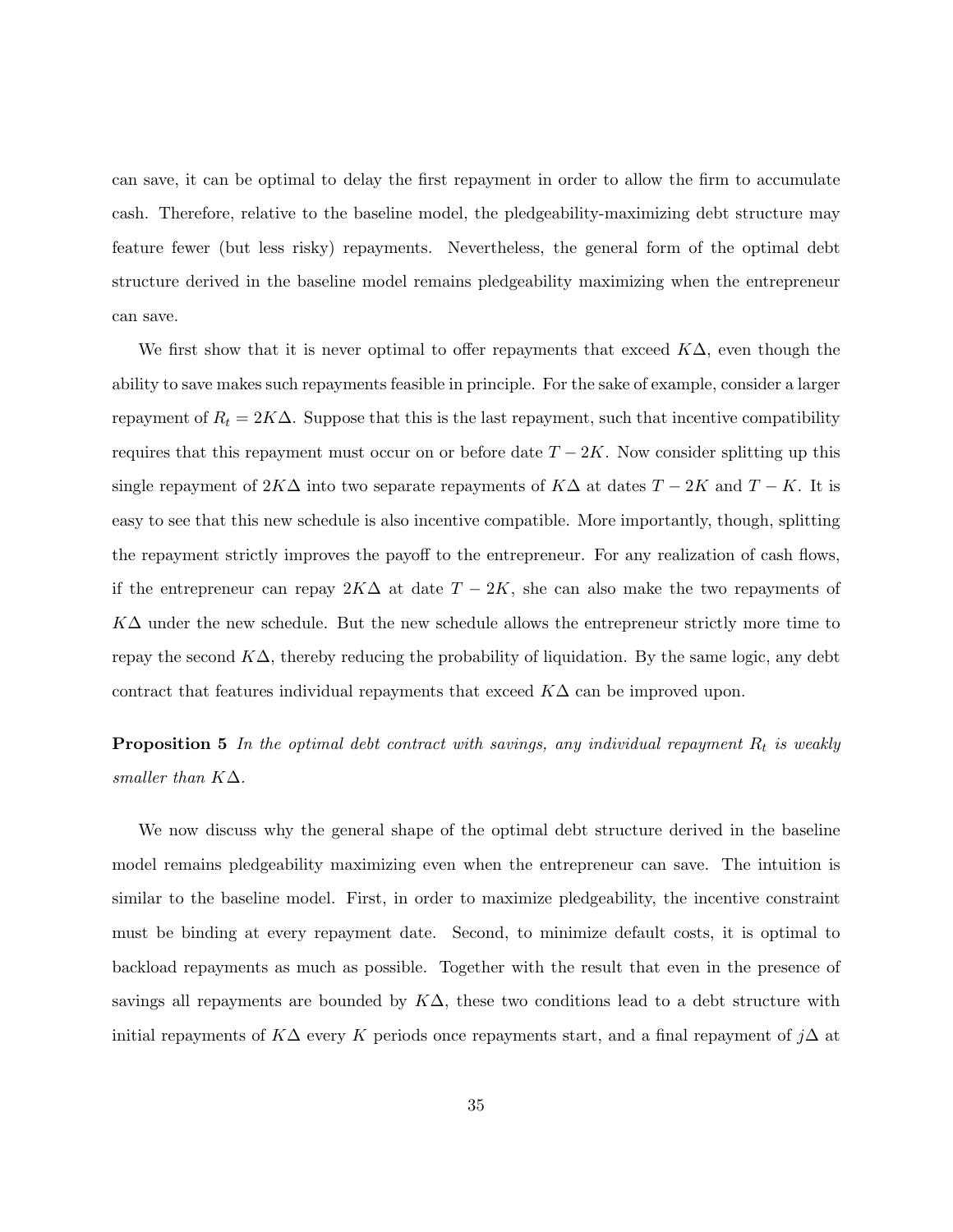can save, it can be optimal to delay the first repayment in order to allow the firm to accumulate cash. Therefore, relative to the baseline model, the pledgeability-maximizing debt structure may feature fewer (but less risky) repayments. Nevertheless, the general form of the optimal debt structure derived in the baseline model remains pledgeability maximizing when the entrepreneur can save.

We first show that it is never optimal to offer repayments that exceed $K\Delta$, even though the ability to save makes such repayments feasible in principle. For the sake of example, consider a larger repayment of $R_t = 2K\Delta$. Suppose that this is the last repayment, such that incentive compatibility requires that this repayment must occur on or before date $T - 2K$. Now consider splitting up this single repayment of $2K\Delta$ into two separate repayments of $K\Delta$ at dates $T - 2K$ and $T - K$. It is easy to see that this new schedule is also incentive compatible. More importantly, though, splitting the repayment strictly improves the payoff to the entrepreneur. For any realization of cash flows, if the entrepreneur can repay $2K\Delta$ at date $T - 2K$, she can also make the two repayments of $K\Delta$ under the new schedule. But the new schedule allows the entrepreneur strictly more time to repay the second $K\Delta$, thereby reducing the probability of liquidation. By the same logic, any debt contract that features individual repayments that exceed $K\Delta$ can be improved upon.

**Proposition 5** *In the optimal debt contract with savings, any individual repayment $R_t$ is weakly smaller than $K\Delta$.*

We now discuss why the general shape of the optimal debt structure derived in the baseline model remains pledgeability maximizing even when the entrepreneur can save. The intuition is similar to the baseline model. First, in order to maximize pledgeability, the incentive constraint must be binding at every repayment date. Second, to minimize default costs, it is optimal to backload repayments as much as possible. Together with the result that even in the presence of savings all repayments are bounded by $K\Delta$, these two conditions lead to a debt structure with initial repayments of $K\Delta$ every $K$ periods once repayments start, and a final repayment of $j\Delta$ at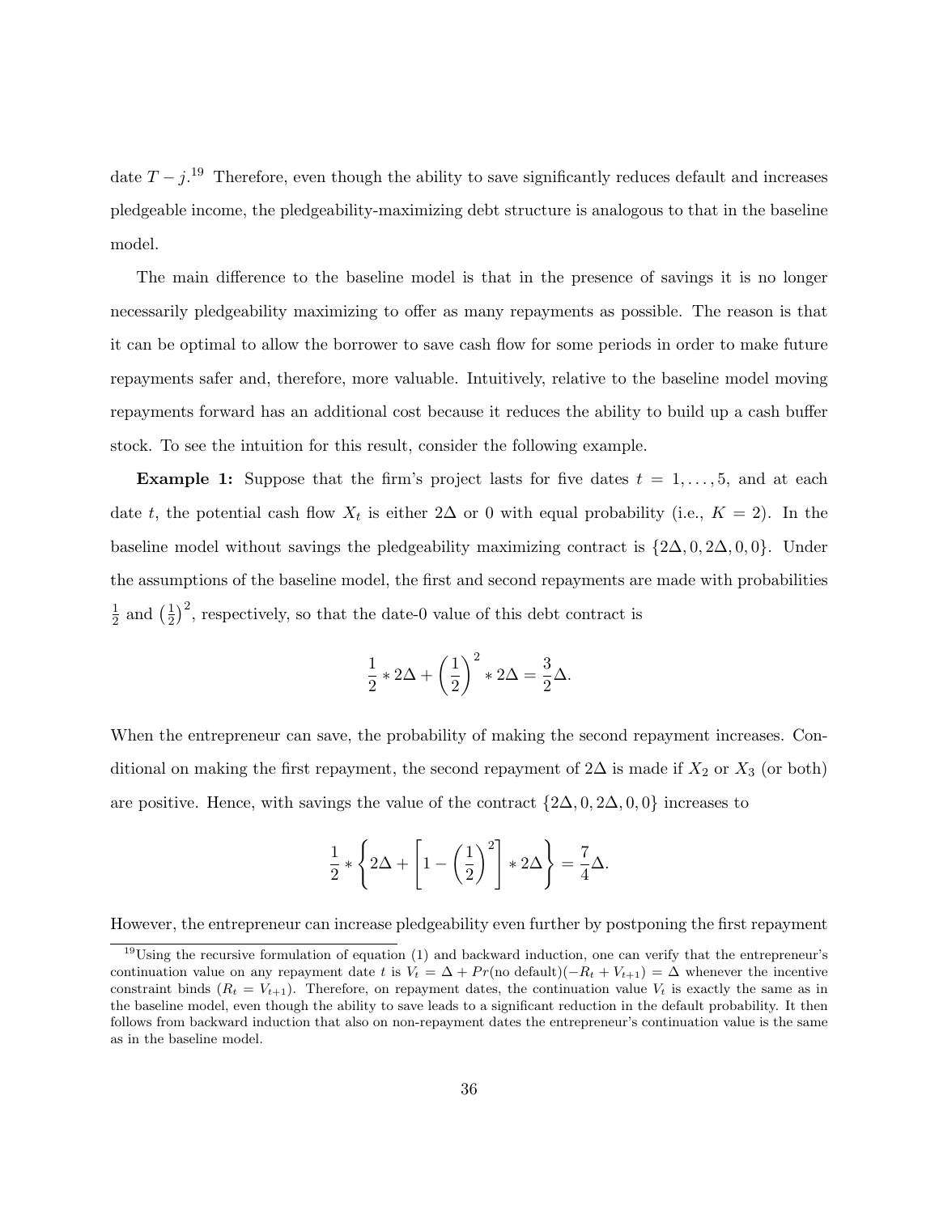date $T-j$.[19] Therefore, even though the ability to save significantly reduces default and increases pledgeable income, the pledgeability-maximizing debt structure is analogous to that in the baseline model.

The main difference to the baseline model is that in the presence of savings it is no longer necessarily pledgeability maximizing to offer as many repayments as possible. The reason is that it can be optimal to allow the borrower to save cash flow for some periods in order to make future repayments safer and, therefore, more valuable. Intuitively, relative to the baseline model moving repayments forward has an additional cost because it reduces the ability to build up a cash buffer stock. To see the intuition for this result, consider the following example.

**Example 1:** Suppose that the firm's project lasts for five dates $t = 1, \ldots, 5$, and at each date $t$, the potential cash flow $X_t$ is either $2\Delta$ or 0 with equal probability (i.e., $K = 2$). In the baseline model without savings the pledgeability maximizing contract is $\{2\Delta, 0, 2\Delta, 0, 0\}$. Under the assumptions of the baseline model, the first and second repayments are made with probabilities $\frac{1}{2}$ and $\left(\frac{1}{2}\right)^2$, respectively, so that the date-0 value of this debt contract is

$$\frac{1}{2} * 2\Delta + \left(\frac{1}{2}\right)^2 * 2\Delta = \frac{3}{2}\Delta.$$

When the entrepreneur can save, the probability of making the second repayment increases. Conditional on making the first repayment, the second repayment of $2\Delta$ is made if $X_2$ or $X_3$ (or both) are positive. Hence, with savings the value of the contract $\{2\Delta, 0, 2\Delta, 0, 0\}$ increases to

$$\frac{1}{2} * \left\{2\Delta + \left[1 - \left(\frac{1}{2}\right)^2\right] * 2\Delta\right\} = \frac{7}{4}\Delta.$$

However, the entrepreneur can increase pledgeability even further by postponing the first repayment

[19] Using the recursive formulation of equation (1) and backward induction, one can verify that the entrepreneur's continuation value on any repayment date $t$ is $V_t = \Delta + Pr(\text{no default})(-R_t + V_{t+1}) = \Delta$ whenever the incentive constraint binds ($R_t = V_{t+1}$). Therefore, on repayment dates, the continuation value $V_t$ is exactly the same as in the baseline model, even though the ability to save leads to a significant reduction in the default probability. It then follows from backward induction that also on non-repayment dates the entrepreneur's continuation value is the same as in the baseline model.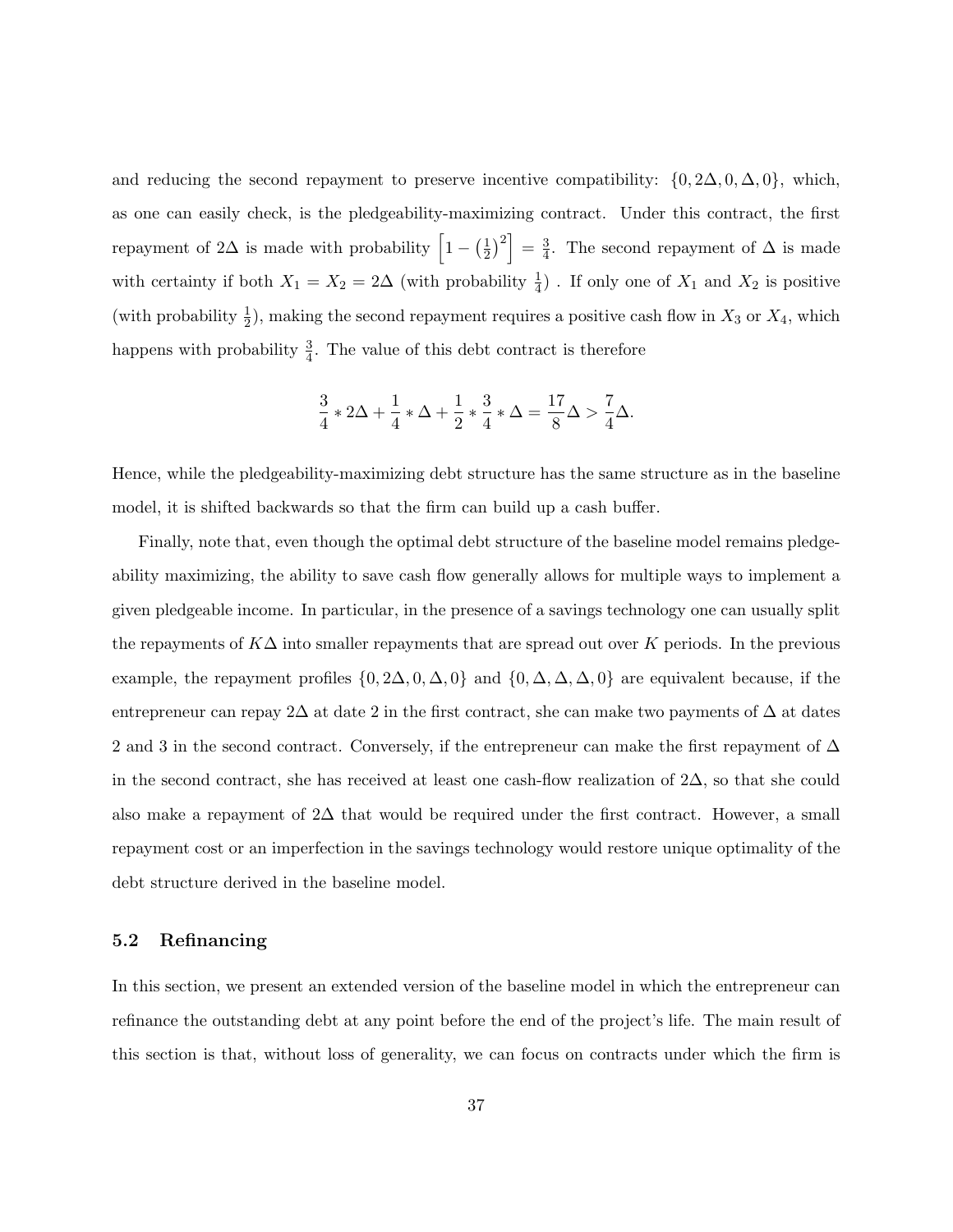and reducing the second repayment to preserve incentive compatibility: $\{0, 2\Delta, 0, \Delta, 0\}$, which, as one can easily check, is the pledgeability-maximizing contract. Under this contract, the first repayment of $2\Delta$ is made with probability $\left[1 - \left(\frac{1}{2}\right)^2\right] = \frac{3}{4}$. The second repayment of $\Delta$ is made with certainty if both $X_1 = X_2 = 2\Delta$ (with probability $\frac{1}{4}$) . If only one of $X_1$ and $X_2$ is positive (with probability $\frac{1}{2}$), making the second repayment requires a positive cash flow in $X_3$ or $X_4$, which happens with probability $\frac{3}{4}$. The value of this debt contract is therefore

$$\frac{3}{4} * 2\Delta + \frac{1}{4} * \Delta + \frac{1}{2} * \frac{3}{4} * \Delta = \frac{17}{8}\Delta > \frac{7}{4}\Delta.$$

Hence, while the pledgeability-maximizing debt structure has the same structure as in the baseline model, it is shifted backwards so that the firm can build up a cash buffer.

Finally, note that, even though the optimal debt structure of the baseline model remains pledgeability maximizing, the ability to save cash flow generally allows for multiple ways to implement a given pledgeable income. In particular, in the presence of a savings technology one can usually split the repayments of $K\Delta$ into smaller repayments that are spread out over $K$ periods. In the previous example, the repayment profiles $\{0, 2\Delta, 0, \Delta, 0\}$ and $\{0, \Delta, \Delta, \Delta, 0\}$ are equivalent because, if the entrepreneur can repay $2\Delta$ at date 2 in the first contract, she can make two payments of $\Delta$ at dates 2 and 3 in the second contract. Conversely, if the entrepreneur can make the first repayment of $\Delta$ in the second contract, she has received at least one cash-flow realization of $2\Delta$, so that she could also make a repayment of $2\Delta$ that would be required under the first contract. However, a small repayment cost or an imperfection in the savings technology would restore unique optimality of the debt structure derived in the baseline model.

## 5.2 Refinancing

In this section, we present an extended version of the baseline model in which the entrepreneur can refinance the outstanding debt at any point before the end of the project's life. The main result of this section is that, without loss of generality, we can focus on contracts under which the firm is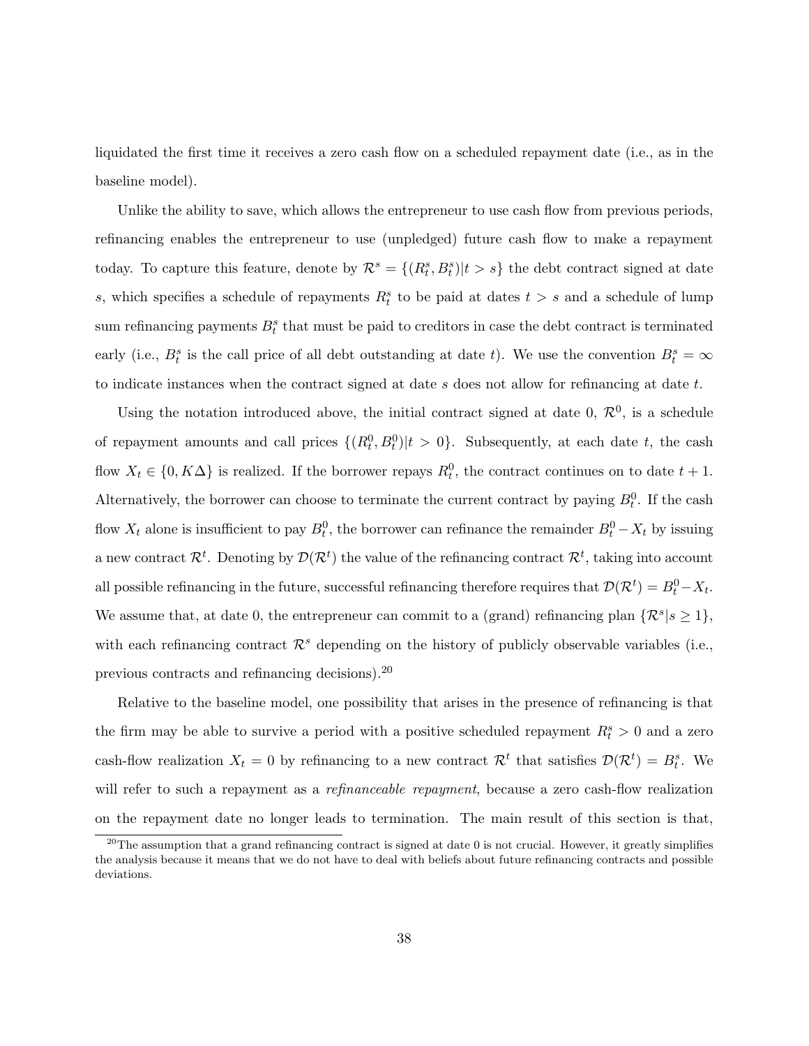liquidated the first time it receives a zero cash flow on a scheduled repayment date (i.e., as in the baseline model).

Unlike the ability to save, which allows the entrepreneur to use cash flow from previous periods, refinancing enables the entrepreneur to use (unpledged) future cash flow to make a repayment today. To capture this feature, denote by $\mathcal{R}^s = \{(R_t^s, B_t^s) | t > s\}$ the debt contract signed at date $s$, which specifies a schedule of repayments $R_t^s$ to be paid at dates $t > s$ and a schedule of lump sum refinancing payments $B_t^s$ that must be paid to creditors in case the debt contract is terminated early (i.e., $B_t^s$ is the call price of all debt outstanding at date $t$). We use the convention $B_t^s = \infty$ to indicate instances when the contract signed at date $s$ does not allow for refinancing at date $t$.

Using the notation introduced above, the initial contract signed at date 0, $\mathcal{R}^0$, is a schedule of repayment amounts and call prices $\{(R_t^0, B_t^0) | t > 0\}$. Subsequently, at each date $t$, the cash flow $X_t \in \{0, K\Delta\}$ is realized. If the borrower repays $R_t^0$, the contract continues on to date $t+1$. Alternatively, the borrower can choose to terminate the current contract by paying $B_t^0$. If the cash flow $X_t$ alone is insufficient to pay $B_t^0$, the borrower can refinance the remainder $B_t^0 - X_t$ by issuing a new contract $\mathcal{R}^t$. Denoting by $\mathcal{D}(\mathcal{R}^t)$ the value of the refinancing contract $\mathcal{R}^t$, taking into account all possible refinancing in the future, successful refinancing therefore requires that $\mathcal{D}(\mathcal{R}^t) = B_t^0 - X_t$. We assume that, at date 0, the entrepreneur can commit to a (grand) refinancing plan $\{\mathcal{R}^s | s \geq 1\}$, with each refinancing contract $\mathcal{R}^s$ depending on the history of publicly observable variables (i.e., previous contracts and refinancing decisions).[20]

Relative to the baseline model, one possibility that arises in the presence of refinancing is that the firm may be able to survive a period with a positive scheduled repayment $R_t^s > 0$ and a zero cash-flow realization $X_t = 0$ by refinancing to a new contract $\mathcal{R}^t$ that satisfies $\mathcal{D}(\mathcal{R}^t) = B_t^s$. We will refer to such a repayment as a *refinanceable repayment*, because a zero cash-flow realization on the repayment date no longer leads to termination. The main result of this section is that,

[20]The assumption that a grand refinancing contract is signed at date 0 is not crucial. However, it greatly simplifies the analysis because it means that we do not have to deal with beliefs about future refinancing contracts and possible deviations.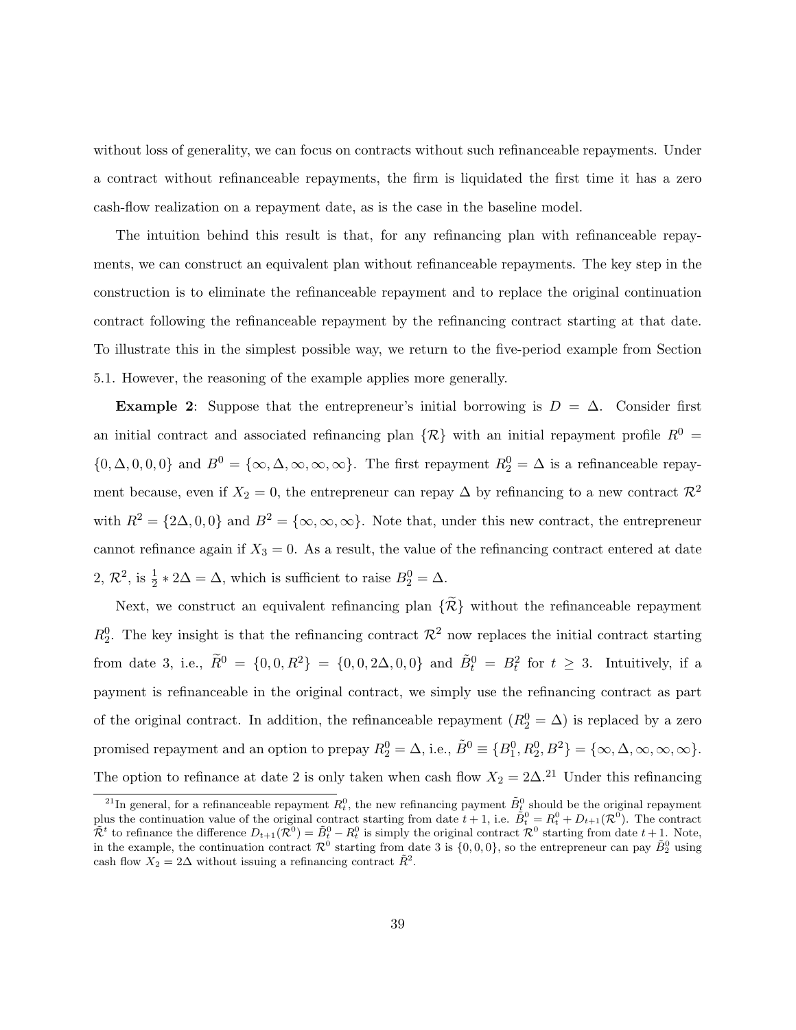without loss of generality, we can focus on contracts without such refinanceable repayments. Under a contract without refinanceable repayments, the firm is liquidated the first time it has a zero cash-flow realization on a repayment date, as is the case in the baseline model.

The intuition behind this result is that, for any refinancing plan with refinanceable repayments, we can construct an equivalent plan without refinanceable repayments. The key step in the construction is to eliminate the refinanceable repayment and to replace the original continuation contract following the refinanceable repayment by the refinancing contract starting at that date. To illustrate this in the simplest possible way, we return to the five-period example from Section 5.1. However, the reasoning of the example applies more generally.

**Example 2**: Suppose that the entrepreneur's initial borrowing is $D = \Delta$. Consider first an initial contract and associated refinancing plan $\{\mathcal{R}\}$ with an initial repayment profile $R^0 = \{0, \Delta, 0, 0, 0\}$ and $B^0 = \{\infty, \Delta, \infty, \infty, \infty\}$. The first repayment $R_2^0 = \Delta$ is a refinanceable repayment because, even if $X_2 = 0$, the entrepreneur can repay $\Delta$ by refinancing to a new contract $\mathcal{R}^2$ with $R^2 = \{2\Delta, 0, 0\}$ and $B^2 = \{\infty, \infty, \infty\}$. Note that, under this new contract, the entrepreneur cannot refinance again if $X_3 = 0$. As a result, the value of the refinancing contract entered at date 2, $\mathcal{R}^2$, is $\frac{1}{2} * 2\Delta = \Delta$, which is sufficient to raise $B_2^0 = \Delta$.

Next, we construct an equivalent refinancing plan $\{\widetilde{\mathcal{R}}\}$ without the refinanceable repayment $R_2^0$. The key insight is that the refinancing contract $\mathcal{R}^2$ now replaces the initial contract starting from date 3, i.e., $\widetilde{R}^0 = \{0, 0, R^2\} = \{0, 0, 2\Delta, 0, 0\}$ and $\tilde{B}_t^0 = B_t^2$ for $t \geq 3$. Intuitively, if a payment is refinanceable in the original contract, we simply use the refinancing contract as part of the original contract. In addition, the refinanceable repayment ($R_2^0 = \Delta$) is replaced by a zero promised repayment and an option to prepay $R_2^0 = \Delta$, i.e., $\tilde{B}^0 \equiv \{B_1^0, R_2^0, B^2\} = \{\infty, \Delta, \infty, \infty, \infty\}$. The option to refinance at date 2 is only taken when cash flow $X_2 = 2\Delta$.[21] Under this refinancing

[21] In general, for a refinanceable repayment $R_t^0$, the new refinancing payment $\tilde{B}_t^0$ should be the original repayment plus the continuation value of the original contract starting from date $t+1$, i.e. $\tilde{B}_t^0 = R_t^0 + D_{t+1}(\mathcal{R}^0)$. The contract $\tilde{\mathcal{R}}^t$ to refinance the difference $D_{t+1}(\mathcal{R}^0) = \tilde{B}_t^0 - R_t^0$ is simply the original contract $\mathcal{R}^0$ starting from date $t+1$. Note, in the example, the continuation contract $\mathcal{R}^0$ starting from date 3 is $\{0, 0, 0\}$, so the entrepreneur can pay $\tilde{B}_2^0$ using cash flow $X_2 = 2\Delta$ without issuing a refinancing contract $\tilde{R}^2$.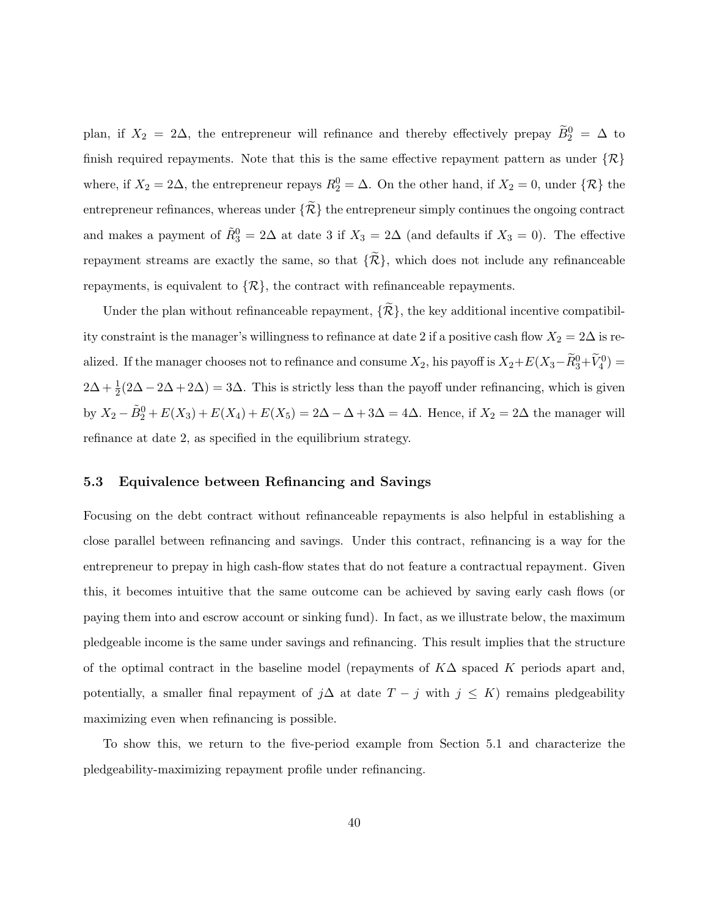plan, if $X_2 = 2\Delta$, the entrepreneur will refinance and thereby effectively prepay $\widetilde{B}_2^0 = \Delta$ to finish required repayments. Note that this is the same effective repayment pattern as under $\{\mathcal{R}\}$ where, if $X_2 = 2\Delta$, the entrepreneur repays $R_2^0 = \Delta$. On the other hand, if $X_2 = 0$, under $\{\mathcal{R}\}$ the entrepreneur refinances, whereas under $\{\widetilde{\mathcal{R}}\}$ the entrepreneur simply continues the ongoing contract and makes a payment of $\tilde{R}_3^0 = 2\Delta$ at date 3 if $X_3 = 2\Delta$ (and defaults if $X_3 = 0$). The effective repayment streams are exactly the same, so that $\{\widetilde{\mathcal{R}}\}$, which does not include any refinanceable repayments, is equivalent to $\{\mathcal{R}\}$, the contract with refinanceable repayments.

Under the plan without refinanceable repayment, $\{\widetilde{\mathcal{R}}\}$, the key additional incentive compatibility constraint is the manager's willingness to refinance at date 2 if a positive cash flow $X_2 = 2\Delta$ is realized. If the manager chooses not to refinance and consume $X_2$, his payoff is $X_2 + E(X_3 - \widetilde{R}_3^0 + \widetilde{V}_4^0) = 2\Delta + \frac{1}{2}(2\Delta - 2\Delta + 2\Delta) = 3\Delta$. This is strictly less than the payoff under refinancing, which is given by $X_2 - \tilde{B}_2^0 + E(X_3) + E(X_4) + E(X_5) = 2\Delta - \Delta + 3\Delta = 4\Delta$. Hence, if $X_2 = 2\Delta$ the manager will refinance at date 2, as specified in the equilibrium strategy.

### 5.3 Equivalence between Refinancing and Savings

Focusing on the debt contract without refinanceable repayments is also helpful in establishing a close parallel between refinancing and savings. Under this contract, refinancing is a way for the entrepreneur to prepay in high cash-flow states that do not feature a contractual repayment. Given this, it becomes intuitive that the same outcome can be achieved by saving early cash flows (or paying them into and escrow account or sinking fund). In fact, as we illustrate below, the maximum pledgeable income is the same under savings and refinancing. This result implies that the structure of the optimal contract in the baseline model (repayments of $K\Delta$ spaced $K$ periods apart and, potentially, a smaller final repayment of $j\Delta$ at date $T - j$ with $j \leq K$) remains pledgeability maximizing even when refinancing is possible.

To show this, we return to the five-period example from Section 5.1 and characterize the pledgeability-maximizing repayment profile under refinancing.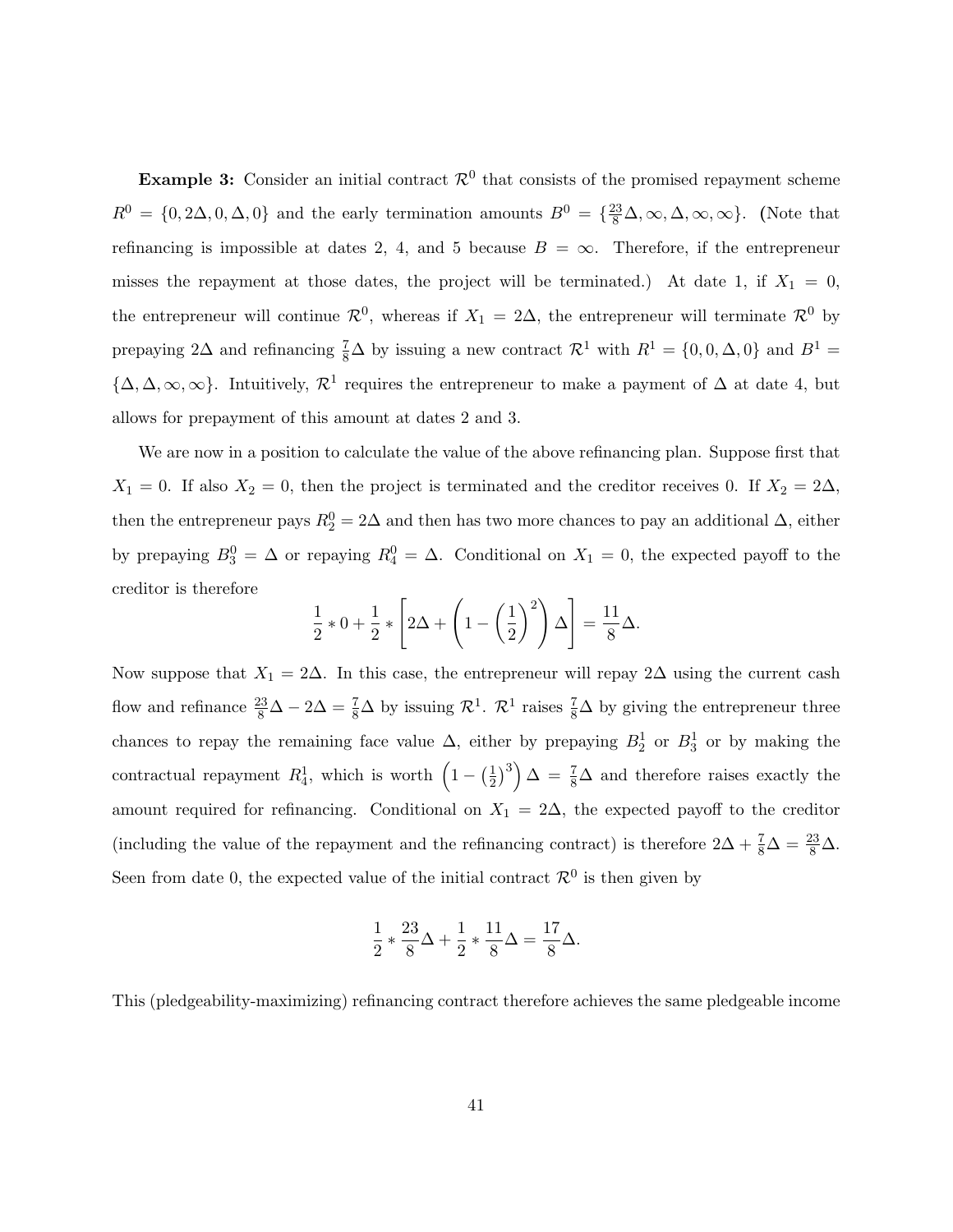**Example 3:** Consider an initial contract $\mathcal{R}^0$ that consists of the promised repayment scheme $R^0 = \{0, 2\Delta, 0, \Delta, 0\}$ and the early termination amounts $B^0 = \{\frac{23}{8}\Delta, \infty, \Delta, \infty, \infty\}$. (Note that refinancing is impossible at dates 2, 4, and 5 because $B = \infty$. Therefore, if the entrepreneur misses the repayment at those dates, the project will be terminated.) At date 1, if $X_1 = 0$, the entrepreneur will continue $\mathcal{R}^0$, whereas if $X_1 = 2\Delta$, the entrepreneur will terminate $\mathcal{R}^0$ by prepaying $2\Delta$ and refinancing $\frac{7}{8}\Delta$ by issuing a new contract $\mathcal{R}^1$ with $R^1 = \{0, 0, \Delta, 0\}$ and $B^1 = \{\Delta, \Delta, \infty, \infty\}$. Intuitively, $\mathcal{R}^1$ requires the entrepreneur to make a payment of $\Delta$ at date 4, but allows for prepayment of this amount at dates 2 and 3.

We are now in a position to calculate the value of the above refinancing plan. Suppose first that $X_1 = 0$. If also $X_2 = 0$, then the project is terminated and the creditor receives 0. If $X_2 = 2\Delta$, then the entrepreneur pays $R_2^0 = 2\Delta$ and then has two more chances to pay an additional $\Delta$, either by prepaying $B_3^0 = \Delta$ or repaying $R_4^0 = \Delta$. Conditional on $X_1 = 0$, the expected payoff to the creditor is therefore

$$\frac{1}{2} * 0 + \frac{1}{2} * \left[2\Delta + \left(1 - \left(\frac{1}{2}\right)^2\right)\Delta\right] = \frac{11}{8}\Delta.$$

Now suppose that $X_1 = 2\Delta$. In this case, the entrepreneur will repay $2\Delta$ using the current cash flow and refinance $\frac{23}{8}\Delta - 2\Delta = \frac{7}{8}\Delta$ by issuing $\mathcal{R}^1$. $\mathcal{R}^1$ raises $\frac{7}{8}\Delta$ by giving the entrepreneur three chances to repay the remaining face value $\Delta$, either by prepaying $B_2^1$ or $B_3^1$ or by making the contractual repayment $R_4^1$, which is worth $\left(1 - \left(\frac{1}{2}\right)^3\right)\Delta = \frac{7}{8}\Delta$ and therefore raises exactly the amount required for refinancing. Conditional on $X_1 = 2\Delta$, the expected payoff to the creditor (including the value of the repayment and the refinancing contract) is therefore $2\Delta + \frac{7}{8}\Delta = \frac{23}{8}\Delta$. Seen from date 0, the expected value of the initial contract $\mathcal{R}^0$ is then given by

$$\frac{1}{2} * \frac{23}{8}\Delta + \frac{1}{2} * \frac{11}{8}\Delta = \frac{17}{8}\Delta.$$

This (pledgeability-maximizing) refinancing contract therefore achieves the same pledgeable income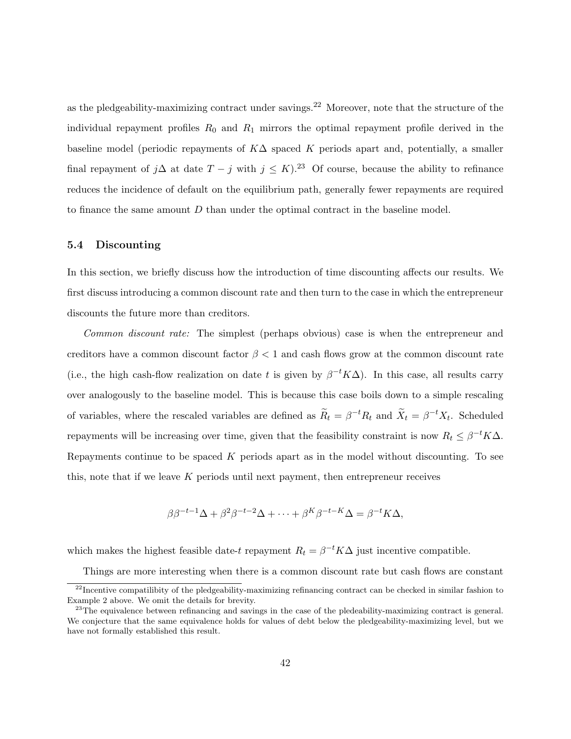as the pledgeability-maximizing contract under savings.[22] Moreover, note that the structure of the individual repayment profiles $R_0$ and $R_1$ mirrors the optimal repayment profile derived in the baseline model (periodic repayments of $K\Delta$ spaced $K$ periods apart and, potentially, a smaller final repayment of $j\Delta$ at date $T-j$ with $j \leq K$).[23] Of course, because the ability to refinance reduces the incidence of default on the equilibrium path, generally fewer repayments are required to finance the same amount $D$ than under the optimal contract in the baseline model.

### 5.4 Discounting

In this section, we briefly discuss how the introduction of time discounting affects our results. We first discuss introducing a common discount rate and then turn to the case in which the entrepreneur discounts the future more than creditors.

*Common discount rate:* The simplest (perhaps obvious) case is when the entrepreneur and creditors have a common discount factor $\beta < 1$ and cash flows grow at the common discount rate (i.e., the high cash-flow realization on date $t$ is given by $\beta^{-t}K\Delta$). In this case, all results carry over analogously to the baseline model. This is because this case boils down to a simple rescaling of variables, where the rescaled variables are defined as $\widetilde{R}_t = \beta^{-t}R_t$ and $\widetilde{X}_t = \beta^{-t}X_t$. Scheduled repayments will be increasing over time, given that the feasibility constraint is now $R_t \leq \beta^{-t}K\Delta$. Repayments continue to be spaced $K$ periods apart as in the model without discounting. To see this, note that if we leave $K$ periods until next payment, then entrepreneur receives

$$\beta\beta^{-t-1}\Delta + \beta^2\beta^{-t-2}\Delta + \cdots + \beta^K\beta^{-t-K}\Delta = \beta^{-t}K\Delta,$$

which makes the highest feasible date-$t$ repayment $R_t = \beta^{-t}K\Delta$ just incentive compatible.

Things are more interesting when there is a common discount rate but cash flows are constant

[22] Incentive compatilibity of the pledgeability-maximizing refinancing contract can be checked in similar fashion to Example 2 above. We omit the details for brevity.

[23] The equivalence between refinancing and savings in the case of the pledeability-maximizing contract is general. We conjecture that the same equivalence holds for values of debt below the pledgeability-maximizing level, but we have not formally established this result.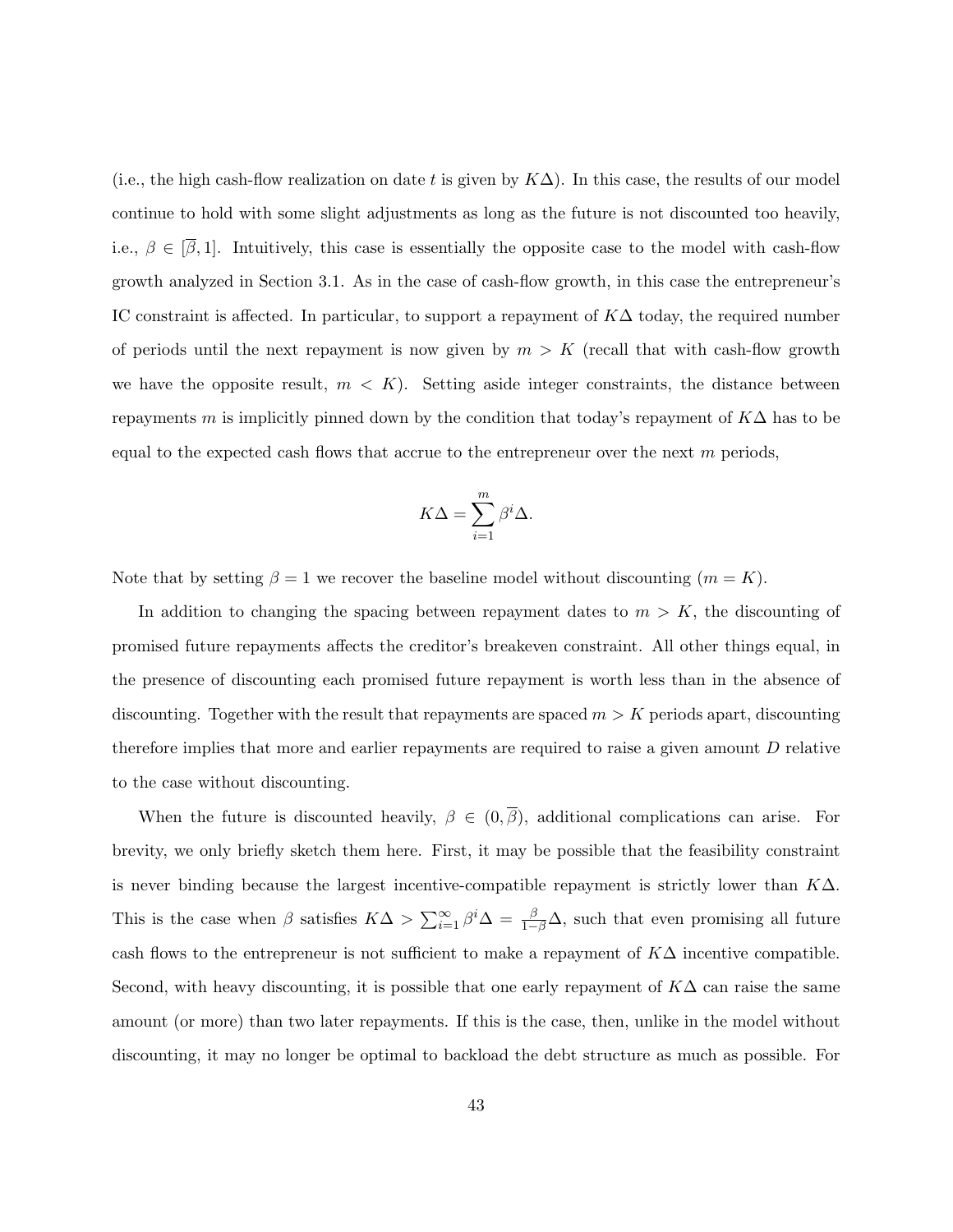(i.e., the high cash-flow realization on date $t$ is given by $K\Delta$). In this case, the results of our model continue to hold with some slight adjustments as long as the future is not discounted too heavily, i.e., $\beta \in [\overline{\beta}, 1]$. Intuitively, this case is essentially the opposite case to the model with cash-flow growth analyzed in Section 3.1. As in the case of cash-flow growth, in this case the entrepreneur's IC constraint is affected. In particular, to support a repayment of $K\Delta$ today, the required number of periods until the next repayment is now given by $m > K$ (recall that with cash-flow growth we have the opposite result, $m < K$). Setting aside integer constraints, the distance between repayments $m$ is implicitly pinned down by the condition that today's repayment of $K\Delta$ has to be equal to the expected cash flows that accrue to the entrepreneur over the next $m$ periods,

$$K\Delta = \sum_{i=1}^{m} \beta^i \Delta.$$

Note that by setting $\beta = 1$ we recover the baseline model without discounting ($m = K$).

In addition to changing the spacing between repayment dates to $m > K$, the discounting of promised future repayments affects the creditor's breakeven constraint. All other things equal, in the presence of discounting each promised future repayment is worth less than in the absence of discounting. Together with the result that repayments are spaced $m > K$ periods apart, discounting therefore implies that more and earlier repayments are required to raise a given amount $D$ relative to the case without discounting.

When the future is discounted heavily, $\beta \in (0, \overline{\beta})$, additional complications can arise. For brevity, we only briefly sketch them here. First, it may be possible that the feasibility constraint is never binding because the largest incentive-compatible repayment is strictly lower than $K\Delta$. This is the case when $\beta$ satisfies $K\Delta > \sum_{i=1}^{\infty} \beta^i \Delta = \frac{\beta}{1-\beta}\Delta$, such that even promising all future cash flows to the entrepreneur is not sufficient to make a repayment of $K\Delta$ incentive compatible. Second, with heavy discounting, it is possible that one early repayment of $K\Delta$ can raise the same amount (or more) than two later repayments. If this is the case, then, unlike in the model without discounting, it may no longer be optimal to backload the debt structure as much as possible. For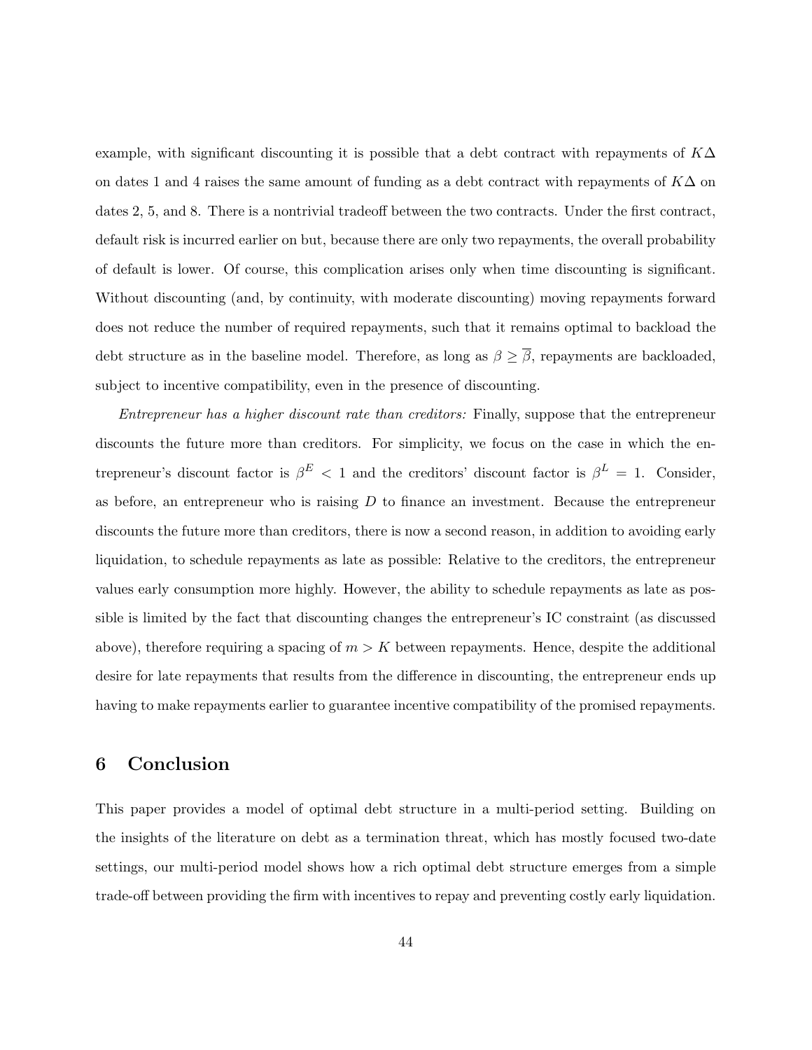example, with significant discounting it is possible that a debt contract with repayments of $K\Delta$ on dates 1 and 4 raises the same amount of funding as a debt contract with repayments of $K\Delta$ on dates 2, 5, and 8. There is a nontrivial tradeoff between the two contracts. Under the first contract, default risk is incurred earlier on but, because there are only two repayments, the overall probability of default is lower. Of course, this complication arises only when time discounting is significant. Without discounting (and, by continuity, with moderate discounting) moving repayments forward does not reduce the number of required repayments, such that it remains optimal to backload the debt structure as in the baseline model. Therefore, as long as $\beta \geq \overline{\beta}$, repayments are backloaded, subject to incentive compatibility, even in the presence of discounting.

*Entrepreneur has a higher discount rate than creditors:* Finally, suppose that the entrepreneur discounts the future more than creditors. For simplicity, we focus on the case in which the entrepreneur's discount factor is $\beta^E < 1$ and the creditors' discount factor is $\beta^L = 1$. Consider, as before, an entrepreneur who is raising $D$ to finance an investment. Because the entrepreneur discounts the future more than creditors, there is now a second reason, in addition to avoiding early liquidation, to schedule repayments as late as possible: Relative to the creditors, the entrepreneur values early consumption more highly. However, the ability to schedule repayments as late as possible is limited by the fact that discounting changes the entrepreneur's IC constraint (as discussed above), therefore requiring a spacing of $m > K$ between repayments. Hence, despite the additional desire for late repayments that results from the difference in discounting, the entrepreneur ends up having to make repayments earlier to guarantee incentive compatibility of the promised repayments.

## 6 Conclusion

This paper provides a model of optimal debt structure in a multi-period setting. Building on the insights of the literature on debt as a termination threat, which has mostly focused two-date settings, our multi-period model shows how a rich optimal debt structure emerges from a simple trade-off between providing the firm with incentives to repay and preventing costly early liquidation.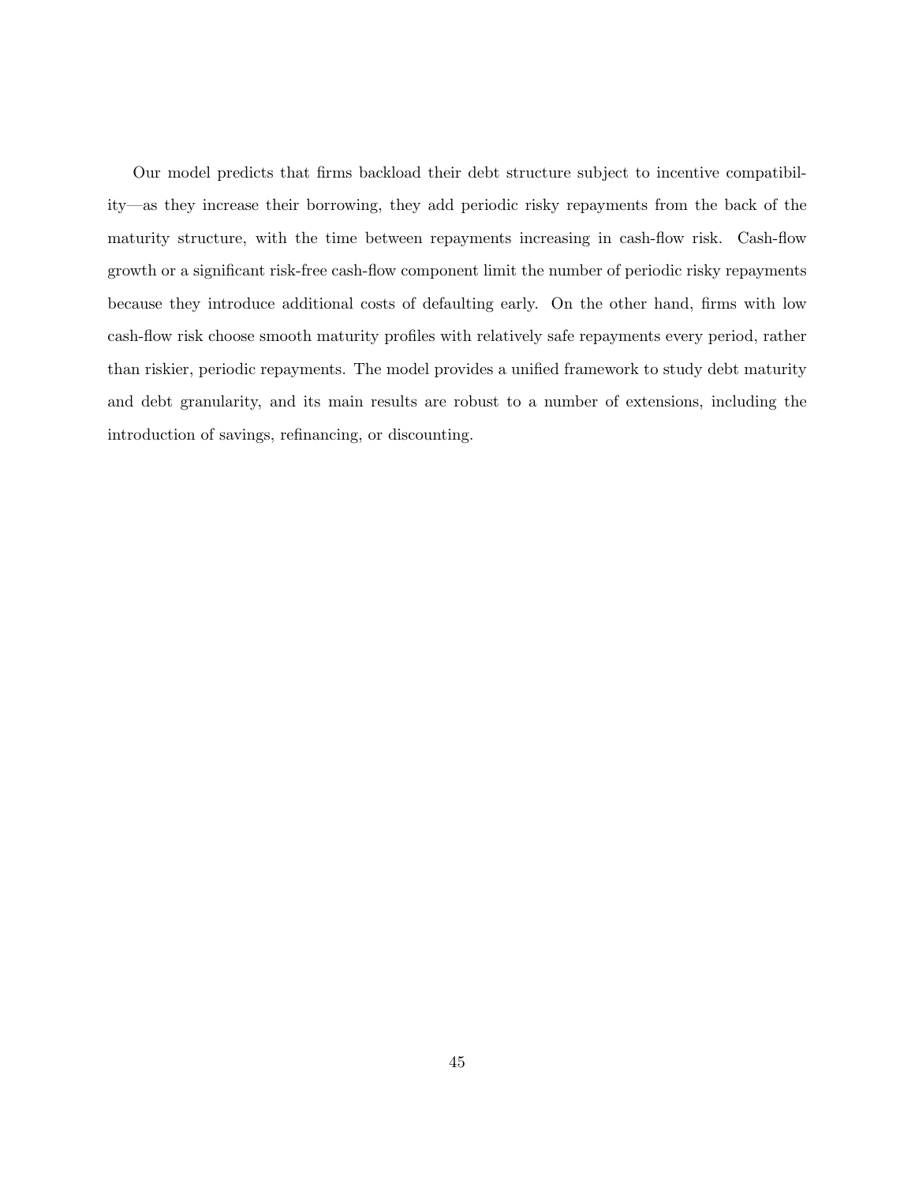Our model predicts that firms backload their debt structure subject to incentive compatibility—as they increase their borrowing, they add periodic risky repayments from the back of the maturity structure, with the time between repayments increasing in cash-flow risk. Cash-flow growth or a significant risk-free cash-flow component limit the number of periodic risky repayments because they introduce additional costs of defaulting early. On the other hand, firms with low cash-flow risk choose smooth maturity profiles with relatively safe repayments every period, rather than riskier, periodic repayments. The model provides a unified framework to study debt maturity and debt granularity, and its main results are robust to a number of extensions, including the introduction of savings, refinancing, or discounting.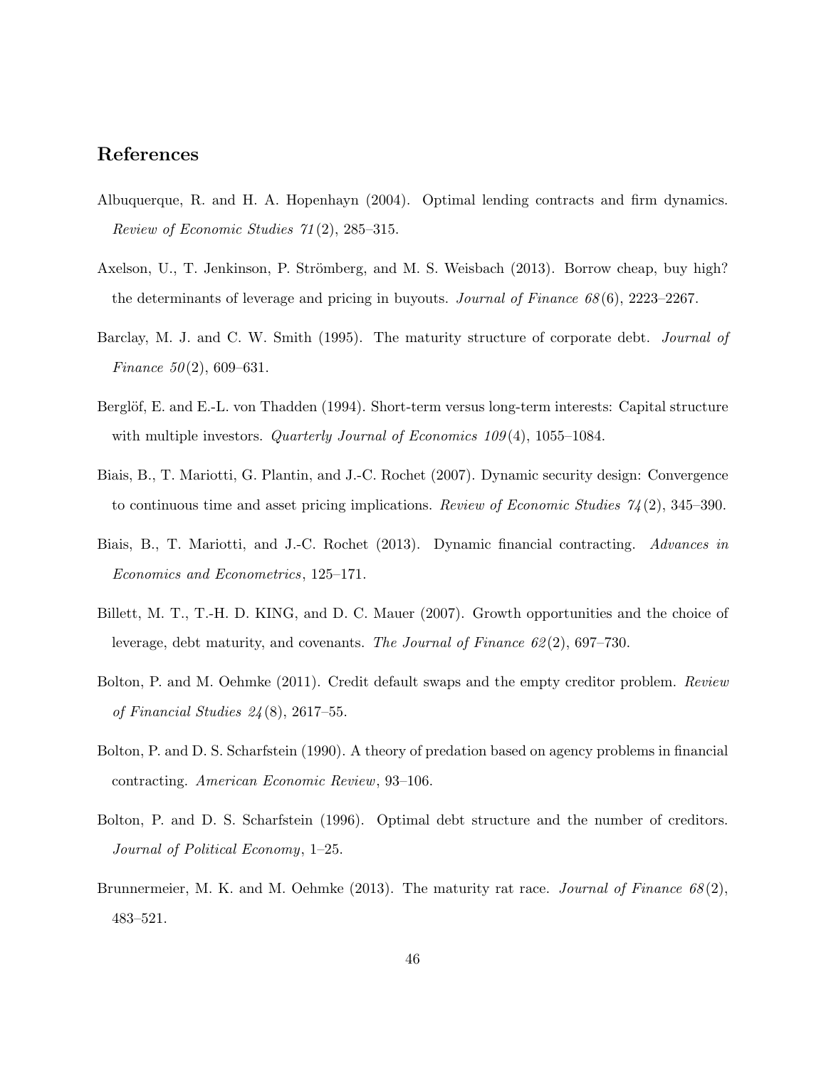## References

Albuquerque, R. and H. A. Hopenhayn (2004). Optimal lending contracts and firm dynamics. *Review of Economic Studies 71*(2), 285–315.

Axelson, U., T. Jenkinson, P. Strömberg, and M. S. Weisbach (2013). Borrow cheap, buy high? the determinants of leverage and pricing in buyouts. *Journal of Finance 68*(6), 2223–2267.

Barclay, M. J. and C. W. Smith (1995). The maturity structure of corporate debt. *Journal of Finance 50*(2), 609–631.

Berglöf, E. and E.-L. von Thadden (1994). Short-term versus long-term interests: Capital structure with multiple investors. *Quarterly Journal of Economics 109*(4), 1055–1084.

Biais, B., T. Mariotti, G. Plantin, and J.-C. Rochet (2007). Dynamic security design: Convergence to continuous time and asset pricing implications. *Review of Economic Studies 74*(2), 345–390.

Biais, B., T. Mariotti, and J.-C. Rochet (2013). Dynamic financial contracting. *Advances in Economics and Econometrics*, 125–171.

Billett, M. T., T.-H. D. KING, and D. C. Mauer (2007). Growth opportunities and the choice of leverage, debt maturity, and covenants. *The Journal of Finance 62*(2), 697–730.

Bolton, P. and M. Oehmke (2011). Credit default swaps and the empty creditor problem. *Review of Financial Studies 24*(8), 2617–55.

Bolton, P. and D. S. Scharfstein (1990). A theory of predation based on agency problems in financial contracting. *American Economic Review*, 93–106.

Bolton, P. and D. S. Scharfstein (1996). Optimal debt structure and the number of creditors. *Journal of Political Economy*, 1–25.

Brunnermeier, M. K. and M. Oehmke (2013). The maturity rat race. *Journal of Finance 68*(2), 483–521.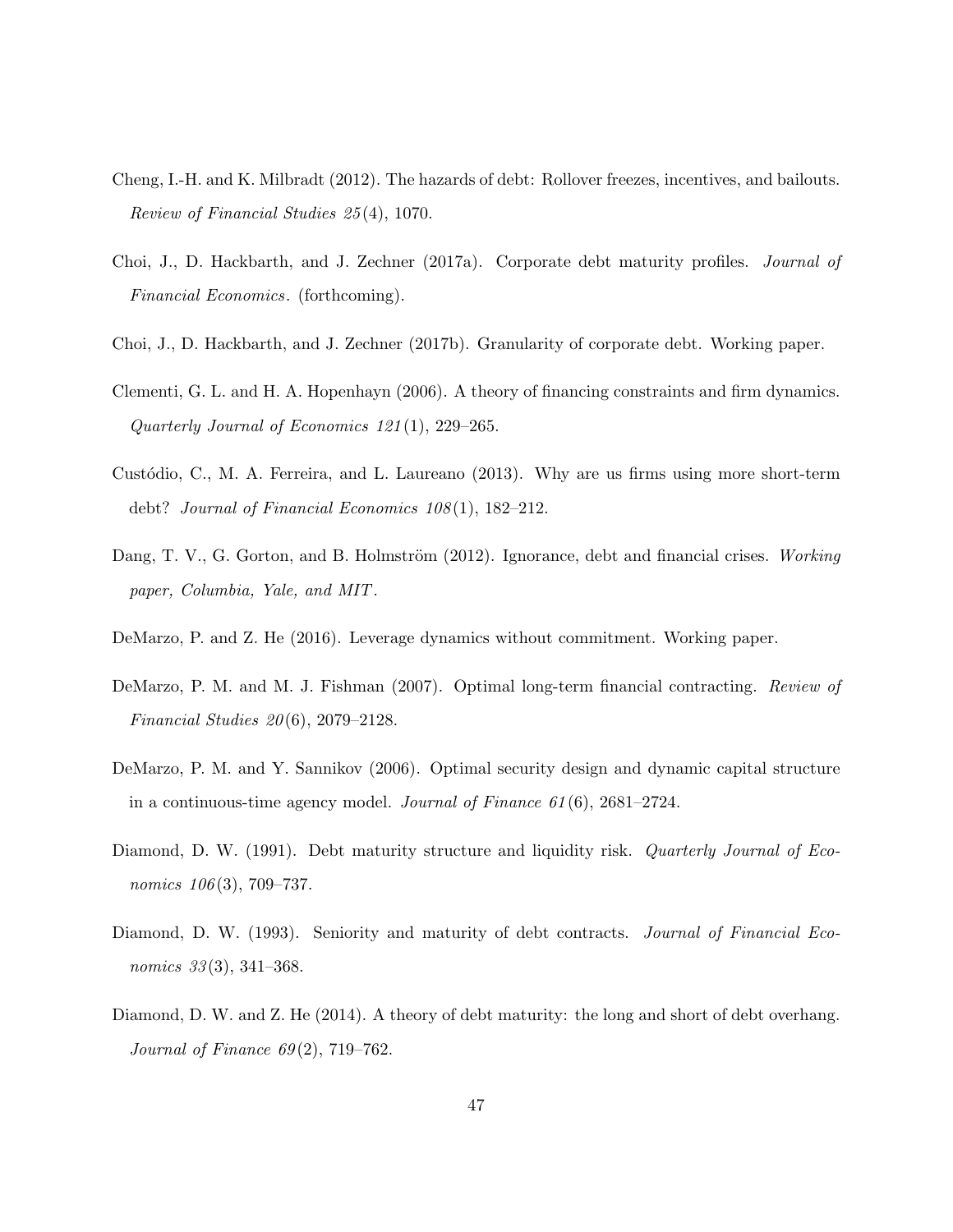Cheng, I.-H. and K. Milbradt (2012). The hazards of debt: Rollover freezes, incentives, and bailouts. *Review of Financial Studies 25*(4), 1070.

Choi, J., D. Hackbarth, and J. Zechner (2017a). Corporate debt maturity profiles. *Journal of Financial Economics*. (forthcoming).

Choi, J., D. Hackbarth, and J. Zechner (2017b). Granularity of corporate debt. Working paper.

Clementi, G. L. and H. A. Hopenhayn (2006). A theory of financing constraints and firm dynamics. *Quarterly Journal of Economics 121*(1), 229–265.

Custódio, C., M. A. Ferreira, and L. Laureano (2013). Why are us firms using more short-term debt? *Journal of Financial Economics 108*(1), 182–212.

Dang, T. V., G. Gorton, and B. Holmström (2012). Ignorance, debt and financial crises. *Working paper, Columbia, Yale, and MIT*.

DeMarzo, P. and Z. He (2016). Leverage dynamics without commitment. Working paper.

DeMarzo, P. M. and M. J. Fishman (2007). Optimal long-term financial contracting. *Review of Financial Studies 20*(6), 2079–2128.

DeMarzo, P. M. and Y. Sannikov (2006). Optimal security design and dynamic capital structure in a continuous-time agency model. *Journal of Finance 61*(6), 2681–2724.

Diamond, D. W. (1991). Debt maturity structure and liquidity risk. *Quarterly Journal of Economics 106*(3), 709–737.

Diamond, D. W. (1993). Seniority and maturity of debt contracts. *Journal of Financial Economics 33*(3), 341–368.

Diamond, D. W. and Z. He (2014). A theory of debt maturity: the long and short of debt overhang. *Journal of Finance 69*(2), 719–762.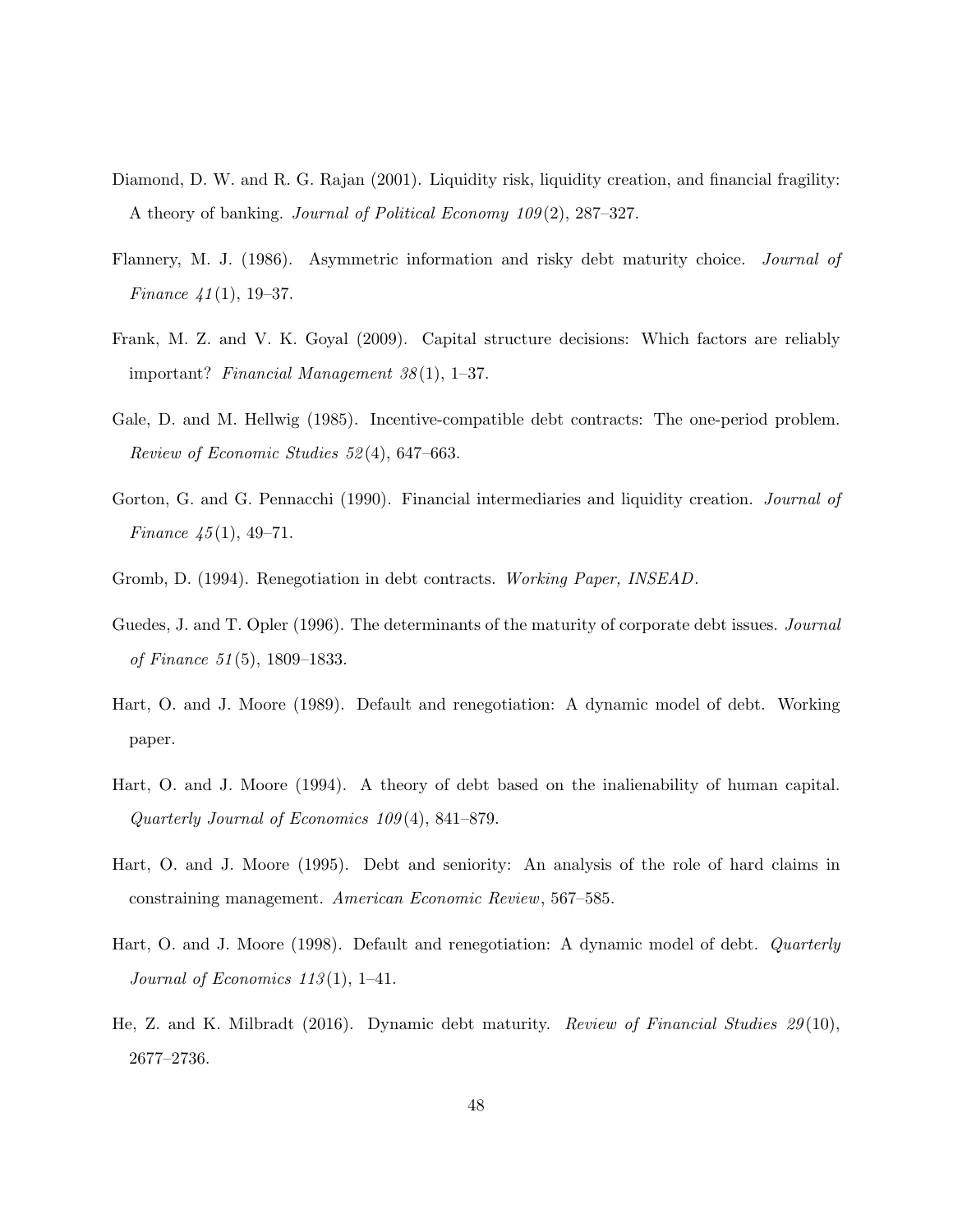Diamond, D. W. and R. G. Rajan (2001). Liquidity risk, liquidity creation, and financial fragility: A theory of banking. *Journal of Political Economy 109*(2), 287–327.

Flannery, M. J. (1986). Asymmetric information and risky debt maturity choice. *Journal of Finance 41*(1), 19–37.

Frank, M. Z. and V. K. Goyal (2009). Capital structure decisions: Which factors are reliably important? *Financial Management 38*(1), 1–37.

Gale, D. and M. Hellwig (1985). Incentive-compatible debt contracts: The one-period problem. *Review of Economic Studies 52*(4), 647–663.

Gorton, G. and G. Pennacchi (1990). Financial intermediaries and liquidity creation. *Journal of Finance 45*(1), 49–71.

Gromb, D. (1994). Renegotiation in debt contracts. *Working Paper, INSEAD*.

Guedes, J. and T. Opler (1996). The determinants of the maturity of corporate debt issues. *Journal of Finance 51*(5), 1809–1833.

Hart, O. and J. Moore (1989). Default and renegotiation: A dynamic model of debt. Working paper.

Hart, O. and J. Moore (1994). A theory of debt based on the inalienability of human capital. *Quarterly Journal of Economics 109*(4), 841–879.

Hart, O. and J. Moore (1995). Debt and seniority: An analysis of the role of hard claims in constraining management. *American Economic Review*, 567–585.

Hart, O. and J. Moore (1998). Default and renegotiation: A dynamic model of debt. *Quarterly Journal of Economics 113*(1), 1–41.

He, Z. and K. Milbradt (2016). Dynamic debt maturity. *Review of Financial Studies 29*(10), 2677–2736.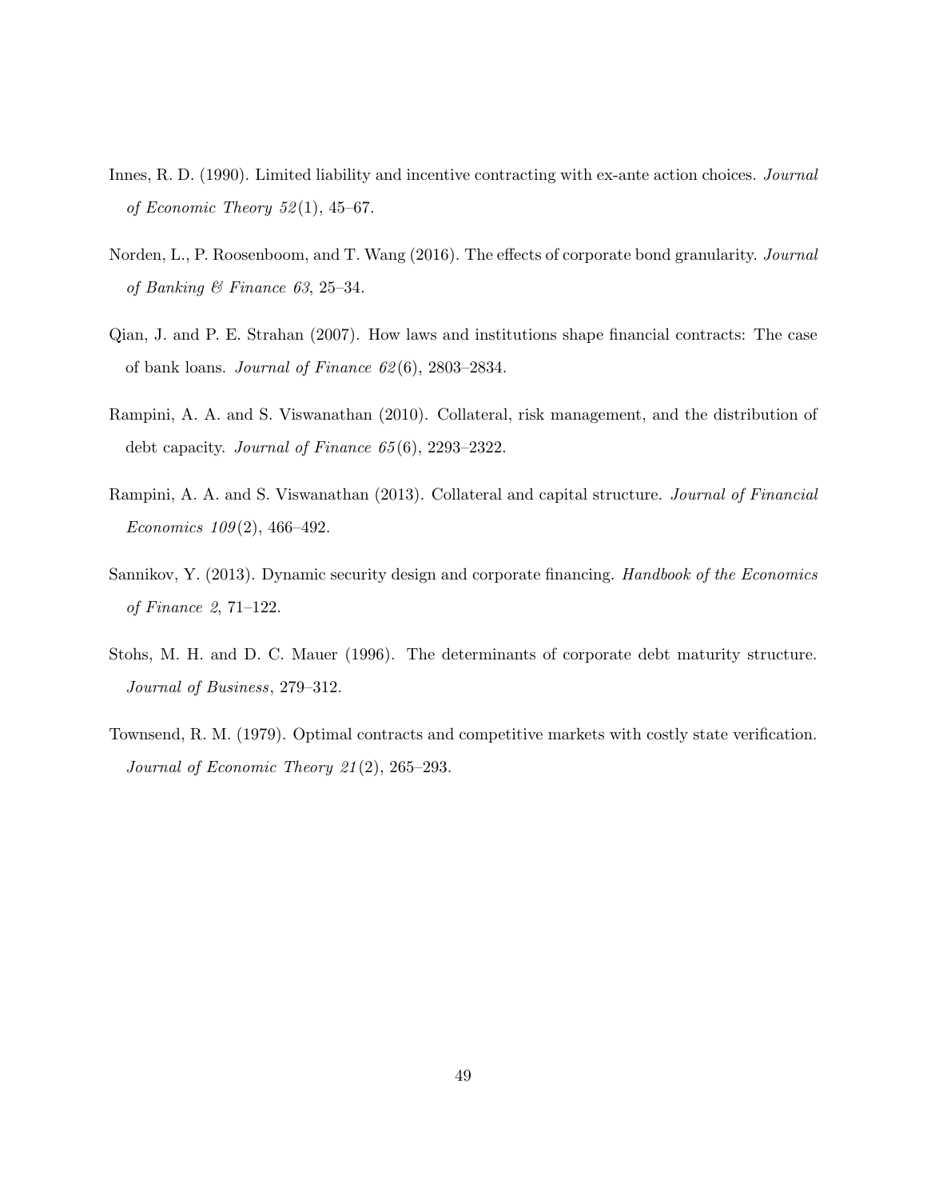Innes, R. D. (1990). Limited liability and incentive contracting with ex-ante action choices. *Journal of Economic Theory 52*(1), 45–67.

Norden, L., P. Roosenboom, and T. Wang (2016). The effects of corporate bond granularity. *Journal of Banking & Finance 63*, 25–34.

Qian, J. and P. E. Strahan (2007). How laws and institutions shape financial contracts: The case of bank loans. *Journal of Finance 62*(6), 2803–2834.

Rampini, A. A. and S. Viswanathan (2010). Collateral, risk management, and the distribution of debt capacity. *Journal of Finance 65*(6), 2293–2322.

Rampini, A. A. and S. Viswanathan (2013). Collateral and capital structure. *Journal of Financial Economics 109*(2), 466–492.

Sannikov, Y. (2013). Dynamic security design and corporate financing. *Handbook of the Economics of Finance 2*, 71–122.

Stohs, M. H. and D. C. Mauer (1996). The determinants of corporate debt maturity structure. *Journal of Business*, 279–312.

Townsend, R. M. (1979). Optimal contracts and competitive markets with costly state verification. *Journal of Economic Theory 21*(2), 265–293.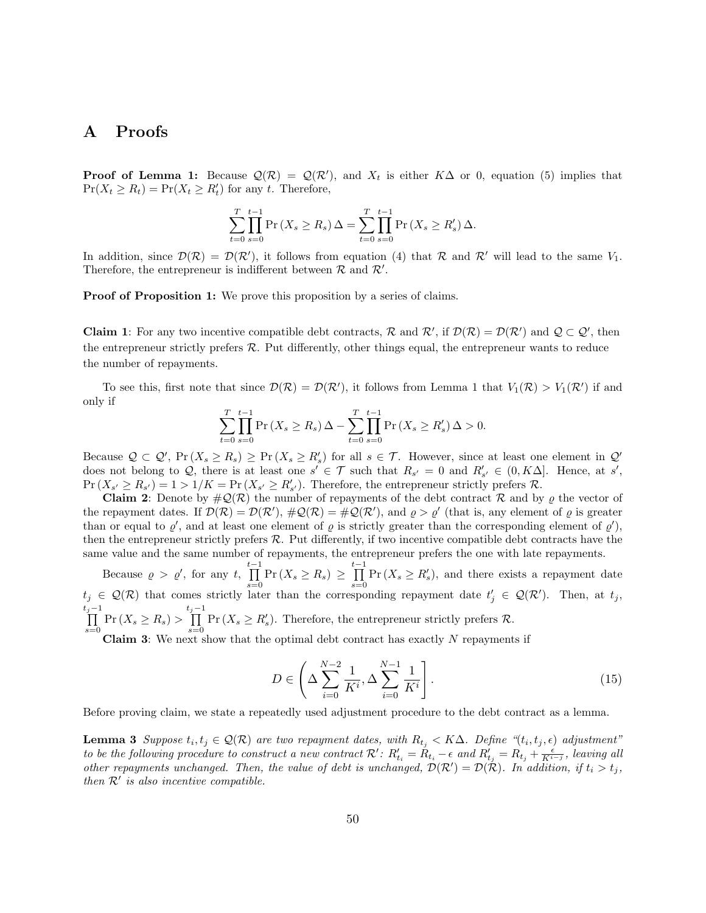# A Proofs

**Proof of Lemma 1:** Because $\mathcal{Q}(\mathcal{R}) = \mathcal{Q}(\mathcal{R}')$, and $X_t$ is either $K\Delta$ or 0, equation (5) implies that $\Pr(X_t \geq R_t) = \Pr(X_t \geq R_t')$ for any $t$. Therefore,

$$\sum_{t=0}^{T}\prod_{s=0}^{t-1}\Pr\left(X_s \geq R_s\right)\Delta = \sum_{t=0}^{T}\prod_{s=0}^{t-1}\Pr\left(X_s \geq R_s'\right)\Delta.$$

In addition, since $\mathcal{D}(\mathcal{R}) = \mathcal{D}(\mathcal{R}')$, it follows from equation (4) that $\mathcal{R}$ and $\mathcal{R}'$ will lead to the same $V_1$. Therefore, the entrepreneur is indifferent between $\mathcal{R}$ and $\mathcal{R}'$.

**Proof of Proposition 1:** We prove this proposition by a series of claims.

**Claim 1**: For any two incentive compatible debt contracts, $\mathcal{R}$ and $\mathcal{R}'$, if $\mathcal{D}(\mathcal{R}) = \mathcal{D}(\mathcal{R}')$ and $\mathcal{Q} \subset \mathcal{Q}'$, then the entrepreneur strictly prefers $\mathcal{R}$. Put differently, other things equal, the entrepreneur wants to reduce the number of repayments.

To see this, first note that since $\mathcal{D}(\mathcal{R}) = \mathcal{D}(\mathcal{R}')$, it follows from Lemma 1 that $V_1(\mathcal{R}) > V_1(\mathcal{R}')$ if and only if

$$\sum_{t=0}^{T}\prod_{s=0}^{t-1}\Pr\left(X_s \geq R_s\right)\Delta - \sum_{t=0}^{T}\prod_{s=0}^{t-1}\Pr\left(X_s \geq R_s'\right)\Delta > 0.$$

Because $\mathcal{Q} \subset \mathcal{Q}'$, $\Pr\left(X_s \geq R_s\right) \geq \Pr\left(X_s \geq R_s'\right)$ for all $s \in \mathcal{T}$. However, since at least one element in $\mathcal{Q}'$ does not belong to $\mathcal{Q}$, there is at least one $s' \in \mathcal{T}$ such that $R_{s'} = 0$ and $R_{s'}' \in (0, K\Delta]$. Hence, at $s'$, $\Pr\left(X_{s'} \geq R_{s'}\right) = 1 > 1/K = \Pr\left(X_{s'} \geq R_{s'}'\right)$. Therefore, the entrepreneur strictly prefers $\mathcal{R}$.

**Claim 2**: Denote by $\#\mathcal{Q}(\mathcal{R})$ the number of repayments of the debt contract $\mathcal{R}$ and by $\varrho$ the vector of the repayment dates. If $\mathcal{D}(\mathcal{R}) = \mathcal{D}(\mathcal{R}')$, $\#\mathcal{Q}(\mathcal{R}) = \#\mathcal{Q}(\mathcal{R}')$, and $\varrho > \varrho'$ (that is, any element of $\varrho$ is greater than or equal to $\varrho'$, and at least one element of $\varrho$ is strictly greater than the corresponding element of $\varrho'$), then the entrepreneur strictly prefers $\mathcal{R}$. Put differently, if two incentive compatible debt contracts have the same value and the same number of repayments, the entrepreneur prefers the one with late repayments.

Because $\varrho > \varrho'$, for any $t$, $\prod_{s=0}^{t-1}\Pr\left(X_s \geq R_s\right) \geq \prod_{s=0}^{t-1}\Pr\left(X_s \geq R_s'\right)$, and there exists a repayment date $t_j \in \mathcal{Q}(\mathcal{R})$ that comes strictly later than the corresponding repayment date $t_j' \in \mathcal{Q}(\mathcal{R}')$. Then, at $t_j$, $\prod_{s=0}^{t_j-1}\Pr\left(X_s \geq R_s\right) > \prod_{s=0}^{t_j-1}\Pr\left(X_s \geq R_s'\right)$. Therefore, the entrepreneur strictly prefers $\mathcal{R}$.

**Claim 3**: We next show that the optimal debt contract has exactly $N$ repayments if

$$D \in \left(\Delta\sum_{i=0}^{N-2}\frac{1}{K^i}, \Delta\sum_{i=0}^{N-1}\frac{1}{K^i}\right]. \tag{15}$$

Before proving claim, we state a repeatedly used adjustment procedure to the debt contract as a lemma.

**Lemma 3** *Suppose $t_i, t_j \in \mathcal{Q}(\mathcal{R})$ are two repayment dates, with $R_{t_j} < K\Delta$. Define "$(t_i, t_j, \epsilon)$ adjustment" to be the following procedure to construct a new contract $\mathcal{R}'$: $R_{t_i}' = R_{t_i} - \epsilon$ and $R_{t_j}' = R_{t_j} + \frac{\epsilon}{K^{i-j}}$, leaving all other repayments unchanged. Then, the value of debt is unchanged, $\mathcal{D}(\mathcal{R}') = \mathcal{D}(\mathcal{R})$. In addition, if $t_i > t_j$, then $\mathcal{R}'$ is also incentive compatible.*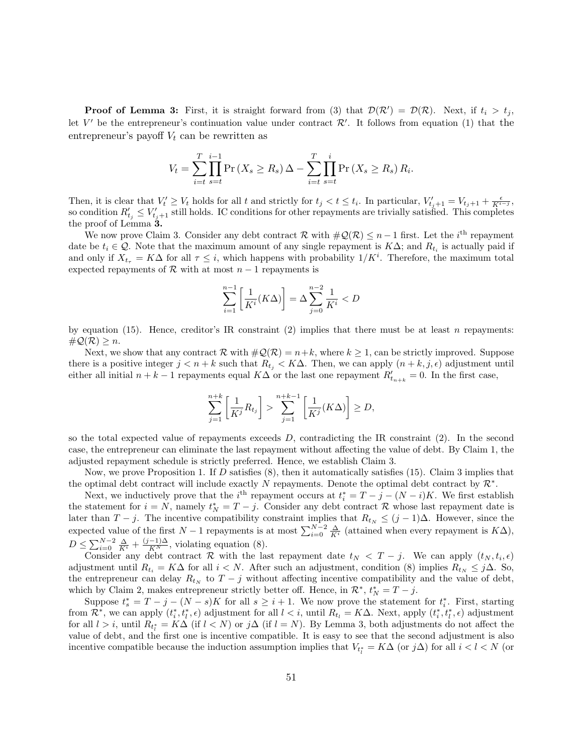**Proof of Lemma 3:** First, it is straight forward from (3) that $\mathcal{D}(\mathcal{R}') = \mathcal{D}(\mathcal{R})$. Next, if $t_i > t_j$, let $V'$ be the entrepreneur's continuation value under contract $\mathcal{R}'$. It follows from equation (1) that the entrepreneur's payoff $V_t$ can be rewritten as

$$V_t = \sum_{i=t}^{T} \prod_{s=t}^{i-1} \Pr(X_s \geq R_s)\,\Delta - \sum_{i=t}^{T} \prod_{s=t}^{i} \Pr(X_s \geq R_s)\, R_i.$$

Then, it is clear that $V'_t \geq V_t$ holds for all $t$ and strictly for $t_j < t \leq t_i$. In particular, $V'_{t_j+1} = V_{t_j+1} + \frac{\epsilon}{K^{i-j}}$, so condition $R'_{t_j} \leq V'_{t_j+1}$ still holds. IC conditions for other repayments are trivially satisfied. This completes the proof of Lemma **3.**

We now prove Claim 3. Consider any debt contract $\mathcal{R}$ with $\#\mathcal{Q}(\mathcal{R}) \leq n-1$ first. Let the $i^{\text{th}}$ repayment date be $t_i \in \mathcal{Q}$. Note that the maximum amount of any single repayment is $K\Delta$; and $R_{t_i}$ is actually paid if and only if $X_{t_\tau} = K\Delta$ for all $\tau \leq i$, which happens with probability $1/K^i$. Therefore, the maximum total expected repayments of $\mathcal{R}$ with at most $n-1$ repayments is

$$\sum_{i=1}^{n-1} \left[ \frac{1}{K^i}(K\Delta) \right] = \Delta \sum_{j=0}^{n-2} \frac{1}{K^i} < D$$

by equation (15). Hence, creditor's IR constraint (2) implies that there must be at least $n$ repayments: $\#\mathcal{Q}(\mathcal{R}) \geq n$.

Next, we show that any contract $\mathcal{R}$ with $\#\mathcal{Q}(\mathcal{R}) = n+k$, where $k \geq 1$, can be strictly improved. Suppose there is a positive integer $j < n+k$ such that $R_{t_j} < K\Delta$. Then, we can apply $(n+k, j, \epsilon)$ adjustment until either all initial $n+k-1$ repayments equal $K\Delta$ or the last one repayment $R'_{t_{n+k}} = 0$. In the first case,

$$\sum_{j=1}^{n+k} \left[ \frac{1}{K^j} R_{t_j} \right] > \sum_{j=1}^{n+k-1} \left[ \frac{1}{K^j}(K\Delta) \right] \geq D,$$

so the total expected value of repayments exceeds $D$, contradicting the IR constraint (2). In the second case, the entrepreneur can eliminate the last repayment without affecting the value of debt. By Claim 1, the adjusted repayment schedule is strictly preferred. Hence, we establish Claim 3.

Now, we prove Proposition 1. If $D$ satisfies (8), then it automatically satisfies (15). Claim 3 implies that the optimal debt contract will include exactly $N$ repayments. Denote the optimal debt contract by $\mathcal{R}^*$.

Next, we inductively prove that the $i^{\text{th}}$ repayment occurs at $t^*_i = T - j - (N-i)K$. We first establish the statement for $i = N$, namely $t^*_N = T - j$. Consider any debt contract $\mathcal{R}$ whose last repayment date is later than $T - j$. The incentive compatibility constraint implies that $R_{t_N} \leq (j-1)\Delta$. However, since the expected value of the first $N-1$ repayments is at most $\sum_{i=0}^{N-2} \frac{\Delta}{K^i}$ (attained when every repayment is $K\Delta$), $D \leq \sum_{i=0}^{N-2} \frac{\Delta}{K^i} + \frac{(j-1)\Delta}{K^N}$, violating equation (8).

Consider any debt contract $\mathcal{R}$ with the last repayment date $t_N < T - j$. We can apply $(t_N, t_i, \epsilon)$ adjustment until $R_{t_i} = K\Delta$ for all $i < N$. After such an adjustment, condition (8) implies $R_{t_N} \leq j\Delta$. So, the entrepreneur can delay $R_{t_N}$ to $T - j$ without affecting incentive compatibility and the value of debt, which by Claim 2, makes entrepreneur strictly better off. Hence, in $\mathcal{R}^*$, $t^*_N = T - j$.

Suppose $t^*_s = T - j - (N-s)K$ for all $s \geq i+1$. We now prove the statement for $t^*_i$. First, starting from $\mathcal{R}^*$, we can apply $(t^*_i, t^*_l, \epsilon)$ adjustment for all $l < i$, until $R_{t_l} = K\Delta$. Next, apply $(t^*_i, t^*_l, \epsilon)$ adjustment for all $l > i$, until $R_{t^*_l} = K\Delta$ (if $l < N$) or $j\Delta$ (if $l = N$). By Lemma 3, both adjustments do not affect the value of debt, and the first one is incentive compatible. It is easy to see that the second adjustment is also incentive compatible because the induction assumption implies that $V_{t^*_l} = K\Delta$ (or $j\Delta$) for all $i < l < N$ (or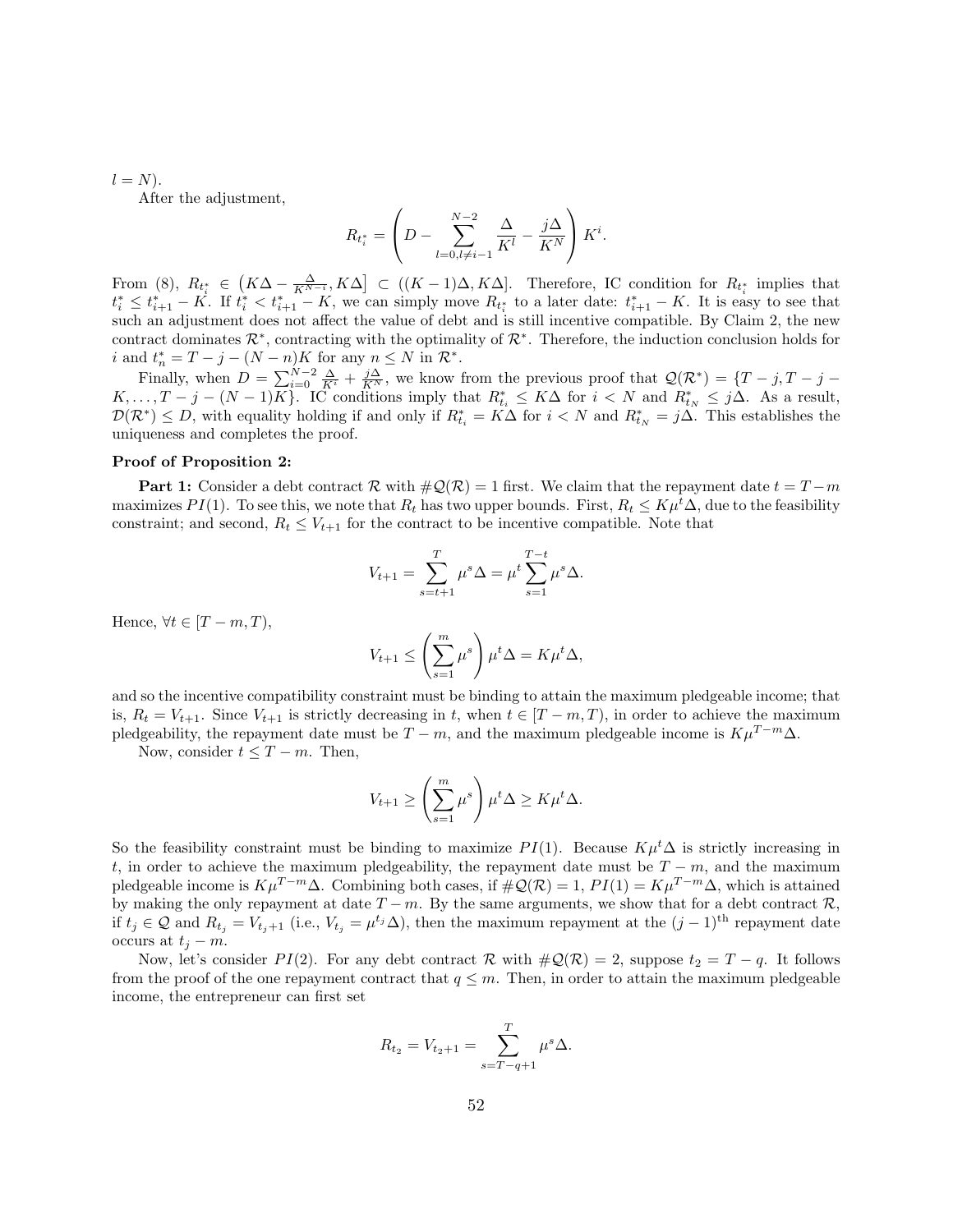$l = N$).

After the adjustment,

$$R_{t_i^*} = \left( D - \sum_{l=0, l \neq i-1}^{N-2} \frac{\Delta}{K^l} - \frac{j\Delta}{K^N} \right) K^i.$$

From (8), $R_{t_i^*} \in \left(K\Delta - \frac{\Delta}{K^{N-i}}, K\Delta\right] \subset ((K-1)\Delta, K\Delta]$. Therefore, IC condition for $R_{t_i^*}$ implies that $t_i^* \leq t_{i+1}^* - K$. If $t_i^* < t_{i+1}^* - K$, we can simply move $R_{t_i^*}$ to a later date: $t_{i+1}^* - K$. It is easy to see that such an adjustment does not affect the value of debt and is still incentive compatible. By Claim 2, the new contract dominates $\mathcal{R}^*$, contracting with the optimality of $\mathcal{R}^*$. Therefore, the induction conclusion holds for $i$ and $t_n^* = T - j - (N-n)K$ for any $n \leq N$ in $\mathcal{R}^*$.

Finally, when $D = \sum_{i=0}^{N-2} \frac{\Delta}{K^i} + \frac{j\Delta}{K^N}$, we know from the previous proof that $\mathcal{Q}(\mathcal{R}^*) = \{T-j, T-j-K, \ldots, T-j-(N-1)K\}$. IC conditions imply that $R_{t_i}^* \leq K\Delta$ for $i < N$ and $R_{t_N}^* \leq j\Delta$. As a result, $\mathcal{D}(\mathcal{R}^*) \leq D$, with equality holding if and only if $R_{t_i}^* = K\Delta$ for $i < N$ and $R_{t_N}^* = j\Delta$. This establishes the uniqueness and completes the proof.

**Proof of Proposition 2:**

**Part 1:** Consider a debt contract $\mathcal{R}$ with $\#\mathcal{Q}(\mathcal{R}) = 1$ first. We claim that the repayment date $t = T - m$ maximizes $PI(1)$. To see this, we note that $R_t$ has two upper bounds. First, $R_t \leq K\mu^t\Delta$, due to the feasibility constraint; and second, $R_t \leq V_{t+1}$ for the contract to be incentive compatible. Note that

$$V_{t+1} = \sum_{s=t+1}^{T} \mu^s \Delta = \mu^t \sum_{s=1}^{T-t} \mu^s \Delta.$$

Hence, $\forall t \in [T-m, T)$,

$$V_{t+1} \leq \left( \sum_{s=1}^{m} \mu^s \right) \mu^t \Delta = K\mu^t\Delta,$$

and so the incentive compatibility constraint must be binding to attain the maximum pledgeable income; that is, $R_t = V_{t+1}$. Since $V_{t+1}$ is strictly decreasing in $t$, when $t \in [T-m, T)$, in order to achieve the maximum pledgeability, the repayment date must be $T - m$, and the maximum pledgeable income is $K\mu^{T-m}\Delta$.

Now, consider $t \leq T - m$. Then,

$$V_{t+1} \geq \left( \sum_{s=1}^{m} \mu^s \right) \mu^t \Delta \geq K\mu^t\Delta.$$

So the feasibility constraint must be binding to maximize $PI(1)$. Because $K\mu^t\Delta$ is strictly increasing in $t$, in order to achieve the maximum pledgeability, the repayment date must be $T - m$, and the maximum pledgeable income is $K\mu^{T-m}\Delta$. Combining both cases, if $\#\mathcal{Q}(\mathcal{R}) = 1$, $PI(1) = K\mu^{T-m}\Delta$, which is attained by making the only repayment at date $T - m$. By the same arguments, we show that for a debt contract $\mathcal{R}$, if $t_j \in \mathcal{Q}$ and $R_{t_j} = V_{t_j+1}$ (i.e., $V_{t_j} = \mu^{t_j}\Delta$), then the maximum repayment at the $(j-1)^{\text{th}}$ repayment date occurs at $t_j - m$.

Now, let's consider $PI(2)$. For any debt contract $\mathcal{R}$ with $\#\mathcal{Q}(\mathcal{R}) = 2$, suppose $t_2 = T - q$. It follows from the proof of the one repayment contract that $q \leq m$. Then, in order to attain the maximum pledgeable income, the entrepreneur can first set

$$R_{t_2} = V_{t_2+1} = \sum_{s=T-q+1}^{T} \mu^s \Delta.$$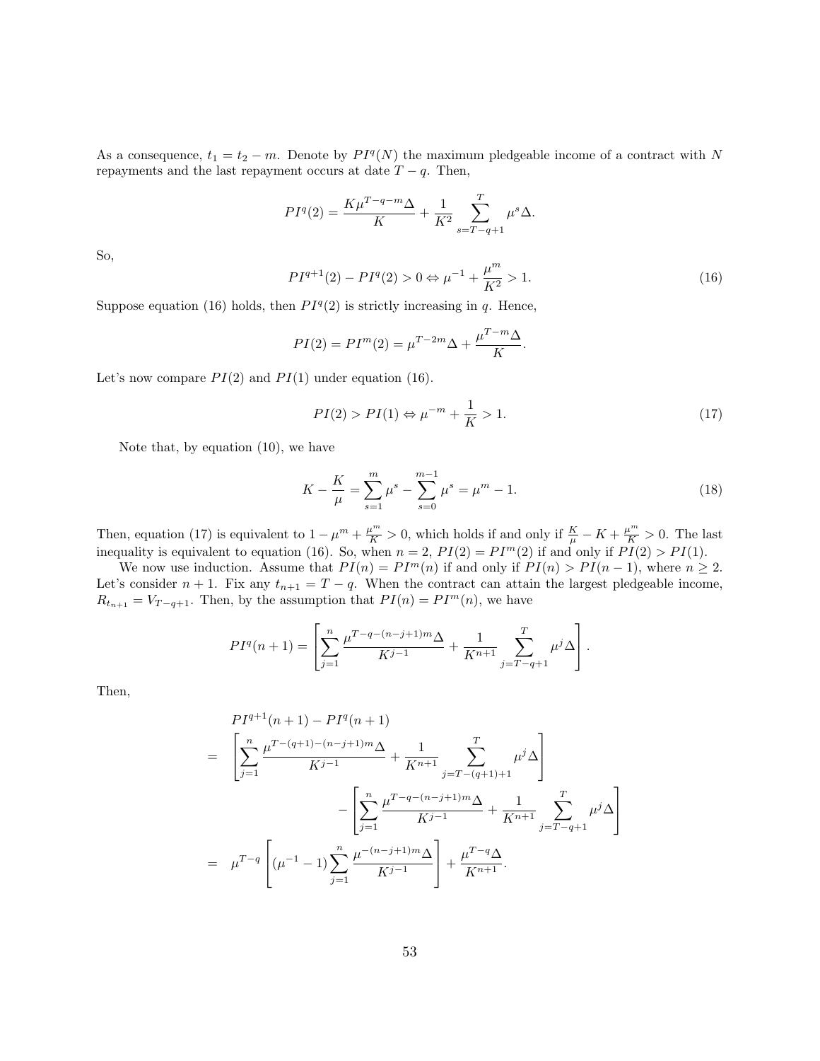As a consequence, $t_1 = t_2 - m$. Denote by $PI^q(N)$ the maximum pledgeable income of a contract with $N$ repayments and the last repayment occurs at date $T - q$. Then,

$$PI^q(2) = \frac{K\mu^{T-q-m}\Delta}{K} + \frac{1}{K^2}\sum_{s=T-q+1}^{T}\mu^s\Delta.$$

So,

$$PI^{q+1}(2) - PI^q(2) > 0 \Leftrightarrow \mu^{-1} + \frac{\mu^m}{K^2} > 1. \tag{16}$$

Suppose equation (16) holds, then $PI^q(2)$ is strictly increasing in $q$. Hence,

$$PI(2) = PI^m(2) = \mu^{T-2m}\Delta + \frac{\mu^{T-m}\Delta}{K}.$$

Let's now compare $PI(2)$ and $PI(1)$ under equation (16).

$$PI(2) > PI(1) \Leftrightarrow \mu^{-m} + \frac{1}{K} > 1. \tag{17}$$

Note that, by equation (10), we have

$$K - \frac{K}{\mu} = \sum_{s=1}^{m}\mu^s - \sum_{s=0}^{m-1}\mu^s = \mu^m - 1. \tag{18}$$

Then, equation (17) is equivalent to $1 - \mu^m + \frac{\mu^m}{K} > 0$, which holds if and only if $\frac{K}{\mu} - K + \frac{\mu^m}{K} > 0$. The last inequality is equivalent to equation (16). So, when $n = 2$, $PI(2) = PI^m(2)$ if and only if $PI(2) > PI(1)$.

We now use induction. Assume that $PI(n) = PI^m(n)$ if and only if $PI(n) > PI(n-1)$, where $n \geq 2$. Let's consider $n+1$. Fix any $t_{n+1} = T - q$. When the contract can attain the largest pledgeable income, $R_{t_{n+1}} = V_{T-q+1}$. Then, by the assumption that $PI(n) = PI^m(n)$, we have

$$PI^q(n+1) = \left[\sum_{j=1}^{n}\frac{\mu^{T-q-(n-j+1)m}\Delta}{K^{j-1}} + \frac{1}{K^{n+1}}\sum_{j=T-q+1}^{T}\mu^j\Delta\right].$$

Then,

$$\begin{aligned}
&PI^{q+1}(n+1) - PI^q(n+1) \\
= &\left[\sum_{j=1}^{n}\frac{\mu^{T-(q+1)-(n-j+1)m}\Delta}{K^{j-1}} + \frac{1}{K^{n+1}}\sum_{j=T-(q+1)+1}^{T}\mu^j\Delta\right] \\
&\qquad - \left[\sum_{j=1}^{n}\frac{\mu^{T-q-(n-j+1)m}\Delta}{K^{j-1}} + \frac{1}{K^{n+1}}\sum_{j=T-q+1}^{T}\mu^j\Delta\right] \\
= &\ \mu^{T-q}\left[(\mu^{-1}-1)\sum_{j=1}^{n}\frac{\mu^{-(n-j+1)m}\Delta}{K^{j-1}}\right] + \frac{\mu^{T-q}\Delta}{K^{n+1}}.
\end{aligned}$$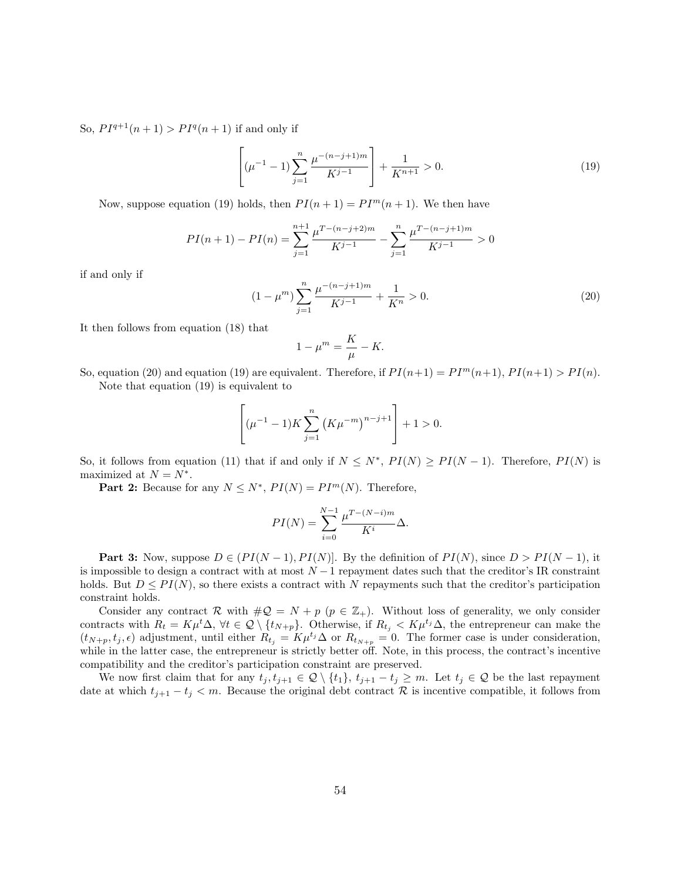So, $PI^{q+1}(n+1) > PI^q(n+1)$ if and only if

$$\left[(\mu^{-1}-1)\sum_{j=1}^{n}\frac{\mu^{-(n-j+1)m}}{K^{j-1}}\right]+\frac{1}{K^{n+1}}>0. \tag{19}$$

Now, suppose equation (19) holds, then $PI(n+1) = PI^m(n+1)$. We then have

$$PI(n+1)-PI(n)=\sum_{j=1}^{n+1}\frac{\mu^{T-(n-j+2)m}}{K^{j-1}}-\sum_{j=1}^{n}\frac{\mu^{T-(n-j+1)m}}{K^{j-1}}>0$$

if and only if

$$(1-\mu^m)\sum_{j=1}^{n}\frac{\mu^{-(n-j+1)m}}{K^{j-1}}+\frac{1}{K^n}>0. \tag{20}$$

It then follows from equation (18) that

$$1-\mu^m=\frac{K}{\mu}-K.$$

So, equation (20) and equation (19) are equivalent. Therefore, if $PI(n+1) = PI^m(n+1)$, $PI(n+1) > PI(n)$.

Note that equation (19) is equivalent to

$$\left[(\mu^{-1}-1)K\sum_{j=1}^{n}\left(K\mu^{-m}\right)^{n-j+1}\right]+1>0.$$

So, it follows from equation (11) that if and only if $N \leq N^*$, $PI(N) \geq PI(N-1)$. Therefore, $PI(N)$ is maximized at $N = N^*$.

**Part 2:** Because for any $N \leq N^*$, $PI(N) = PI^m(N)$. Therefore,

$$PI(N)=\sum_{i=0}^{N-1}\frac{\mu^{T-(N-i)m}}{K^i}\Delta.$$

**Part 3:** Now, suppose $D \in (PI(N-1), PI(N)]$. By the definition of $PI(N)$, since $D > PI(N-1)$, it is impossible to design a contract with at most $N-1$ repayment dates such that the creditor's IR constraint holds. But $D \leq PI(N)$, so there exists a contract with $N$ repayments such that the creditor's participation constraint holds.

Consider any contract $\mathcal{R}$ with $\#\mathcal{Q} = N + p$ ($p \in \mathbb{Z}_+$). Without loss of generality, we only consider contracts with $R_t = K\mu^t\Delta$, $\forall t \in \mathcal{Q} \setminus \{t_{N+p}\}$. Otherwise, if $R_{t_j} < K\mu^{t_j}\Delta$, the entrepreneur can make the $(t_{N+p}, t_j, \epsilon)$ adjustment, until either $R_{t_j} = K\mu^{t_j}\Delta$ or $R_{t_{N+p}} = 0$. The former case is under consideration, while in the latter case, the entrepreneur is strictly better off. Note, in this process, the contract's incentive compatibility and the creditor's participation constraint are preserved.

We now first claim that for any $t_j, t_{j+1} \in \mathcal{Q} \setminus \{t_1\}$, $t_{j+1} - t_j \geq m$. Let $t_j \in \mathcal{Q}$ be the last repayment date at which $t_{j+1} - t_j < m$. Because the original debt contract $\mathcal{R}$ is incentive compatible, it follows from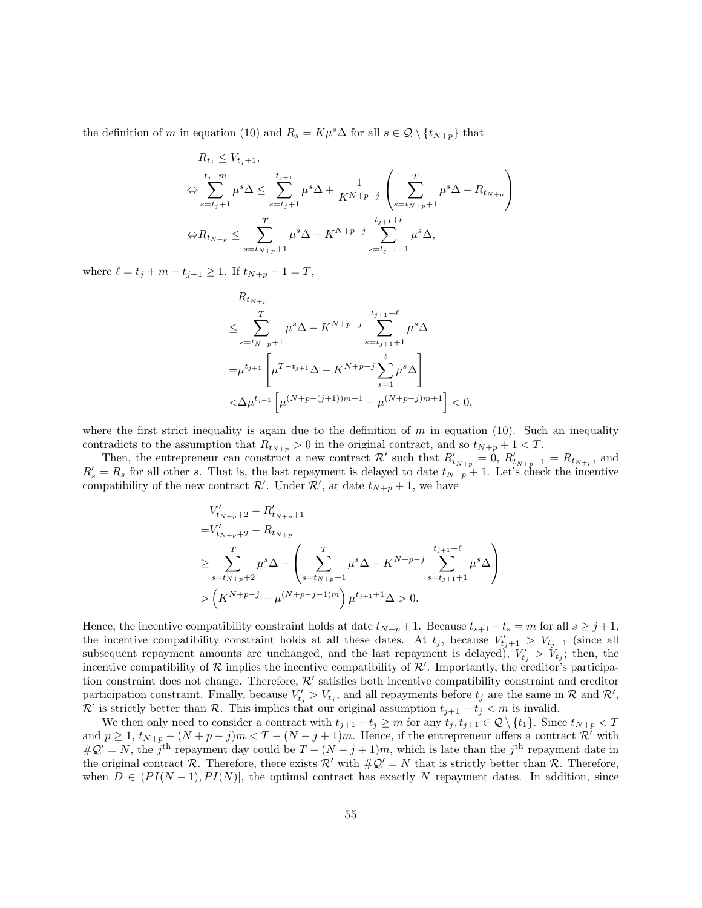the definition of $m$ in equation (10) and $R_s = K\mu^s\Delta$ for all $s \in \mathcal{Q} \setminus \{t_{N+p}\}$ that

$$
\begin{aligned}
& R_{t_j} \leq V_{t_j+1}, \\
\Leftrightarrow & \sum_{s=t_j+1}^{t_j+m} \mu^s\Delta \leq \sum_{s=t_j+1}^{t_{j+1}} \mu^s\Delta + \frac{1}{K^{N+p-j}} \left( \sum_{s=t_{N+p}+1}^{T} \mu^s\Delta - R_{t_{N+p}} \right) \\
\Leftrightarrow & R_{t_{N+p}} \leq \sum_{s=t_{N+p}+1}^{T} \mu^s\Delta - K^{N+p-j} \sum_{s=t_{j+1}+1}^{t_{j+1}+\ell} \mu^s\Delta,
\end{aligned}
$$

where $\ell = t_j + m - t_{j+1} \geq 1$. If $t_{N+p} + 1 = T$,

$$
\begin{aligned}
& R_{t_{N+p}} \\
\leq & \sum_{s=t_{N+p}+1}^{T} \mu^s\Delta - K^{N+p-j} \sum_{s=t_{j+1}+1}^{t_{j+1}+\ell} \mu^s\Delta \\
= & \mu^{t_{j+1}} \left[ \mu^{T-t_{j+1}}\Delta - K^{N+p-j} \sum_{s=1}^{\ell} \mu^s\Delta \right] \\
< & \Delta\mu^{t_{j+1}} \left[ \mu^{(N+p-(j+1))m+1} - \mu^{(N+p-j)m+1} \right] < 0,
\end{aligned}
$$

where the first strict inequality is again due to the definition of $m$ in equation (10). Such an inequality contradicts to the assumption that $R_{t_{N+p}} > 0$ in the original contract, and so $t_{N+p} + 1 < T$.

Then, the entrepreneur can construct a new contract $\mathcal{R}'$ such that $R'_{t_{N+p}} = 0$, $R'_{t_{N+p}+1} = R_{t_{N+p}}$, and $R'_s = R_s$ for all other $s$. That is, the last repayment is delayed to date $t_{N+p} + 1$. Let's check the incentive compatibility of the new contract $\mathcal{R}'$. Under $\mathcal{R}'$, at date $t_{N+p} + 1$, we have

$$
\begin{aligned}
& V'_{t_{N+p}+2} - R'_{t_{N+p}+1} \\
= & V'_{t_{N+p}+2} - R_{t_{N+p}} \\
\geq & \sum_{s=t_{N+p}+2}^{T} \mu^s\Delta - \left( \sum_{s=t_{N+p}+1}^{T} \mu^s\Delta - K^{N+p-j} \sum_{s=t_{j+1}+1}^{t_{j+1}+\ell} \mu^s\Delta \right) \\
> & \left( K^{N+p-j} - \mu^{(N+p-j-1)m} \right) \mu^{t_{j+1}+1}\Delta > 0.
\end{aligned}
$$

Hence, the incentive compatibility constraint holds at date $t_{N+p}+1$. Because $t_{s+1} - t_s = m$ for all $s \geq j+1$, the incentive compatibility constraint holds at all these dates. At $t_j$, because $V'_{t_j+1} > V_{t_j+1}$ (since all subsequent repayment amounts are unchanged, and the last repayment is delayed), $V'_{t_j} > V_{t_j}$; then, the incentive compatibility of $\mathcal{R}$ implies the incentive compatibility of $\mathcal{R}'$. Importantly, the creditor's participation constraint does not change. Therefore, $\mathcal{R}'$ satisfies both incentive compatibility constraint and creditor participation constraint. Finally, because $V'_{t_j} > V_{t_j}$, and all repayments before $t_j$ are the same in $\mathcal{R}$ and $\mathcal{R}'$, $\mathcal{R}$' is strictly better than $\mathcal{R}$. This implies that our original assumption $t_{j+1} - t_j < m$ is invalid.

We then only need to consider a contract with $t_{j+1} - t_j \geq m$ for any $t_j, t_{j+1} \in \mathcal{Q} \setminus \{t_1\}$. Since $t_{N+p} < T$ and $p \geq 1$, $t_{N+p} - (N+p-j)m < T - (N-j+1)m$. Hence, if the entrepreneur offers a contract $\mathcal{R}'$ with $\#\mathcal{Q}' = N$, the $j^{\text{th}}$ repayment day could be $T - (N-j+1)m$, which is late than the $j^{\text{th}}$ repayment date in the original contract $\mathcal{R}$. Therefore, there exists $\mathcal{R}'$ with $\#\mathcal{Q}' = N$ that is strictly better than $\mathcal{R}$. Therefore, when $D \in (PI(N-1), PI(N)]$, the optimal contract has exactly $N$ repayment dates. In addition, since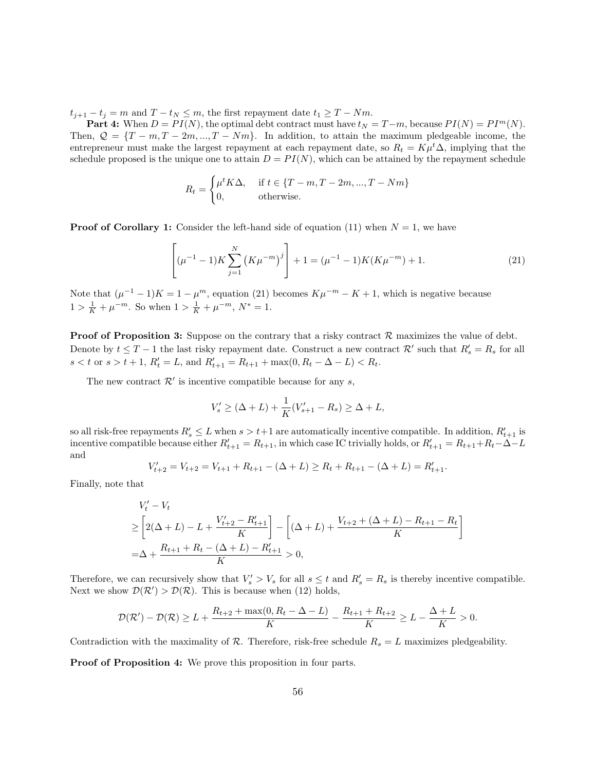$t_{j+1} - t_j = m$ and $T - t_N \leq m$, the first repayment date $t_1 \geq T - Nm$.

**Part 4:** When $D = PI(N)$, the optimal debt contract must have $t_N = T - m$, because $PI(N) = PI^m(N)$. Then, $\mathcal{Q} = \{T - m, T - 2m, ..., T - Nm\}$. In addition, to attain the maximum pledgeable income, the entrepreneur must make the largest repayment at each repayment date, so $R_t = K\mu^t\Delta$, implying that the schedule proposed is the unique one to attain $D = PI(N)$, which can be attained by the repayment schedule

$$R_t = \begin{cases} \mu^t K\Delta, & \text{if } t \in \{T - m, T - 2m, ..., T - Nm\} \\ 0, & \text{otherwise.} \end{cases}$$

**Proof of Corollary 1:** Consider the left-hand side of equation (11) when $N = 1$, we have

$$\left[ (\mu^{-1} - 1)K \sum_{j=1}^{N} \left(K\mu^{-m}\right)^j \right] + 1 = (\mu^{-1} - 1)K(K\mu^{-m}) + 1. \tag{21}$$

Note that $(\mu^{-1} - 1)K = 1 - \mu^m$, equation (21) becomes $K\mu^{-m} - K + 1$, which is negative because $1 > \frac{1}{K} + \mu^{-m}$. So when $1 > \frac{1}{K} + \mu^{-m}$, $N^* = 1$.

**Proof of Proposition 3:** Suppose on the contrary that a risky contract $\mathcal{R}$ maximizes the value of debt. Denote by $t \leq T - 1$ the last risky repayment date. Construct a new contract $\mathcal{R}'$ such that $R'_s = R_s$ for all $s < t$ or $s > t + 1$, $R'_t = L$, and $R'_{t+1} = R_{t+1} + \max(0, R_t - \Delta - L) < R_t$.

The new contract $\mathcal{R}'$ is incentive compatible because for any $s$,

$$V'_s \geq (\Delta + L) + \frac{1}{K}(V'_{s+1} - R_s) \geq \Delta + L,$$

so all risk-free repayments $R'_s \leq L$ when $s > t+1$ are automatically incentive compatible. In addition, $R'_{t+1}$ is incentive compatible because either $R'_{t+1} = R_{t+1}$, in which case IC trivially holds, or $R'_{t+1} = R_{t+1} + R_t - \Delta - L$ and

$$V'_{t+2} = V_{t+2} = V_{t+1} + R_{t+1} - (\Delta + L) \geq R_t + R_{t+1} - (\Delta + L) = R'_{t+1}.$$

Finally, note that

$$\begin{aligned}
&V'_t - V_t \\
\geq &\left[ 2(\Delta + L) - L + \frac{V'_{t+2} - R'_{t+1}}{K} \right] - \left[ (\Delta + L) + \frac{V_{t+2} + (\Delta + L) - R_{t+1} - R_t}{K} \right] \\
= &\Delta + \frac{R_{t+1} + R_t - (\Delta + L) - R'_{t+1}}{K} > 0,
\end{aligned}$$

Therefore, we can recursively show that $V'_s > V_s$ for all $s \leq t$ and $R'_s = R_s$ is thereby incentive compatible. Next we show $\mathcal{D}(\mathcal{R}') > \mathcal{D}(\mathcal{R})$. This is because when (12) holds,

$$\mathcal{D}(\mathcal{R}') - \mathcal{D}(\mathcal{R}) \geq L + \frac{R_{t+2} + \max(0, R_t - \Delta - L)}{K} - \frac{R_{t+1} + R_{t+2}}{K} \geq L - \frac{\Delta + L}{K} > 0.$$

Contradiction with the maximality of $\mathcal{R}$. Therefore, risk-free schedule $R_s = L$ maximizes pledgeability.

**Proof of Proposition 4:** We prove this proposition in four parts.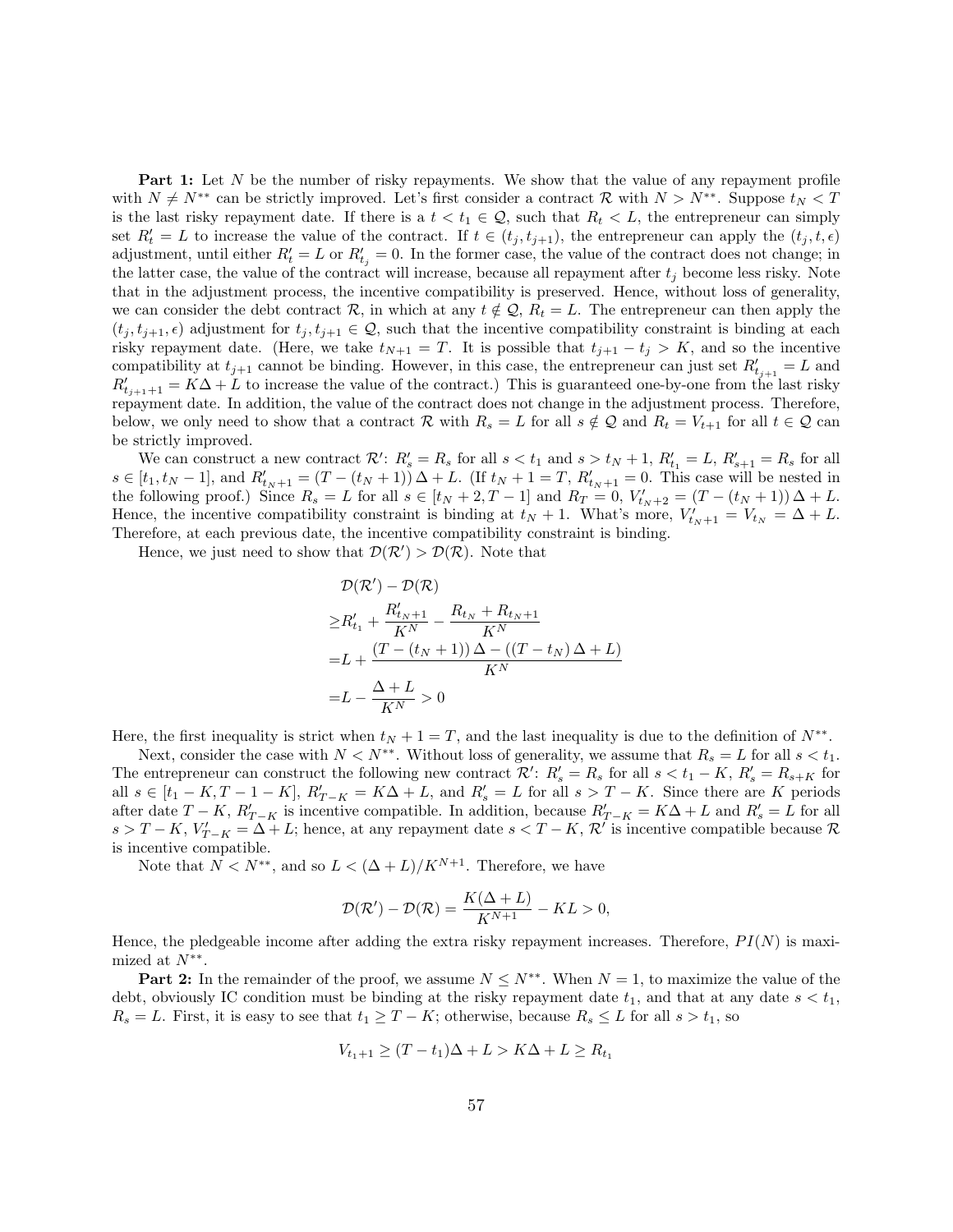**Part 1:** Let $N$ be the number of risky repayments. We show that the value of any repayment profile with $N \neq N^{**}$ can be strictly improved. Let's first consider a contract $\mathcal{R}$ with $N > N^{**}$. Suppose $t_N < T$ is the last risky repayment date. If there is a $t < t_1 \in \mathcal{Q}$, such that $R_t < L$, the entrepreneur can simply set $R'_t = L$ to increase the value of the contract. If $t \in (t_j, t_{j+1})$, the entrepreneur can apply the $(t_j, t, \epsilon)$ adjustment, until either $R'_t = L$ or $R'_{t_j} = 0$. In the former case, the value of the contract does not change; in the latter case, the value of the contract will increase, because all repayment after $t_j$ become less risky. Note that in the adjustment process, the incentive compatibility is preserved. Hence, without loss of generality, we can consider the debt contract $\mathcal{R}$, in which at any $t \notin \mathcal{Q}$, $R_t = L$. The entrepreneur can then apply the $(t_j, t_{j+1}, \epsilon)$ adjustment for $t_j, t_{j+1} \in \mathcal{Q}$, such that the incentive compatibility constraint is binding at each risky repayment date. (Here, we take $t_{N+1} = T$. It is possible that $t_{j+1} - t_j > K$, and so the incentive compatibility at $t_{j+1}$ cannot be binding. However, in this case, the entrepreneur can just set $R'_{t_{j+1}} = L$ and $R'_{t_{j+1}+1} = K\Delta + L$ to increase the value of the contract.) This is guaranteed one-by-one from the last risky repayment date. In addition, the value of the contract does not change in the adjustment process. Therefore, below, we only need to show that a contract $\mathcal{R}$ with $R_s = L$ for all $s \notin \mathcal{Q}$ and $R_t = V_{t+1}$ for all $t \in \mathcal{Q}$ can be strictly improved.

We can construct a new contract $\mathcal{R}'$: $R'_s = R_s$ for all $s < t_1$ and $s > t_N + 1$, $R'_{t_1} = L$, $R'_{s+1} = R_s$ for all $s \in [t_1, t_N - 1]$, and $R'_{t_N+1} = (T - (t_N + 1))\Delta + L$. (If $t_N + 1 = T$, $R'_{t_N+1} = 0$. This case will be nested in the following proof.) Since $R_s = L$ for all $s \in [t_N + 2, T - 1]$ and $R_T = 0$, $V'_{t_N+2} = (T - (t_N + 1))\Delta + L$. Hence, the incentive compatibility constraint is binding at $t_N + 1$. What's more, $V'_{t_N+1} = V_{t_N} = \Delta + L$. Therefore, at each previous date, the incentive compatibility constraint is binding.

Hence, we just need to show that $\mathcal{D}(\mathcal{R}') > \mathcal{D}(\mathcal{R})$. Note that

$$
\begin{aligned}
&\mathcal{D}(\mathcal{R}') - \mathcal{D}(\mathcal{R}) \\
\geq& R'_{t_1} + \frac{R'_{t_N+1}}{K^N} - \frac{R_{t_N} + R_{t_N+1}}{K^N} \\
=& L + \frac{(T - (t_N + 1))\Delta - ((T - t_N)\Delta + L)}{K^N} \\
=& L - \frac{\Delta + L}{K^N} > 0
\end{aligned}
$$

Here, the first inequality is strict when $t_N + 1 = T$, and the last inequality is due to the definition of $N^{**}$.

Next, consider the case with $N < N^{**}$. Without loss of generality, we assume that $R_s = L$ for all $s < t_1$. The entrepreneur can construct the following new contract $\mathcal{R}'$: $R'_s = R_s$ for all $s < t_1 - K$, $R'_s = R_{s+K}$ for all $s \in [t_1 - K, T - 1 - K]$, $R'_{T-K} = K\Delta + L$, and $R'_s = L$ for all $s > T - K$. Since there are $K$ periods after date $T - K$, $R'_{T-K}$ is incentive compatible. In addition, because $R'_{T-K} = K\Delta + L$ and $R'_s = L$ for all $s > T - K$, $V'_{T-K} = \Delta + L$; hence, at any repayment date $s < T - K$, $\mathcal{R}'$ is incentive compatible because $\mathcal{R}$ is incentive compatible.

Note that $N < N^{**}$, and so $L < (\Delta + L)/K^{N+1}$. Therefore, we have

$$
\mathcal{D}(\mathcal{R}') - \mathcal{D}(\mathcal{R}) = \frac{K(\Delta + L)}{K^{N+1}} - KL > 0,
$$

Hence, the pledgeable income after adding the extra risky repayment increases. Therefore, $PI(N)$ is maximized at $N^{**}$.

**Part 2:** In the remainder of the proof, we assume $N \leq N^{**}$. When $N = 1$, to maximize the value of the debt, obviously IC condition must be binding at the risky repayment date $t_1$, and that at any date $s < t_1$, $R_s = L$. First, it is easy to see that $t_1 \geq T - K$; otherwise, because $R_s \leq L$ for all $s > t_1$, so

$$
V_{t_1+1} \geq (T - t_1)\Delta + L > K\Delta + L \geq R_{t_1}
$$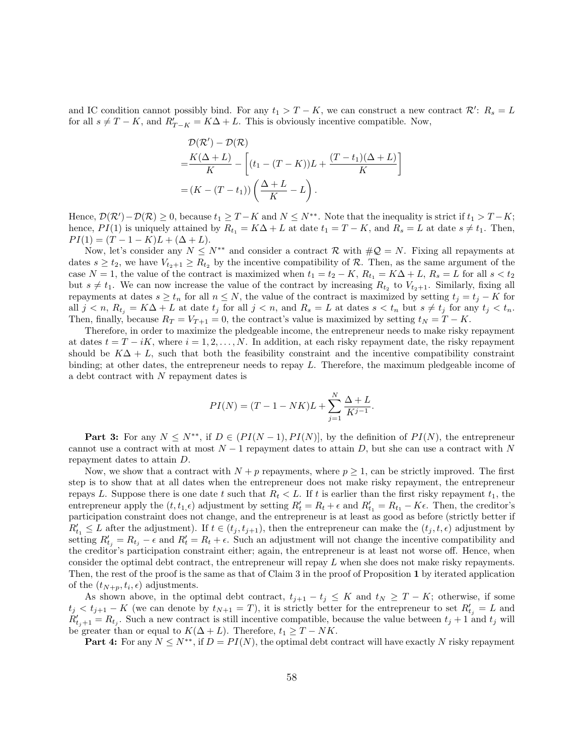and IC condition cannot possibly bind. For any $t_1 > T - K$, we can construct a new contract $\mathcal{R}'$: $R_s = L$ for all $s \neq T - K$, and $R'_{T-K} = K\Delta + L$. This is obviously incentive compatible. Now,

$$
\begin{aligned}
&\mathcal{D}(\mathcal{R}') - \mathcal{D}(\mathcal{R}) \\
=&\frac{K(\Delta + L)}{K} - \left[(t_1 - (T - K))L + \frac{(T - t_1)(\Delta + L)}{K}\right] \\
=&(K - (T - t_1))\left(\frac{\Delta + L}{K} - L\right).
\end{aligned}
$$

Hence, $\mathcal{D}(\mathcal{R}') - \mathcal{D}(\mathcal{R}) \geq 0$, because $t_1 \geq T - K$ and $N \leq N^{**}$. Note that the inequality is strict if $t_1 > T - K$; hence, $PI(1)$ is uniquely attained by $R_{t_1} = K\Delta + L$ at date $t_1 = T - K$, and $R_s = L$ at date $s \neq t_1$. Then, $PI(1) = (T - 1 - K)L + (\Delta + L)$.

Now, let's consider any $N \leq N^{**}$ and consider a contract $\mathcal{R}$ with $\#\mathcal{Q} = N$. Fixing all repayments at dates $s \geq t_2$, we have $V_{t_2+1} \geq R_{t_2}$ by the incentive compatibility of $\mathcal{R}$. Then, as the same argument of the case $N = 1$, the value of the contract is maximized when $t_1 = t_2 - K$, $R_{t_1} = K\Delta + L$, $R_s = L$ for all $s < t_2$ but $s \neq t_1$. We can now increase the value of the contract by increasing $R_{t_2}$ to $V_{t_2+1}$. Similarly, fixing all repayments at dates $s \geq t_n$ for all $n \leq N$, the value of the contract is maximized by setting $t_j = t_j - K$ for all $j < n$, $R_{t_j} = K\Delta + L$ at date $t_j$ for all $j < n$, and $R_s = L$ at dates $s < t_n$ but $s \neq t_j$ for any $t_j < t_n$. Then, finally, because $R_T = V_{T+1} = 0$, the contract's value is maximized by setting $t_N = T - K$.

Therefore, in order to maximize the pledgeable income, the entrepreneur needs to make risky repayment at dates $t = T - iK$, where $i = 1, 2, \ldots, N$. In addition, at each risky repayment date, the risky repayment should be $K\Delta + L$, such that both the feasibility constraint and the incentive compatibility constraint binding; at other dates, the entrepreneur needs to repay $L$. Therefore, the maximum pledgeable income of a debt contract with $N$ repayment dates is

$$
PI(N) = (T - 1 - NK)L + \sum_{j=1}^{N} \frac{\Delta + L}{K^{j-1}}.
$$

**Part 3:** For any $N \leq N^{**}$, if $D \in (PI(N-1), PI(N)]$, by the definition of $PI(N)$, the entrepreneur cannot use a contract with at most $N - 1$ repayment dates to attain $D$, but she can use a contract with $N$ repayment dates to attain $D$.

Now, we show that a contract with $N + p$ repayments, where $p \geq 1$, can be strictly improved. The first step is to show that at all dates when the entrepreneur does not make risky repayment, the entrepreneur repays $L$. Suppose there is one date $t$ such that $R_t < L$. If $t$ is earlier than the first risky repayment $t_1$, the entrepreneur apply the $(t, t_1, \epsilon)$ adjustment by setting $R'_t = R_t + \epsilon$ and $R'_{t_1} = R_{t_1} - K\epsilon$. Then, the creditor's participation constraint does not change, and the entrepreneur is at least as good as before (strictly better if $R'_{t_1} \leq L$ after the adjustment). If $t \in (t_j, t_{j+1})$, then the entrepreneur can make the $(t_j, t, \epsilon)$ adjustment by setting $R'_{t_j} = R_{t_j} - \epsilon$ and $R'_t = R_t + \epsilon$. Such an adjustment will not change the incentive compatibility and the creditor's participation constraint either; again, the entrepreneur is at least not worse off. Hence, when consider the optimal debt contract, the entrepreneur will repay $L$ when she does not make risky repayments. Then, the rest of the proof is the same as that of Claim 3 in the proof of Proposition **1** by iterated application of the $(t_{N+p}, t_i, \epsilon)$ adjustments.

As shown above, in the optimal debt contract, $t_{j+1} - t_j \leq K$ and $t_N \geq T - K$; otherwise, if some $t_j < t_{j+1} - K$ (we can denote by $t_{N+1} = T$), it is strictly better for the entrepreneur to set $R'_{t_j} = L$ and $R'_{t_j+1} = R_{t_j}$. Such a new contract is still incentive compatible, because the value between $t_j + 1$ and $t_j$ will be greater than or equal to $K(\Delta + L)$. Therefore, $t_1 \geq T - NK$.

**Part 4:** For any $N \leq N^{**}$, if $D = PI(N)$, the optimal debt contract will have exactly $N$ risky repayment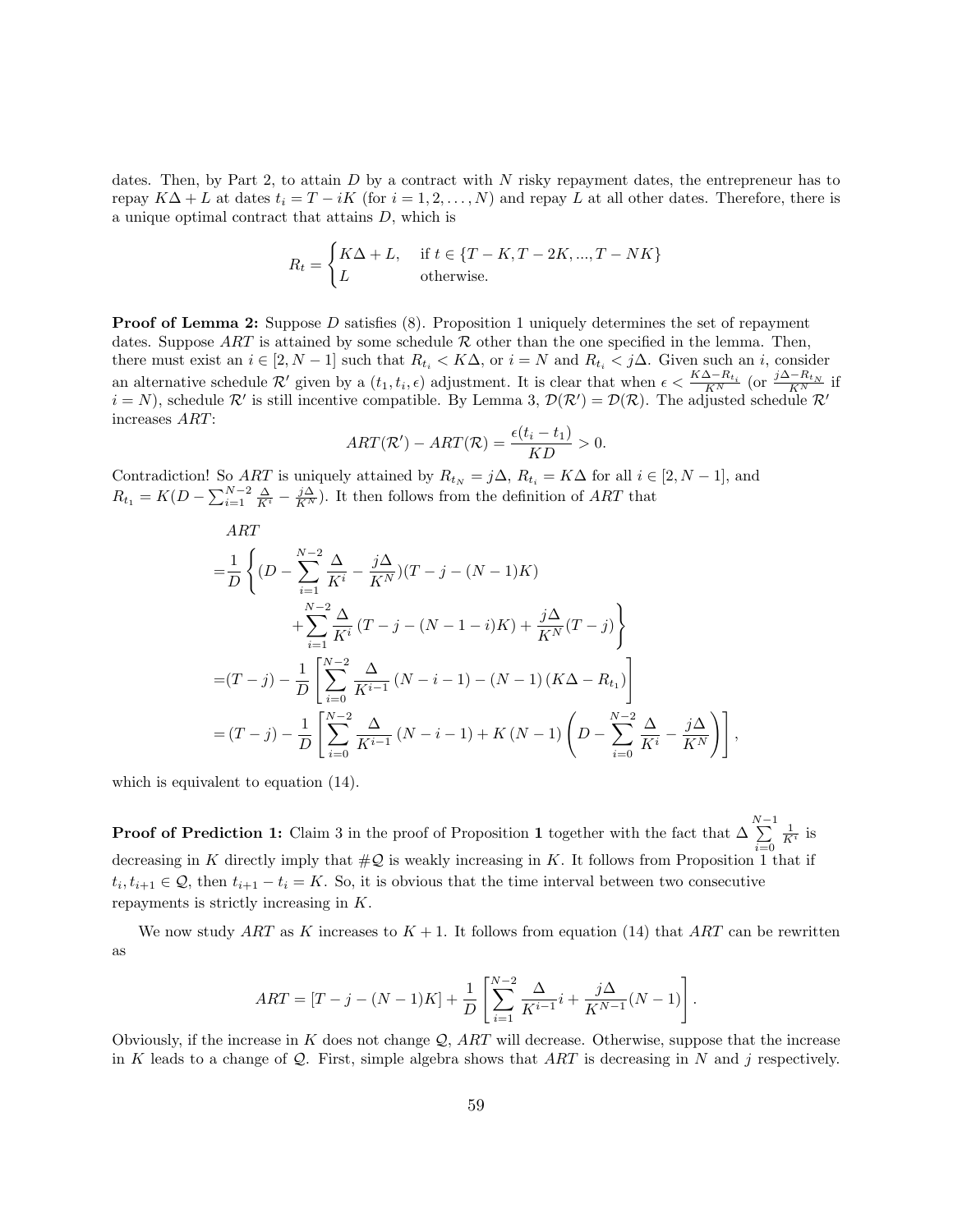dates. Then, by Part 2, to attain $D$ by a contract with $N$ risky repayment dates, the entrepreneur has to repay $K\Delta + L$ at dates $t_i = T - iK$ (for $i = 1, 2, \ldots, N$) and repay $L$ at all other dates. Therefore, there is a unique optimal contract that attains $D$, which is

$$R_t = \begin{cases} K\Delta + L, & \text{if } t \in \{T-K, T-2K, ..., T-NK\} \\ L & \text{otherwise.} \end{cases}$$

**Proof of Lemma 2:** Suppose $D$ satisfies (8). Proposition 1 uniquely determines the set of repayment dates. Suppose $ART$ is attained by some schedule $\mathcal{R}$ other than the one specified in the lemma. Then, there must exist an $i \in [2, N-1]$ such that $R_{t_i} < K\Delta$, or $i = N$ and $R_{t_i} < j\Delta$. Given such an $i$, consider an alternative schedule $\mathcal{R}'$ given by a $(t_1, t_i, \epsilon)$ adjustment. It is clear that when $\epsilon < \frac{K\Delta - R_{t_i}}{K^N}$ (or $\frac{j\Delta - R_{t_N}}{K^N}$ if $i = N$), schedule $\mathcal{R}'$ is still incentive compatible. By Lemma 3, $\mathcal{D}(\mathcal{R}') = \mathcal{D}(\mathcal{R})$. The adjusted schedule $\mathcal{R}'$ increases $ART$:

$$ART(\mathcal{R}') - ART(\mathcal{R}) = \frac{\epsilon(t_i - t_1)}{KD} > 0.$$

Contradiction! So $ART$ is uniquely attained by $R_{t_N} = j\Delta$, $R_{t_i} = K\Delta$ for all $i \in [2, N-1]$, and $R_{t_1} = K(D - \sum_{i=1}^{N-2} \frac{\Delta}{K^i} - \frac{j\Delta}{K^N})$. It then follows from the definition of $ART$ that

$$\begin{aligned}
&ART \\
=&\frac{1}{D}\left\{(D - \sum_{i=1}^{N-2} \frac{\Delta}{K^i} - \frac{j\Delta}{K^N})(T - j - (N-1)K)\right. \\
&\left. + \sum_{i=1}^{N-2} \frac{\Delta}{K^i}\left(T - j - (N-1-i)K\right) + \frac{j\Delta}{K^N}(T-j)\right\} \\
=&(T-j) - \frac{1}{D}\left[\sum_{i=0}^{N-2} \frac{\Delta}{K^{i-1}}\left(N-i-1\right) - (N-1)\left(K\Delta - R_{t_1}\right)\right] \\
=&\,(T-j) - \frac{1}{D}\left[\sum_{i=0}^{N-2} \frac{\Delta}{K^{i-1}}\left(N-i-1\right) + K\left(N-1\right)\left(D - \sum_{i=0}^{N-2} \frac{\Delta}{K^i} - \frac{j\Delta}{K^N}\right)\right],
\end{aligned}$$

which is equivalent to equation (14).

**Proof of Prediction 1:** Claim 3 in the proof of Proposition **1** together with the fact that $\Delta \sum_{i=0}^{N-1} \frac{1}{K^i}$ is decreasing in $K$ directly imply that $\#\mathcal{Q}$ is weakly increasing in $K$. It follows from Proposition 1 that if $t_i, t_{i+1} \in \mathcal{Q}$, then $t_{i+1} - t_i = K$. So, it is obvious that the time interval between two consecutive repayments is strictly increasing in $K$.

We now study $ART$ as $K$ increases to $K+1$. It follows from equation (14) that $ART$ can be rewritten as

$$ART = [T - j - (N-1)K] + \frac{1}{D}\left[\sum_{i=1}^{N-2} \frac{\Delta}{K^{i-1}} i + \frac{j\Delta}{K^{N-1}}(N-1)\right].$$

Obviously, if the increase in $K$ does not change $\mathcal{Q}$, $ART$ will decrease. Otherwise, suppose that the increase in $K$ leads to a change of $\mathcal{Q}$. First, simple algebra shows that $ART$ is decreasing in $N$ and $j$ respectively.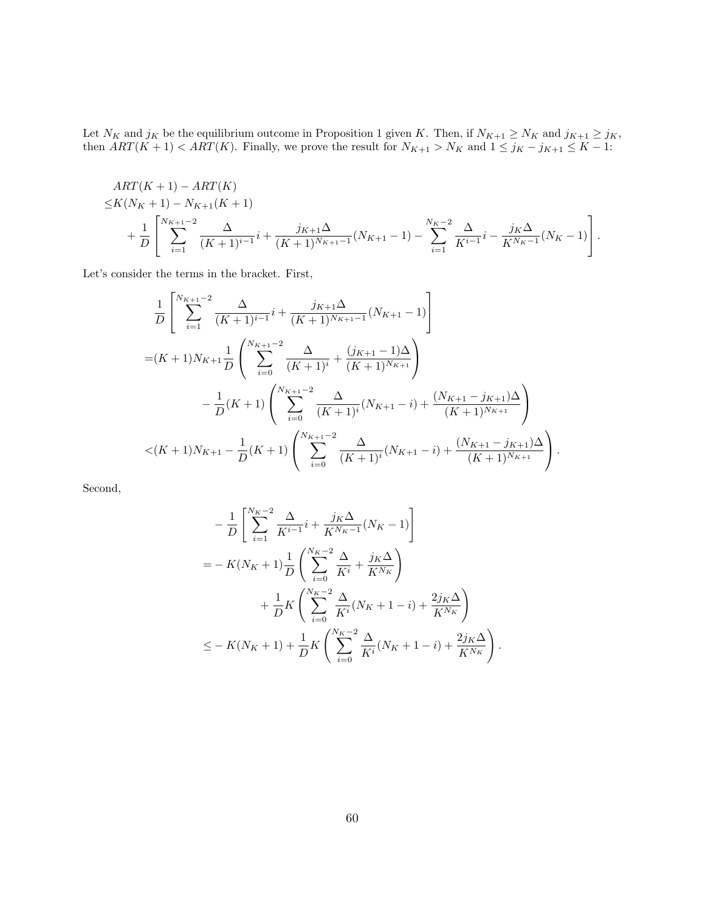Let $N_K$ and $j_K$ be the equilibrium outcome in Proposition 1 given $K$. Then, if $N_{K+1} \geq N_K$ and $j_{K+1} \geq j_K$, then $ART(K+1) < ART(K)$. Finally, we prove the result for $N_{K+1} > N_K$ and $1 \leq j_K - j_{K+1} \leq K-1$:

$$
\begin{aligned}
&ART(K+1) - ART(K) \\
\leq &K(N_K+1) - N_{K+1}(K+1) \\
&+ \frac{1}{D}\left[\sum_{i=1}^{N_{K+1}-2} \frac{\Delta}{(K+1)^{i-1}} i + \frac{j_{K+1}\Delta}{(K+1)^{N_{K+1}-1}}(N_{K+1}-1) - \sum_{i=1}^{N_K-2} \frac{\Delta}{K^{i-1}} i - \frac{j_K \Delta}{K^{N_K-1}}(N_K-1)\right].
\end{aligned}
$$

Let's consider the terms in the bracket. First,

$$
\begin{aligned}
&\frac{1}{D}\left[\sum_{i=1}^{N_{K+1}-2} \frac{\Delta}{(K+1)^{i-1}} i + \frac{j_{K+1}\Delta}{(K+1)^{N_{K+1}-1}}(N_{K+1}-1)\right] \\
=&(K+1)N_{K+1}\frac{1}{D}\left(\sum_{i=0}^{N_{K+1}-2} \frac{\Delta}{(K+1)^i} + \frac{(j_{K+1}-1)\Delta}{(K+1)^{N_{K+1}}}\right) \\
&\qquad - \frac{1}{D}(K+1)\left(\sum_{i=0}^{N_{K+1}-2} \frac{\Delta}{(K+1)^i}(N_{K+1}-i) + \frac{(N_{K+1}-j_{K+1})\Delta}{(K+1)^{N_{K+1}}}\right) \\
<&(K+1)N_{K+1} - \frac{1}{D}(K+1)\left(\sum_{i=0}^{N_{K+1}-2} \frac{\Delta}{(K+1)^i}(N_{K+1}-i) + \frac{(N_{K+1}-j_{K+1})\Delta}{(K+1)^{N_{K+1}}}\right).
\end{aligned}
$$

Second,

$$
\begin{aligned}
&-\frac{1}{D}\left[\sum_{i=1}^{N_K-2} \frac{\Delta}{K^{i-1}} i + \frac{j_K\Delta}{K^{N_K-1}}(N_K-1)\right] \\
=&-K(N_K+1)\frac{1}{D}\left(\sum_{i=0}^{N_K-2} \frac{\Delta}{K^i} + \frac{j_K\Delta}{K^{N_K}}\right) \\
&\qquad + \frac{1}{D}K\left(\sum_{i=0}^{N_K-2} \frac{\Delta}{K^i}(N_K+1-i) + \frac{2j_K\Delta}{K^{N_K}}\right) \\
\leq&-K(N_K+1) + \frac{1}{D}K\left(\sum_{i=0}^{N_K-2} \frac{\Delta}{K^i}(N_K+1-i) + \frac{2j_K\Delta}{K^{N_K}}\right).
\end{aligned}
$$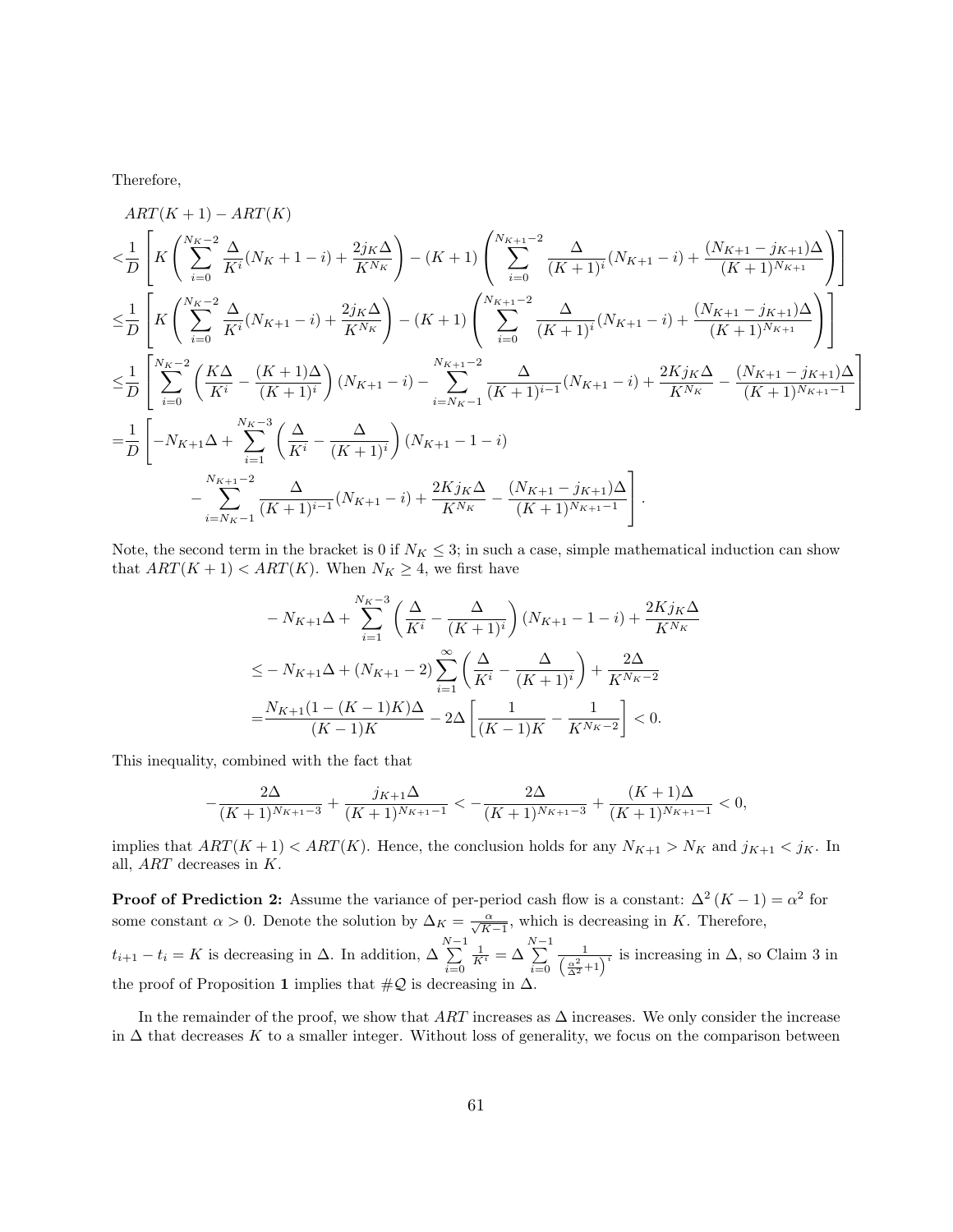Therefore,

$$
\begin{aligned}
&ART(K+1) - ART(K) \\
<&\frac{1}{D}\left[K\left(\sum_{i=0}^{N_K-2}\frac{\Delta}{K^i}(N_K+1-i)+\frac{2j_K\Delta}{K^{N_K}}\right)-(K+1)\left(\sum_{i=0}^{N_{K+1}-2}\frac{\Delta}{(K+1)^i}(N_{K+1}-i)+\frac{(N_{K+1}-j_{K+1})\Delta}{(K+1)^{N_{K+1}}}\right)\right] \\
\leq&\frac{1}{D}\left[K\left(\sum_{i=0}^{N_K-2}\frac{\Delta}{K^i}(N_{K+1}-i)+\frac{2j_K\Delta}{K^{N_K}}\right)-(K+1)\left(\sum_{i=0}^{N_{K+1}-2}\frac{\Delta}{(K+1)^i}(N_{K+1}-i)+\frac{(N_{K+1}-j_{K+1})\Delta}{(K+1)^{N_{K+1}}}\right)\right] \\
\leq&\frac{1}{D}\left[\sum_{i=0}^{N_K-2}\left(\frac{K\Delta}{K^i}-\frac{(K+1)\Delta}{(K+1)^i}\right)(N_{K+1}-i)-\sum_{i=N_K-1}^{N_{K+1}-2}\frac{\Delta}{(K+1)^{i-1}}(N_{K+1}-i)+\frac{2Kj_K\Delta}{K^{N_K}}-\frac{(N_{K+1}-j_{K+1})\Delta}{(K+1)^{N_{K+1}-1}}\right] \\
=&\frac{1}{D}\Bigg[-N_{K+1}\Delta+\sum_{i=1}^{N_K-3}\left(\frac{\Delta}{K^i}-\frac{\Delta}{(K+1)^i}\right)(N_{K+1}-1-i) \\
&\qquad -\sum_{i=N_K-1}^{N_{K+1}-2}\frac{\Delta}{(K+1)^{i-1}}(N_{K+1}-i)+\frac{2Kj_K\Delta}{K^{N_K}}-\frac{(N_{K+1}-j_{K+1})\Delta}{(K+1)^{N_{K+1}-1}}\Bigg].
\end{aligned}
$$

Note, the second term in the bracket is 0 if $N_K \leq 3$; in such a case, simple mathematical induction can show that $ART(K+1) < ART(K)$. When $N_K \geq 4$, we first have

$$
\begin{aligned}
&-N_{K+1}\Delta+\sum_{i=1}^{N_K-3}\left(\frac{\Delta}{K^i}-\frac{\Delta}{(K+1)^i}\right)(N_{K+1}-1-i)+\frac{2Kj_K\Delta}{K^{N_K}} \\
\leq&-N_{K+1}\Delta+(N_{K+1}-2)\sum_{i=1}^{\infty}\left(\frac{\Delta}{K^i}-\frac{\Delta}{(K+1)^i}\right)+\frac{2\Delta}{K^{N_K-2}} \\
=&\frac{N_{K+1}(1-(K-1)K)\Delta}{(K-1)K}-2\Delta\left[\frac{1}{(K-1)K}-\frac{1}{K^{N_K-2}}\right]<0.
\end{aligned}
$$

This inequality, combined with the fact that

$$
-\frac{2\Delta}{(K+1)^{N_{K+1}-3}}+\frac{j_{K+1}\Delta}{(K+1)^{N_{K+1}-1}}<-\frac{2\Delta}{(K+1)^{N_{K+1}-3}}+\frac{(K+1)\Delta}{(K+1)^{N_{K+1}-1}}<0,
$$

implies that $ART(K+1) < ART(K)$. Hence, the conclusion holds for any $N_{K+1} > N_K$ and $j_{K+1} < j_K$. In all, $ART$ decreases in $K$.

**Proof of Prediction 2:** Assume the variance of per-period cash flow is a constant: $\Delta^2(K-1) = \alpha^2$ for some constant $\alpha > 0$. Denote the solution by $\Delta_K = \frac{\alpha}{\sqrt{K-1}}$, which is decreasing in $K$. Therefore, $t_{i+1} - t_i = K$ is decreasing in $\Delta$. In addition, $\Delta\sum_{i=0}^{N-1}\frac{1}{K^i} = \Delta\sum_{i=0}^{N-1}\frac{1}{\left(\frac{\alpha^2}{\Delta^2}+1\right)^i}$ is increasing in $\Delta$, so Claim 3 in the proof of Proposition **1** implies that $\#\mathcal{Q}$ is decreasing in $\Delta$.

In the remainder of the proof, we show that $ART$ increases as $\Delta$ increases. We only consider the increase in $\Delta$ that decreases $K$ to a smaller integer. Without loss of generality, we focus on the comparison between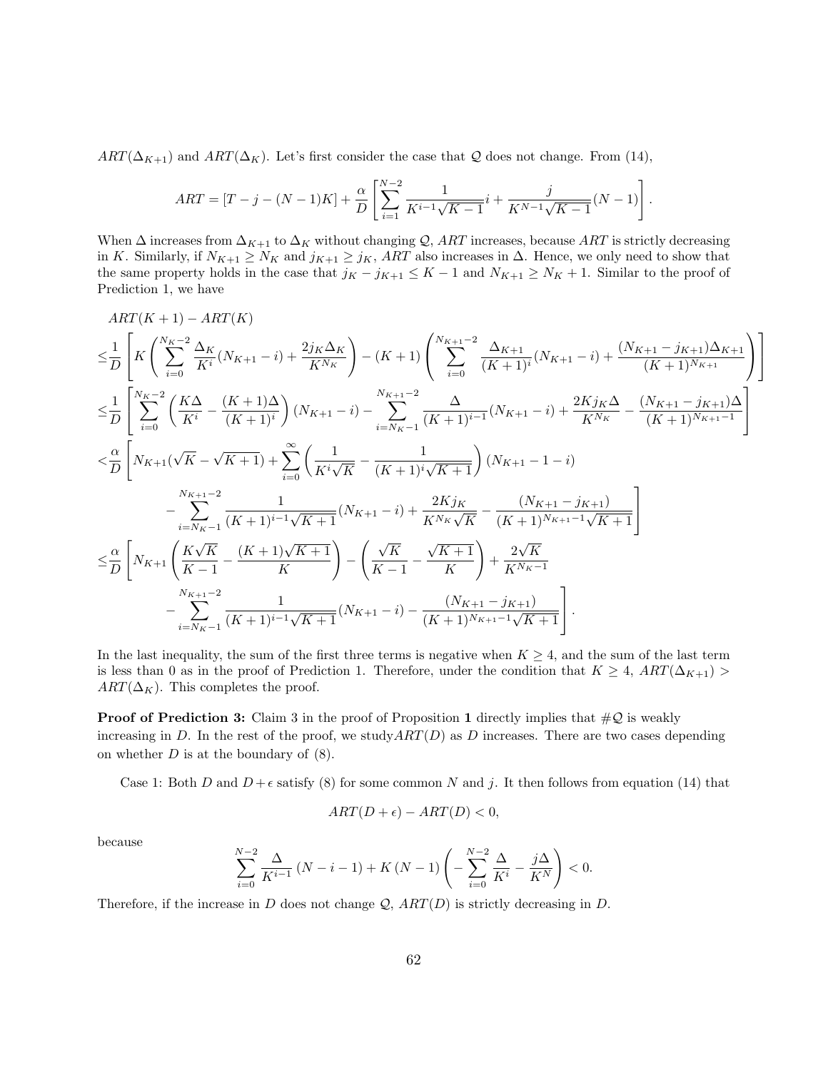$ART(\Delta_{K+1})$ and $ART(\Delta_K)$. Let's first consider the case that $\mathcal{Q}$ does not change. From (14),

$$ART = [T - j - (N-1)K] + \frac{\alpha}{D}\left[\sum_{i=1}^{N-2} \frac{1}{K^{i-1}\sqrt{K-1}} i + \frac{j}{K^{N-1}\sqrt{K-1}}(N-1)\right].$$

When $\Delta$ increases from $\Delta_{K+1}$ to $\Delta_K$ without changing $\mathcal{Q}$, $ART$ increases, because $ART$ is strictly decreasing in $K$. Similarly, if $N_{K+1} \geq N_K$ and $j_{K+1} \geq j_K$, $ART$ also increases in $\Delta$. Hence, we only need to show that the same property holds in the case that $j_K - j_{K+1} \leq K-1$ and $N_{K+1} \geq N_K + 1$. Similar to the proof of Prediction 1, we have

$$
\begin{aligned}
&ART(K+1) - ART(K) \\
\leq & \frac{1}{D}\left[K\left(\sum_{i=0}^{N_K-2} \frac{\Delta_K}{K^i}(N_{K+1} - i) + \frac{2 j_K \Delta_K}{K^{N_K}}\right) - (K+1)\left(\sum_{i=0}^{N_{K+1}-2} \frac{\Delta_{K+1}}{(K+1)^i}(N_{K+1} - i) + \frac{(N_{K+1} - j_{K+1})\Delta_{K+1}}{(K+1)^{N_{K+1}}}\right)\right] \\
\leq & \frac{1}{D}\left[\sum_{i=0}^{N_K-2}\left(\frac{K\Delta}{K^i} - \frac{(K+1)\Delta}{(K+1)^i}\right)(N_{K+1} - i) - \sum_{i=N_K-1}^{N_{K+1}-2} \frac{\Delta}{(K+1)^{i-1}}(N_{K+1} - i) + \frac{2K j_K \Delta}{K^{N_K}} - \frac{(N_{K+1} - j_{K+1})\Delta}{(K+1)^{N_{K+1}-1}}\right] \\
< & \frac{\alpha}{D}\left[N_{K+1}(\sqrt{K} - \sqrt{K+1}) + \sum_{i=0}^{\infty}\left(\frac{1}{K^i\sqrt{K}} - \frac{1}{(K+1)^i\sqrt{K+1}}\right)(N_{K+1} - 1 - i)\right. \\
& \left. - \sum_{i=N_K-1}^{N_{K+1}-2} \frac{1}{(K+1)^{i-1}\sqrt{K+1}}(N_{K+1} - i) + \frac{2K j_K}{K^{N_K}\sqrt{K}} - \frac{(N_{K+1} - j_{K+1})}{(K+1)^{N_{K+1}-1}\sqrt{K+1}}\right] \\
\leq & \frac{\alpha}{D}\left[N_{K+1}\left(\frac{K\sqrt{K}}{K-1} - \frac{(K+1)\sqrt{K+1}}{K}\right) - \left(\frac{\sqrt{K}}{K-1} - \frac{\sqrt{K+1}}{K}\right) + \frac{2\sqrt{K}}{K^{N_K-1}}\right. \\
& \left. - \sum_{i=N_K-1}^{N_{K+1}-2} \frac{1}{(K+1)^{i-1}\sqrt{K+1}}(N_{K+1} - i) - \frac{(N_{K+1} - j_{K+1})}{(K+1)^{N_{K+1}-1}\sqrt{K+1}}\right].
\end{aligned}
$$

In the last inequality, the sum of the first three terms is negative when $K \geq 4$, and the sum of the last term is less than 0 as in the proof of Prediction 1. Therefore, under the condition that $K \geq 4$, $ART(\Delta_{K+1}) > ART(\Delta_K)$. This completes the proof.

**Proof of Prediction 3:** Claim 3 in the proof of Proposition **1** directly implies that $\#\mathcal{Q}$ is weakly increasing in $D$. In the rest of the proof, we study$ART(D)$ as $D$ increases. There are two cases depending on whether $D$ is at the boundary of (8).

Case 1: Both $D$ and $D + \epsilon$ satisfy (8) for some common $N$ and $j$. It then follows from equation (14) that

$$ART(D+\epsilon) - ART(D) < 0,$$

because

$$\sum_{i=0}^{N-2} \frac{\Delta}{K^{i-1}}(N-i-1) + K(N-1)\left(-\sum_{i=0}^{N-2}\frac{\Delta}{K^i} - \frac{j\Delta}{K^N}\right) < 0.$$

Therefore, if the increase in $D$ does not change $\mathcal{Q}$, $ART(D)$ is strictly decreasing in $D$.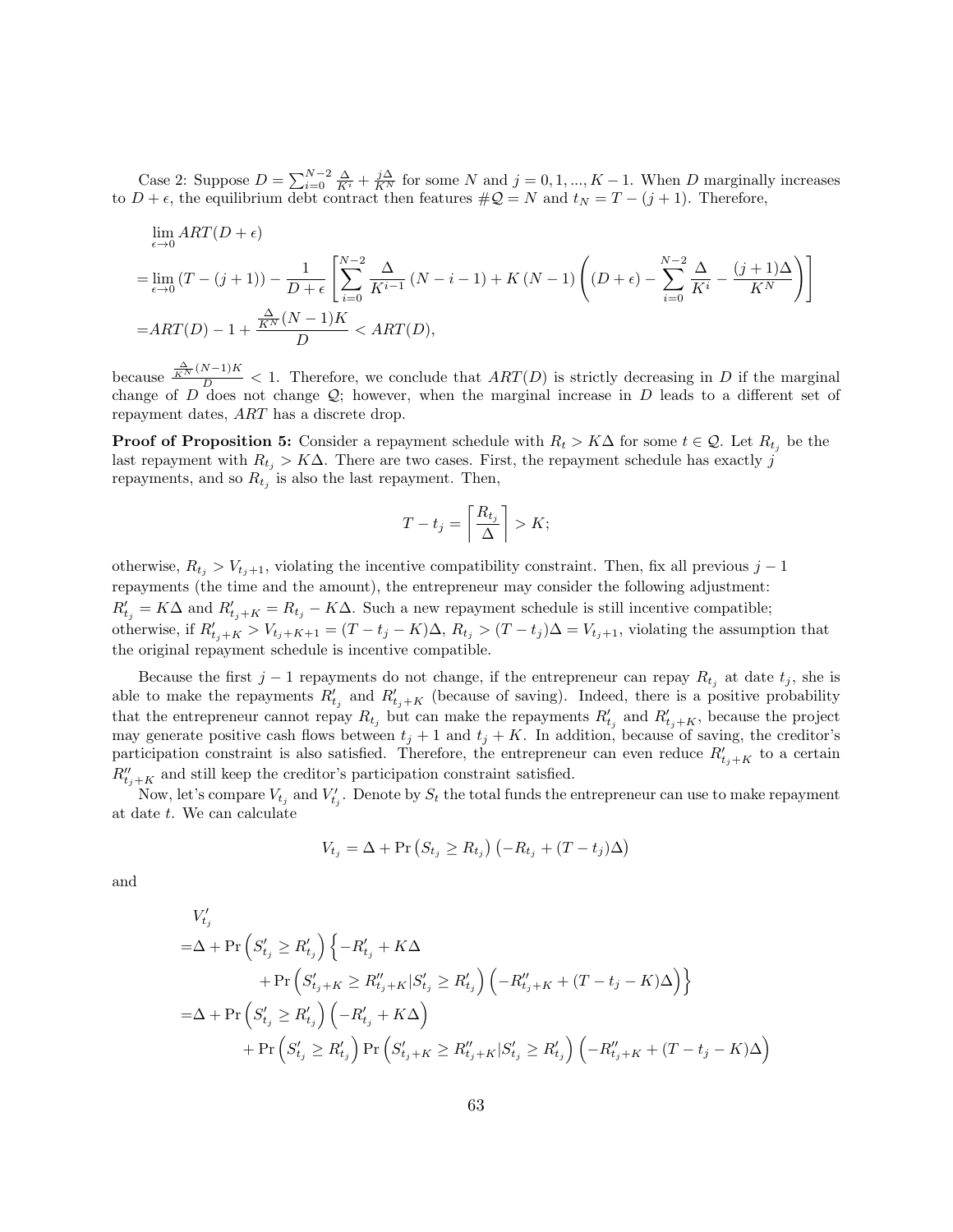Case 2: Suppose $D = \sum_{i=0}^{N-2} \frac{\Delta}{K^i} + \frac{j\Delta}{K^N}$ for some $N$ and $j = 0, 1, ..., K-1$. When $D$ marginally increases to $D + \epsilon$, the equilibrium debt contract then features $\#\mathcal{Q} = N$ and $t_N = T - (j+1)$. Therefore,

$$
\begin{aligned}
&\lim_{\epsilon \to 0} ART(D+\epsilon) \\
=&\lim_{\epsilon \to 0} (T-(j+1)) - \frac{1}{D+\epsilon}\left[\sum_{i=0}^{N-2} \frac{\Delta}{K^{i-1}}(N-i-1) + K(N-1)\left((D+\epsilon) - \sum_{i=0}^{N-2}\frac{\Delta}{K^i} - \frac{(j+1)\Delta}{K^N}\right)\right] \\
=&ART(D) - 1 + \frac{\frac{\Delta}{K^N}(N-1)K}{D} < ART(D),
\end{aligned}
$$

because $\frac{\frac{\Delta}{K^N}(N-1)K}{D} < 1$. Therefore, we conclude that $ART(D)$ is strictly decreasing in $D$ if the marginal change of $D$ does not change $\mathcal{Q}$; however, when the marginal increase in $D$ leads to a different set of repayment dates, $ART$ has a discrete drop.

**Proof of Proposition 5:** Consider a repayment schedule with $R_t > K\Delta$ for some $t \in \mathcal{Q}$. Let $R_{t_j}$ be the last repayment with $R_{t_j} > K\Delta$. There are two cases. First, the repayment schedule has exactly $j$ repayments, and so $R_{t_j}$ is also the last repayment. Then,

$$
T - t_j = \left\lceil \frac{R_{t_j}}{\Delta} \right\rceil > K;
$$

otherwise, $R_{t_j} > V_{t_j+1}$, violating the incentive compatibility constraint. Then, fix all previous $j-1$ repayments (the time and the amount), the entrepreneur may consider the following adjustment: $R'_{t_j} = K\Delta$ and $R'_{t_j+K} = R_{t_j} - K\Delta$. Such a new repayment schedule is still incentive compatible; otherwise, if $R'_{t_j+K} > V_{t_j+K+1} = (T-t_j-K)\Delta$, $R_{t_j} > (T-t_j)\Delta = V_{t_j+1}$, violating the assumption that the original repayment schedule is incentive compatible.

Because the first $j-1$ repayments do not change, if the entrepreneur can repay $R_{t_j}$ at date $t_j$, she is able to make the repayments $R'_{t_j}$ and $R'_{t_j+K}$ (because of saving). Indeed, there is a positive probability that the entrepreneur cannot repay $R_{t_j}$ but can make the repayments $R'_{t_j}$ and $R'_{t_j+K}$, because the project may generate positive cash flows between $t_j+1$ and $t_j+K$. In addition, because of saving, the creditor's participation constraint is also satisfied. Therefore, the entrepreneur can even reduce $R'_{t_j+K}$ to a certain $R''_{t_j+K}$ and still keep the creditor's participation constraint satisfied.

Now, let's compare $V_{t_j}$ and $V'_{t_j}$. Denote by $S_t$ the total funds the entrepreneur can use to make repayment at date $t$. We can calculate

$$
V_{t_j} = \Delta + \Pr\left(S_{t_j} \geq R_{t_j}\right)\left(-R_{t_j} + (T-t_j)\Delta\right)
$$

and

$$
\begin{aligned}
&V'_{t_j} \\
=&\Delta + \Pr\left(S'_{t_j} \geq R'_{t_j}\right)\Big\{-R'_{t_j} + K\Delta \\
&\qquad + \Pr\left(S'_{t_j+K} \geq R''_{t_j+K} | S'_{t_j} \geq R'_{t_j}\right)\left(-R''_{t_j+K} + (T-t_j-K)\Delta\right)\Big\} \\
=&\Delta + \Pr\left(S'_{t_j} \geq R'_{t_j}\right)\left(-R'_{t_j} + K\Delta\right) \\
&\qquad + \Pr\left(S'_{t_j} \geq R'_{t_j}\right)\Pr\left(S'_{t_j+K} \geq R''_{t_j+K} | S'_{t_j} \geq R'_{t_j}\right)\left(-R''_{t_j+K} + (T-t_j-K)\Delta\right)
\end{aligned}
$$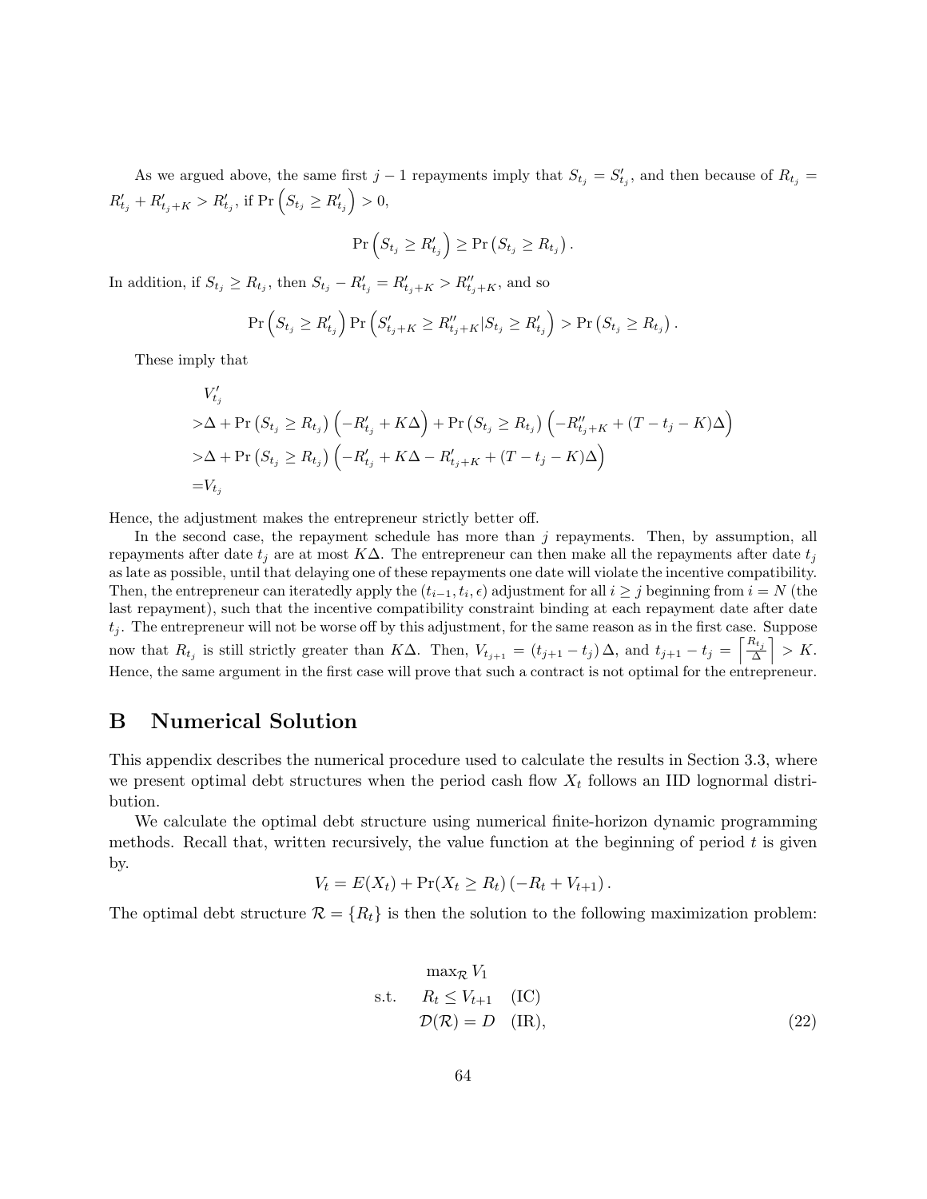As we argued above, the same first $j-1$ repayments imply that $S_{t_j} = S'_{t_j}$, and then because of $R_{t_j} = R'_{t_j} + R'_{t_j+K} > R'_{t_j}$, if $\Pr\left(S_{t_j} \geq R'_{t_j}\right) > 0$,

$$\Pr\left(S_{t_j} \geq R'_{t_j}\right) \geq \Pr\left(S_{t_j} \geq R_{t_j}\right).$$

In addition, if $S_{t_j} \geq R_{t_j}$, then $S_{t_j} - R'_{t_j} = R'_{t_j+K} > R''_{t_j+K}$, and so

$$\Pr\left(S_{t_j} \geq R'_{t_j}\right) \Pr\left(S'_{t_j+K} \geq R''_{t_j+K} | S_{t_j} \geq R'_{t_j}\right) > \Pr\left(S_{t_j} \geq R_{t_j}\right).$$

These imply that

$$\begin{aligned}
& V'_{t_j} \\
> & \Delta + \Pr\left(S_{t_j} \geq R_{t_j}\right)\left(-R'_{t_j} + K\Delta\right) + \Pr\left(S_{t_j} \geq R_{t_j}\right)\left(-R''_{t_j+K} + (T - t_j - K)\Delta\right) \\
> & \Delta + \Pr\left(S_{t_j} \geq R_{t_j}\right)\left(-R'_{t_j} + K\Delta - R'_{t_j+K} + (T - t_j - K)\Delta\right) \\
= & V_{t_j}
\end{aligned}$$

Hence, the adjustment makes the entrepreneur strictly better off.

In the second case, the repayment schedule has more than $j$ repayments. Then, by assumption, all repayments after date $t_j$ are at most $K\Delta$. The entrepreneur can then make all the repayments after date $t_j$ as late as possible, until that delaying one of these repayments one date will violate the incentive compatibility. Then, the entrepreneur can iteratedly apply the $(t_{i-1}, t_i, \epsilon)$ adjustment for all $i \geq j$ beginning from $i = N$ (the last repayment), such that the incentive compatibility constraint binding at each repayment date after date $t_j$. The entrepreneur will not be worse off by this adjustment, for the same reason as in the first case. Suppose now that $R_{t_j}$ is still strictly greater than $K\Delta$. Then, $V_{t_{j+1}} = (t_{j+1} - t_j)\Delta$, and $t_{j+1} - t_j = \left\lceil \frac{R_{t_j}}{\Delta} \right\rceil > K$. Hence, the same argument in the first case will prove that such a contract is not optimal for the entrepreneur.

# B Numerical Solution

This appendix describes the numerical procedure used to calculate the results in Section 3.3, where we present optimal debt structures when the period cash flow $X_t$ follows an IID lognormal distribution.

We calculate the optimal debt structure using numerical finite-horizon dynamic programming methods. Recall that, written recursively, the value function at the beginning of period $t$ is given by.

$$V_t = E(X_t) + \Pr(X_t \geq R_t)\left(-R_t + V_{t+1}\right).$$

The optimal debt structure $\mathcal{R} = \{R_t\}$ is then the solution to the following maximization problem:

$$\begin{aligned}
& \max\nolimits_{\mathcal{R}} V_1 \\
\text{s.t.} \quad & R_t \leq V_{t+1} \quad \text{(IC)} \\
& \mathcal{D}(\mathcal{R}) = D \quad \text{(IR)},
\end{aligned} \tag{22}$$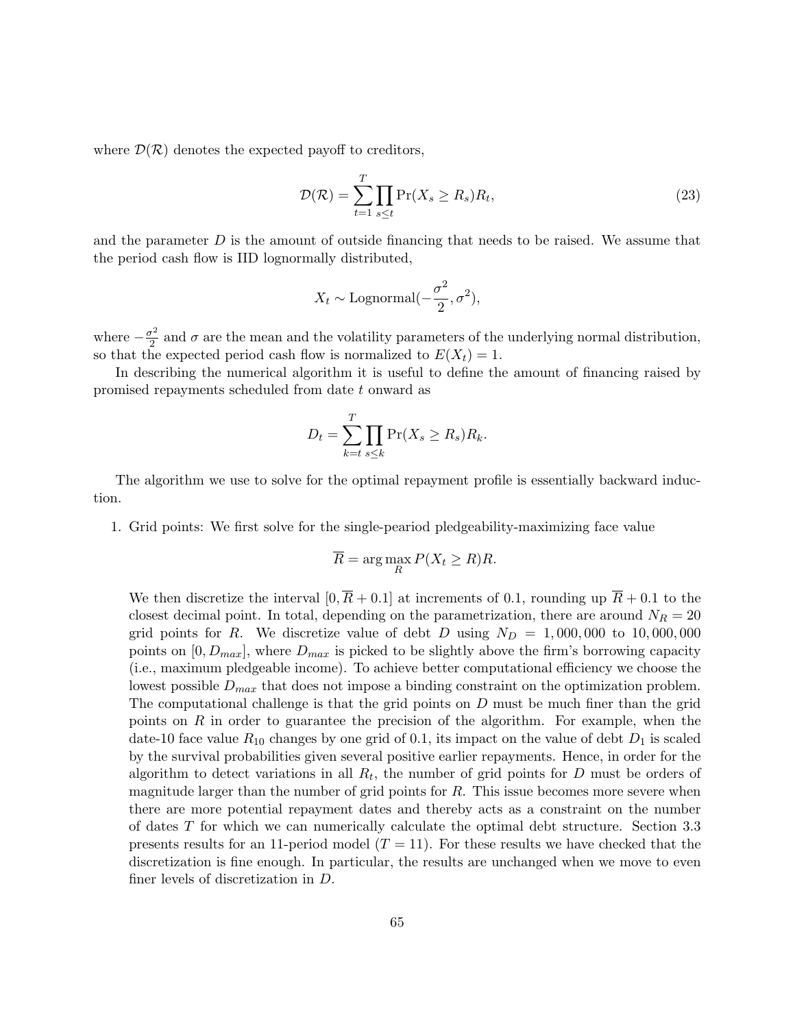where $\mathcal{D}(\mathcal{R})$ denotes the expected payoff to creditors,

$$\mathcal{D}(\mathcal{R}) = \sum_{t=1}^{T} \prod_{s \leq t} \Pr(X_s \geq R_s) R_t, \tag{23}$$

and the parameter $D$ is the amount of outside financing that needs to be raised. We assume that the period cash flow is IID lognormally distributed,

$$X_t \sim \text{Lognormal}(-\frac{\sigma^2}{2}, \sigma^2),$$

where $-\frac{\sigma^2}{2}$ and $\sigma$ are the mean and the volatility parameters of the underlying normal distribution, so that the expected period cash flow is normalized to $E(X_t) = 1$.

In describing the numerical algorithm it is useful to define the amount of financing raised by promised repayments scheduled from date $t$ onward as

$$D_t = \sum_{k=t}^{T} \prod_{s \leq k} \Pr(X_s \geq R_s) R_k.$$

The algorithm we use to solve for the optimal repayment profile is essentially backward induction.

1. Grid points: We first solve for the single-peariod pledgeability-maximizing face value

$$\overline{R} = \arg\max_{R} P(X_t \geq R) R.$$

   We then discretize the interval $[0, \overline{R} + 0.1]$ at increments of 0.1, rounding up $\overline{R} + 0.1$ to the closest decimal point. In total, depending on the parametrization, there are around $N_R = 20$ grid points for $R$. We discretize value of debt $D$ using $N_D = 1,000,000$ to $10,000,000$ points on $[0, D_{max}]$, where $D_{max}$ is picked to be slightly above the firm's borrowing capacity (i.e., maximum pledgeable income). To achieve better computational efficiency we choose the lowest possible $D_{max}$ that does not impose a binding constraint on the optimization problem. The computational challenge is that the grid points on $D$ must be much finer than the grid points on $R$ in order to guarantee the precision of the algorithm. For example, when the date-10 face value $R_{10}$ changes by one grid of 0.1, its impact on the value of debt $D_1$ is scaled by the survival probabilities given several positive earlier repayments. Hence, in order for the algorithm to detect variations in all $R_t$, the number of grid points for $D$ must be orders of magnitude larger than the number of grid points for $R$. This issue becomes more severe when there are more potential repayment dates and thereby acts as a constraint on the number of dates $T$ for which we can numerically calculate the optimal debt structure. Section 3.3 presents results for an 11-period model ($T = 11$). For these results we have checked that the discretization is fine enough. In particular, the results are unchanged when we move to even finer levels of discretization in $D$.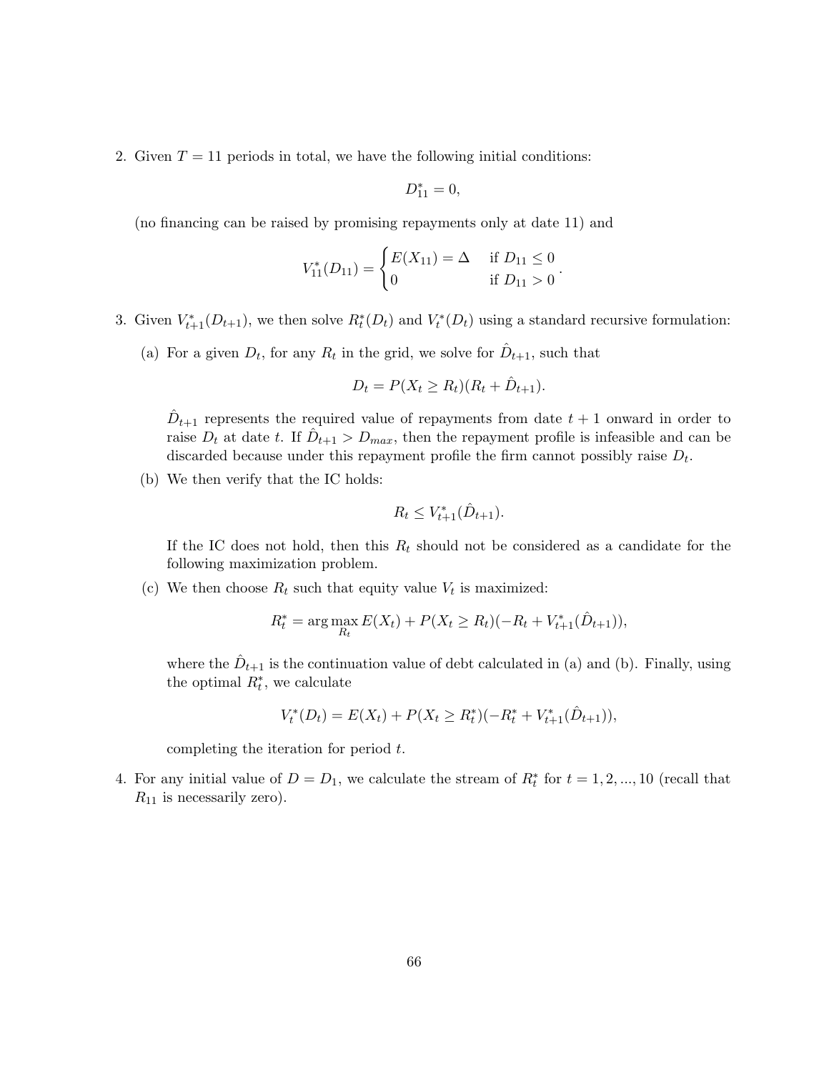2. Given $T = 11$ periods in total, we have the following initial conditions:

$$D_{11}^* = 0,$$

(no financing can be raised by promising repayments only at date 11) and

$$V_{11}^*(D_{11}) = \begin{cases} E(X_{11}) = \Delta & \text{if } D_{11} \leq 0 \\ 0 & \text{if } D_{11} > 0 \end{cases}.$$

3. Given $V_{t+1}^*(D_{t+1})$, we then solve $R_t^*(D_t)$ and $V_t^*(D_t)$ using a standard recursive formulation:

   (a) For a given $D_t$, for any $R_t$ in the grid, we solve for $\hat{D}_{t+1}$, such that

   $$D_t = P(X_t \geq R_t)(R_t + \hat{D}_{t+1}).$$

   $\hat{D}_{t+1}$ represents the required value of repayments from date $t+1$ onward in order to raise $D_t$ at date $t$. If $\hat{D}_{t+1} > D_{max}$, then the repayment profile is infeasible and can be discarded because under this repayment profile the firm cannot possibly raise $D_t$.

   (b) We then verify that the IC holds:

   $$R_t \leq V_{t+1}^*(\hat{D}_{t+1}).$$

   If the IC does not hold, then this $R_t$ should not be considered as a candidate for the following maximization problem.

   (c) We then choose $R_t$ such that equity value $V_t$ is maximized:

   $$R_t^* = \arg\max_{R_t} E(X_t) + P(X_t \geq R_t)(-R_t + V_{t+1}^*(\hat{D}_{t+1})),$$

   where the $\hat{D}_{t+1}$ is the continuation value of debt calculated in (a) and (b). Finally, using the optimal $R_t^*$, we calculate

   $$V_t^*(D_t) = E(X_t) + P(X_t \geq R_t^*)(-R_t^* + V_{t+1}^*(\hat{D}_{t+1})),$$

   completing the iteration for period $t$.

4. For any initial value of $D = D_1$, we calculate the stream of $R_t^*$ for $t = 1, 2, ..., 10$ (recall that $R_{11}$ is necessarily zero).